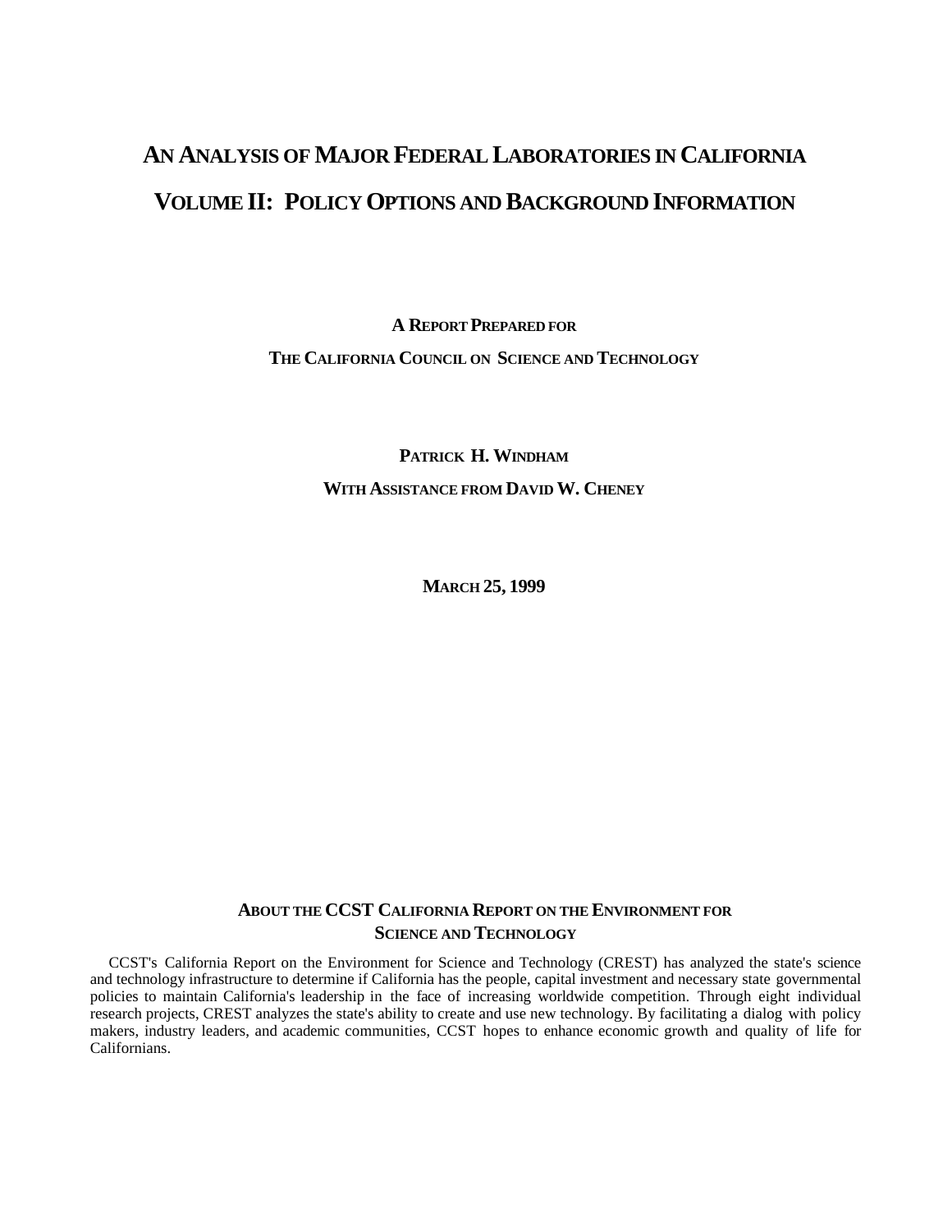# An Analysis of Major Federal Laboratories in California

# Volume II: Policy Options and Background Information

**A Report Prepared for**

**The California Council on Science and Technology**

**Patrick H. Windham**

**With Assistance from David W. Cheney**

**March 25, 1999**

## About the CCST California Report on the Environment for Science and Technology

CCST's California Report on the Environment for Science and Technology (CREST) has analyzed the state's science and technology infrastructure to determine if California has the people, capital investment and necessary state governmental policies to maintain California's leadership in the face of increasing worldwide competition. Through eight individual research projects, CREST analyzes the state's ability to create and use new technology. By facilitating a dialog with policy makers, industry leaders, and academic communities, CCST hopes to enhance economic growth and quality of life for Californians.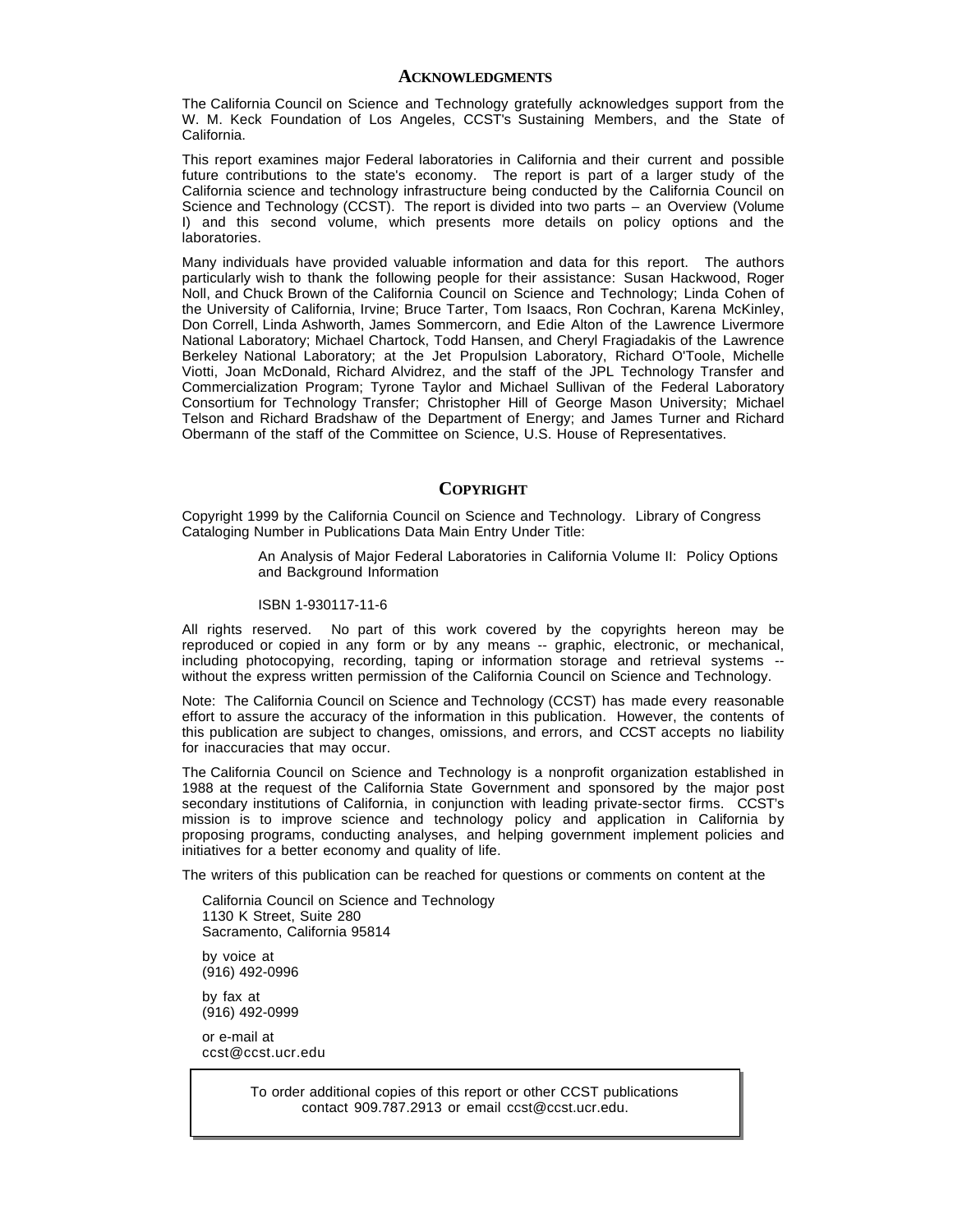## ACKNOWLEDGMENTS

The California Council on Science and Technology gratefully acknowledges support from the W. M. Keck Foundation of Los Angeles, CCST's Sustaining Members, and the State of California.

This report examines major Federal laboratories in California and their current and possible future contributions to the state's economy. The report is part of a larger study of the California science and technology infrastructure being conducted by the California Council on Science and Technology (CCST). The report is divided into two parts – an Overview (Volume I) and this second volume, which presents more details on policy options and the laboratories.

Many individuals have provided valuable information and data for this report. The authors particularly wish to thank the following people for their assistance: Susan Hackwood, Roger Noll, and Chuck Brown of the California Council on Science and Technology; Linda Cohen of the University of California, Irvine; Bruce Tarter, Tom Isaacs, Ron Cochran, Karena McKinley, Don Correll, Linda Ashworth, James Sommercorn, and Edie Alton of the Lawrence Livermore National Laboratory; Michael Chartock, Todd Hansen, and Cheryl Fragiadakis of the Lawrence Berkeley National Laboratory; at the Jet Propulsion Laboratory, Richard O'Toole, Michelle Viotti, Joan McDonald, Richard Alvidrez, and the staff of the JPL Technology Transfer and Commercialization Program; Tyrone Taylor and Michael Sullivan of the Federal Laboratory Consortium for Technology Transfer; Christopher Hill of George Mason University; Michael Telson and Richard Bradshaw of the Department of Energy; and James Turner and Richard Obermann of the staff of the Committee on Science, U.S. House of Representatives.

## COPYRIGHT

Copyright 1999 by the California Council on Science and Technology. Library of Congress Cataloging Number in Publications Data Main Entry Under Title:

> An Analysis of Major Federal Laboratories in California Volume II: Policy Options and Background Information
>
> ISBN 1-930117-11-6

All rights reserved. No part of this work covered by the copyrights hereon may be reproduced or copied in any form or by any means -- graphic, electronic, or mechanical, including photocopying, recording, taping or information storage and retrieval systems -- without the express written permission of the California Council on Science and Technology.

Note: The California Council on Science and Technology (CCST) has made every reasonable effort to assure the accuracy of the information in this publication. However, the contents of this publication are subject to changes, omissions, and errors, and CCST accepts no liability for inaccuracies that may occur.

The California Council on Science and Technology is a nonprofit organization established in 1988 at the request of the California State Government and sponsored by the major post secondary institutions of California, in conjunction with leading private-sector firms. CCST's mission is to improve science and technology policy and application in California by proposing programs, conducting analyses, and helping government implement policies and initiatives for a better economy and quality of life.

The writers of this publication can be reached for questions or comments on content at the

California Council on Science and Technology
1130 K Street, Suite 280
Sacramento, California 95814

by voice at
(916) 492-0996

by fax at
(916) 492-0999

or e-mail at
ccst@ccst.ucr.edu

To order additional copies of this report or other CCST publications contact 909.787.2913 or email ccst@ccst.ucr.edu.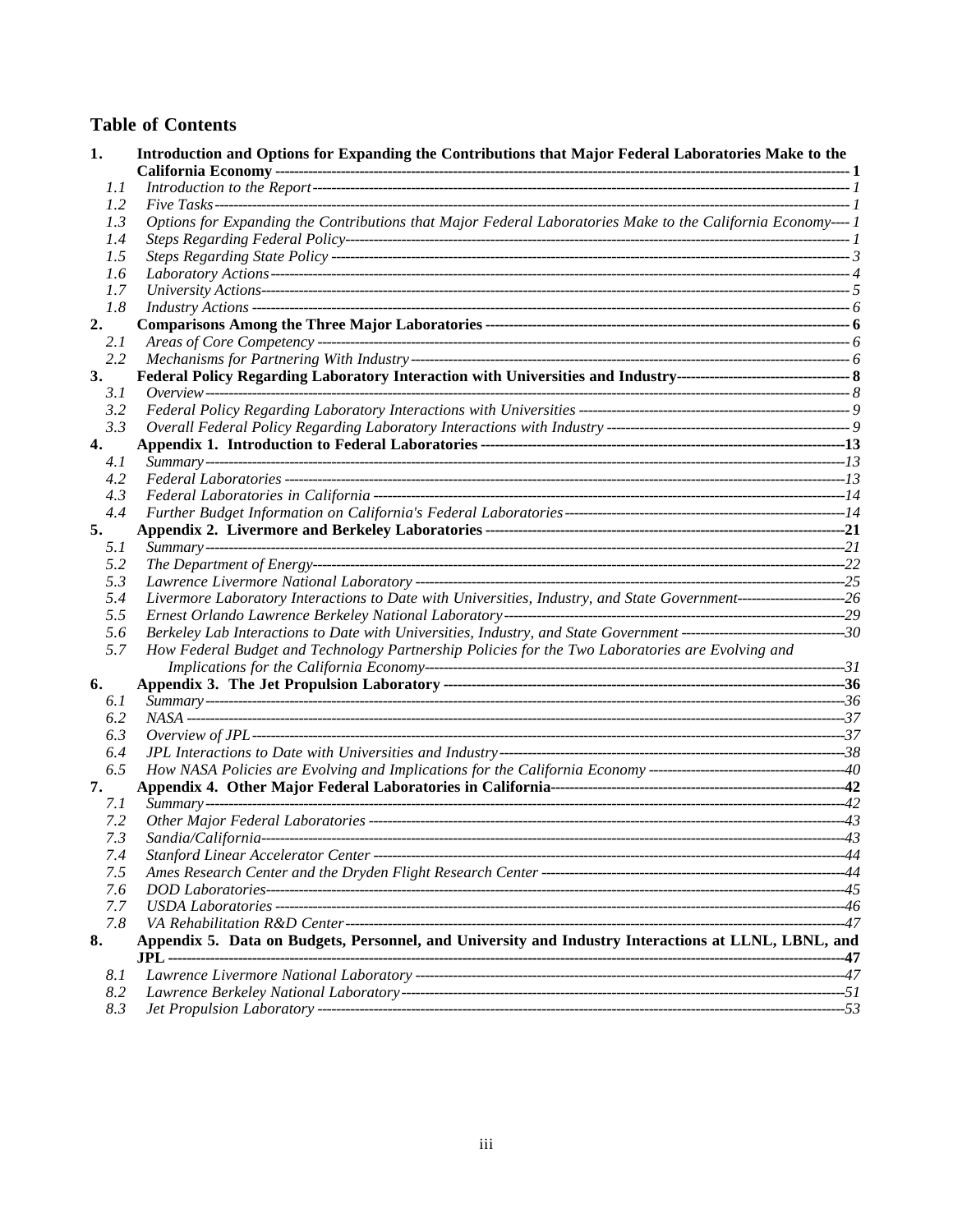## Table of Contents

**1. Introduction and Options for Expanding the Contributions that Major Federal Laboratories Make to the California Economy ---------- 1**

- *1.1 Introduction to the Report ---------- 1*
- *1.2 Five Tasks ---------- 1*
- *1.3 Options for Expanding the Contributions that Major Federal Laboratories Make to the California Economy ---------- 1*
- *1.4 Steps Regarding Federal Policy ---------- 1*
- *1.5 Steps Regarding State Policy ---------- 3*
- *1.6 Laboratory Actions ---------- 4*
- *1.7 University Actions ---------- 5*
- *1.8 Industry Actions ---------- 6*

**2. Comparisons Among the Three Major Laboratories ---------- 6**

- *2.1 Areas of Core Competency ---------- 6*
- *2.2 Mechanisms for Partnering With Industry ---------- 6*

**3. Federal Policy Regarding Laboratory Interaction with Universities and Industry ---------- 8**

- *3.1 Overview ---------- 8*
- *3.2 Federal Policy Regarding Laboratory Interactions with Universities ---------- 9*
- *3.3 Overall Federal Policy Regarding Laboratory Interactions with Industry ---------- 9*

**4. Appendix 1. Introduction to Federal Laboratories ---------- 13**

- *4.1 Summary ---------- 13*
- *4.2 Federal Laboratories ---------- 13*
- *4.3 Federal Laboratories in California ---------- 14*
- *4.4 Further Budget Information on California's Federal Laboratories ---------- 14*

**5. Appendix 2. Livermore and Berkeley Laboratories ---------- 21**

- *5.1 Summary ---------- 21*
- *5.2 The Department of Energy ---------- 22*
- *5.3 Lawrence Livermore National Laboratory ---------- 25*
- *5.4 Livermore Laboratory Interactions to Date with Universities, Industry, and State Government ---------- 26*
- *5.5 Ernest Orlando Lawrence Berkeley National Laboratory ---------- 29*
- *5.6 Berkeley Lab Interactions to Date with Universities, Industry, and State Government ---------- 30*
- *5.7 How Federal Budget and Technology Partnership Policies for the Two Laboratories are Evolving and Implications for the California Economy ---------- 31*

**6. Appendix 3. The Jet Propulsion Laboratory ---------- 36**

- *6.1 Summary ---------- 36*
- *6.2 NASA ---------- 37*
- *6.3 Overview of JPL ---------- 37*
- *6.4 JPL Interactions to Date with Universities and Industry ---------- 38*
- *6.5 How NASA Policies are Evolving and Implications for the California Economy ---------- 40*

**7. Appendix 4. Other Major Federal Laboratories in California ---------- 42**

- *7.1 Summary ---------- 42*
- *7.2 Other Major Federal Laboratories ---------- 43*
- *7.3 Sandia/California ---------- 43*
- *7.4 Stanford Linear Accelerator Center ---------- 44*
- *7.5 Ames Research Center and the Dryden Flight Research Center ---------- 44*
- *7.6 DOD Laboratories ---------- 45*
- *7.7 USDA Laboratories ---------- 46*
- *7.8 VA Rehabilitation R&D Center ---------- 47*

**8. Appendix 5. Data on Budgets, Personnel, and University and Industry Interactions at LLNL, LBNL, and JPL ---------- 47**

- *8.1 Lawrence Livermore National Laboratory ---------- 47*
- *8.2 Lawrence Berkeley National Laboratory ---------- 51*
- *8.3 Jet Propulsion Laboratory ---------- 53*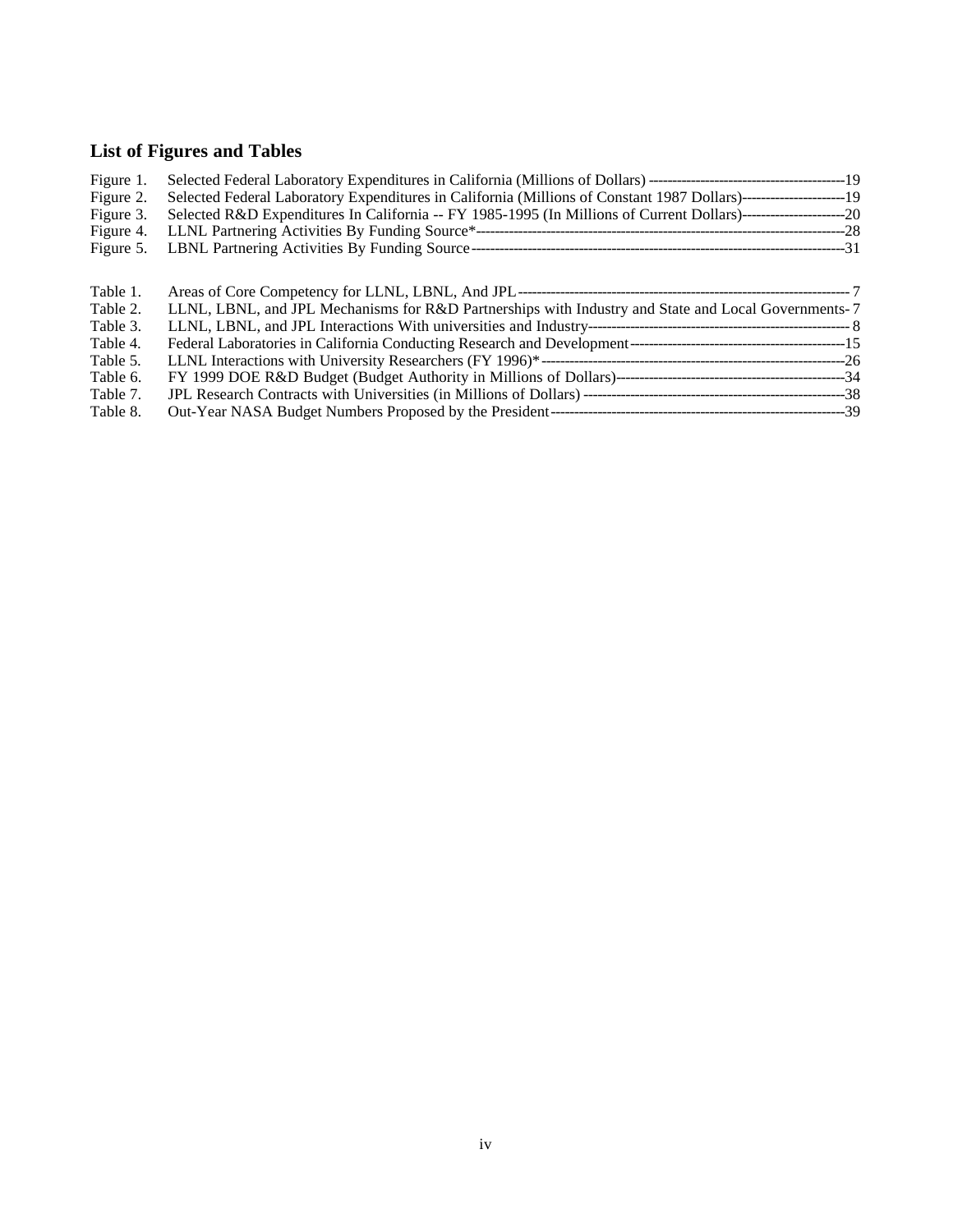## List of Figures and Tables

| | | |
|---|---|---|
| Figure 1. | Selected Federal Laboratory Expenditures in California (Millions of Dollars) | 19 |
| Figure 2. | Selected Federal Laboratory Expenditures in California (Millions of Constant 1987 Dollars) | 19 |
| Figure 3. | Selected R&D Expenditures In California -- FY 1985-1995 (In Millions of Current Dollars) | 20 |
| Figure 4. | LLNL Partnering Activities By Funding Source* | 28 |
| Figure 5. | LBNL Partnering Activities By Funding Source | 31 |

| | | |
|---|---|---|
| Table 1. | Areas of Core Competency for LLNL, LBNL, And JPL | 7 |
| Table 2. | LLNL, LBNL, and JPL Mechanisms for R&D Partnerships with Industry and State and Local Governments | 7 |
| Table 3. | LLNL, LBNL, and JPL Interactions With universities and Industry | 8 |
| Table 4. | Federal Laboratories in California Conducting Research and Development | 15 |
| Table 5. | LLNL Interactions with University Researchers (FY 1996)* | 26 |
| Table 6. | FY 1999 DOE R&D Budget (Budget Authority in Millions of Dollars) | 34 |
| Table 7. | JPL Research Contracts with Universities (in Millions of Dollars) | 38 |
| Table 8. | Out-Year NASA Budget Numbers Proposed by the President | 39 |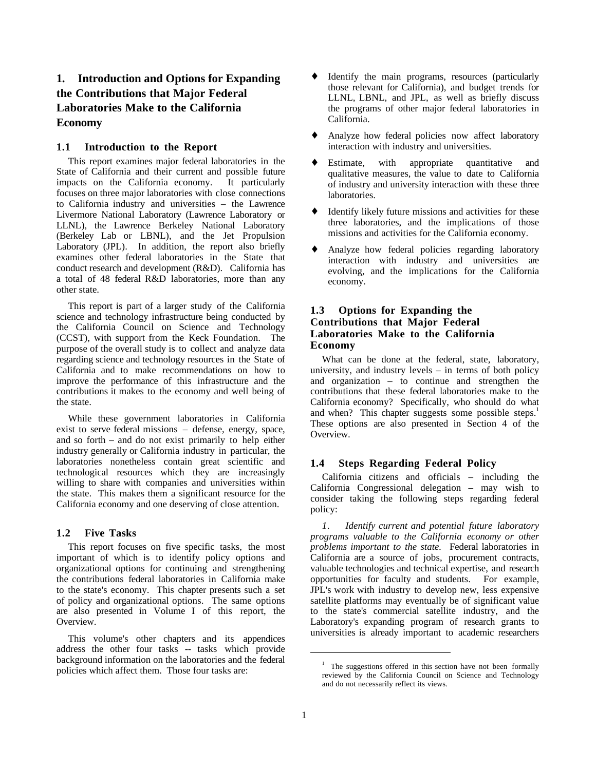# 1. Introduction and Options for Expanding the Contributions that Major Federal Laboratories Make to the California Economy

## 1.1 Introduction to the Report

This report examines major federal laboratories in the State of California and their current and possible future impacts on the California economy. It particularly focuses on three major laboratories with close connections to California industry and universities – the Lawrence Livermore National Laboratory (Lawrence Laboratory or LLNL), the Lawrence Berkeley National Laboratory (Berkeley Lab or LBNL), and the Jet Propulsion Laboratory (JPL). In addition, the report also briefly examines other federal laboratories in the State that conduct research and development (R&D). California has a total of 48 federal R&D laboratories, more than any other state.

This report is part of a larger study of the California science and technology infrastructure being conducted by the California Council on Science and Technology (CCST), with support from the Keck Foundation. The purpose of the overall study is to collect and analyze data regarding science and technology resources in the State of California and to make recommendations on how to improve the performance of this infrastructure and the contributions it makes to the economy and well being of the state.

While these government laboratories in California exist to serve federal missions – defense, energy, space, and so forth – and do not exist primarily to help either industry generally or California industry in particular, the laboratories nonetheless contain great scientific and technological resources which they are increasingly willing to share with companies and universities within the state. This makes them a significant resource for the California economy and one deserving of close attention.

## 1.2 Five Tasks

This report focuses on five specific tasks, the most important of which is to identify policy options and organizational options for continuing and strengthening the contributions federal laboratories in California make to the state's economy. This chapter presents such a set of policy and organizational options. The same options are also presented in Volume I of this report, the Overview.

This volume's other chapters and its appendices address the other four tasks -- tasks which provide background information on the laboratories and the federal policies which affect them. Those four tasks are:

- Identify the main programs, resources (particularly those relevant for California), and budget trends for LLNL, LBNL, and JPL, as well as briefly discuss the programs of other major federal laboratories in California.
- Analyze how federal policies now affect laboratory interaction with industry and universities.
- Estimate, with appropriate quantitative and qualitative measures, the value to date to California of industry and university interaction with these three laboratories.
- Identify likely future missions and activities for these three laboratories, and the implications of those missions and activities for the California economy.
- Analyze how federal policies regarding laboratory interaction with industry and universities are evolving, and the implications for the California economy.

## 1.3 Options for Expanding the Contributions that Major Federal Laboratories Make to the California Economy

What can be done at the federal, state, laboratory, university, and industry levels – in terms of both policy and organization – to continue and strengthen the contributions that these federal laboratories make to the California economy? Specifically, who should do what and when? This chapter suggests some possible steps.[1] These options are also presented in Section 4 of the Overview.

## 1.4 Steps Regarding Federal Policy

California citizens and officials – including the California Congressional delegation – may wish to consider taking the following steps regarding federal policy:

*1. Identify current and potential future laboratory programs valuable to the California economy or other problems important to the state.* Federal laboratories in California are a source of jobs, procurement contracts, valuable technologies and technical expertise, and research opportunities for faculty and students. For example, JPL's work with industry to develop new, less expensive satellite platforms may eventually be of significant value to the state's commercial satellite industry, and the Laboratory's expanding program of research grants to universities is already important to academic researchers

[1] The suggestions offered in this section have not been formally reviewed by the California Council on Science and Technology and do not necessarily reflect its views.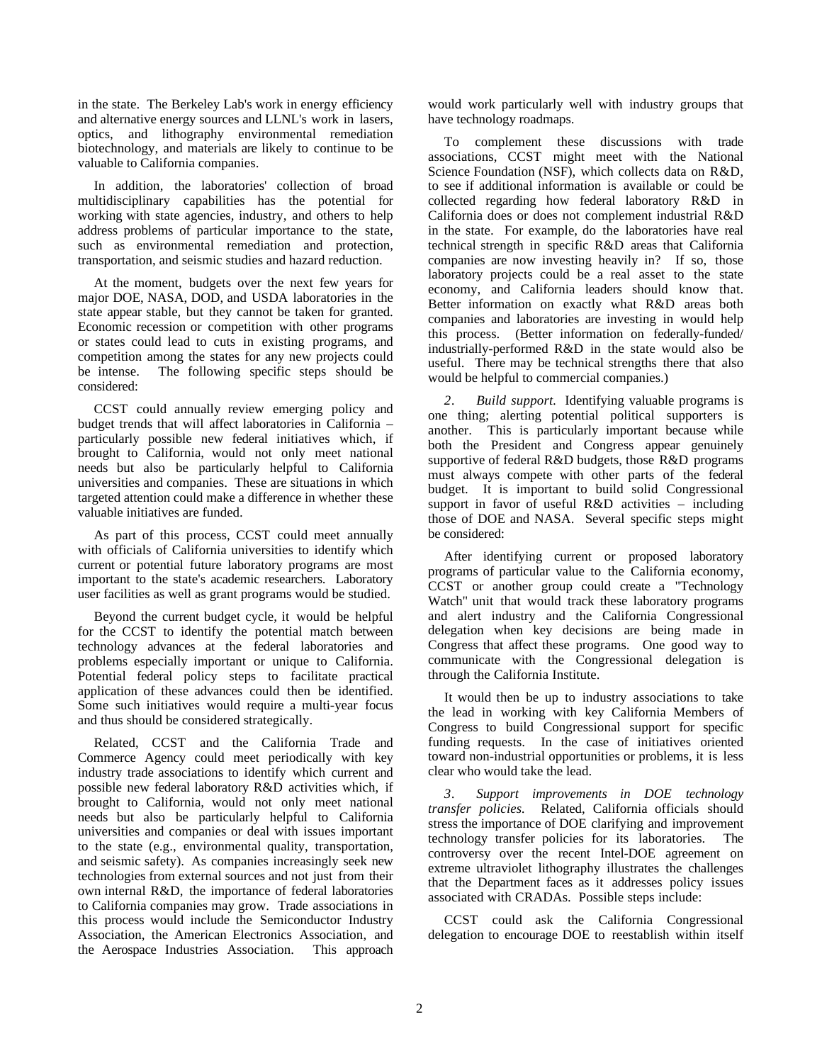in the state. The Berkeley Lab's work in energy efficiency and alternative energy sources and LLNL's work in lasers, optics, and lithography environmental remediation biotechnology, and materials are likely to continue to be valuable to California companies.

In addition, the laboratories' collection of broad multidisciplinary capabilities has the potential for working with state agencies, industry, and others to help address problems of particular importance to the state, such as environmental remediation and protection, transportation, and seismic studies and hazard reduction.

At the moment, budgets over the next few years for major DOE, NASA, DOD, and USDA laboratories in the state appear stable, but they cannot be taken for granted. Economic recession or competition with other programs or states could lead to cuts in existing programs, and competition among the states for any new projects could be intense. The following specific steps should be considered:

CCST could annually review emerging policy and budget trends that will affect laboratories in California – particularly possible new federal initiatives which, if brought to California, would not only meet national needs but also be particularly helpful to California universities and companies. These are situations in which targeted attention could make a difference in whether these valuable initiatives are funded.

As part of this process, CCST could meet annually with officials of California universities to identify which current or potential future laboratory programs are most important to the state's academic researchers. Laboratory user facilities as well as grant programs would be studied.

Beyond the current budget cycle, it would be helpful for the CCST to identify the potential match between technology advances at the federal laboratories and problems especially important or unique to California. Potential federal policy steps to facilitate practical application of these advances could then be identified. Some such initiatives would require a multi-year focus and thus should be considered strategically.

Related, CCST and the California Trade and Commerce Agency could meet periodically with key industry trade associations to identify which current and possible new federal laboratory R&D activities which, if brought to California, would not only meet national needs but also be particularly helpful to California universities and companies or deal with issues important to the state (e.g., environmental quality, transportation, and seismic safety). As companies increasingly seek new technologies from external sources and not just from their own internal R&D, the importance of federal laboratories to California companies may grow. Trade associations in this process would include the Semiconductor Industry Association, the American Electronics Association, and the Aerospace Industries Association. This approach would work particularly well with industry groups that have technology roadmaps.

To complement these discussions with trade associations, CCST might meet with the National Science Foundation (NSF), which collects data on R&D, to see if additional information is available or could be collected regarding how federal laboratory R&D in California does or does not complement industrial R&D in the state. For example, do the laboratories have real technical strength in specific R&D areas that California companies are now investing heavily in? If so, those laboratory projects could be a real asset to the state economy, and California leaders should know that. Better information on exactly what R&D areas both companies and laboratories are investing in would help this process. (Better information on federally-funded/industrially-performed R&D in the state would also be useful. There may be technical strengths there that also would be helpful to commercial companies.)

*2. Build support.* Identifying valuable programs is one thing; alerting potential political supporters is another. This is particularly important because while both the President and Congress appear genuinely supportive of federal R&D budgets, those R&D programs must always compete with other parts of the federal budget. It is important to build solid Congressional support in favor of useful R&D activities – including those of DOE and NASA. Several specific steps might be considered:

After identifying current or proposed laboratory programs of particular value to the California economy, CCST or another group could create a "Technology Watch" unit that would track these laboratory programs and alert industry and the California Congressional delegation when key decisions are being made in Congress that affect these programs. One good way to communicate with the Congressional delegation is through the California Institute.

It would then be up to industry associations to take the lead in working with key California Members of Congress to build Congressional support for specific funding requests. In the case of initiatives oriented toward non-industrial opportunities or problems, it is less clear who would take the lead.

*3. Support improvements in DOE technology transfer policies.* Related, California officials should stress the importance of DOE clarifying and improvement technology transfer policies for its laboratories. The controversy over the recent Intel-DOE agreement on extreme ultraviolet lithography illustrates the challenges that the Department faces as it addresses policy issues associated with CRADAs. Possible steps include:

CCST could ask the California Congressional delegation to encourage DOE to reestablish within itself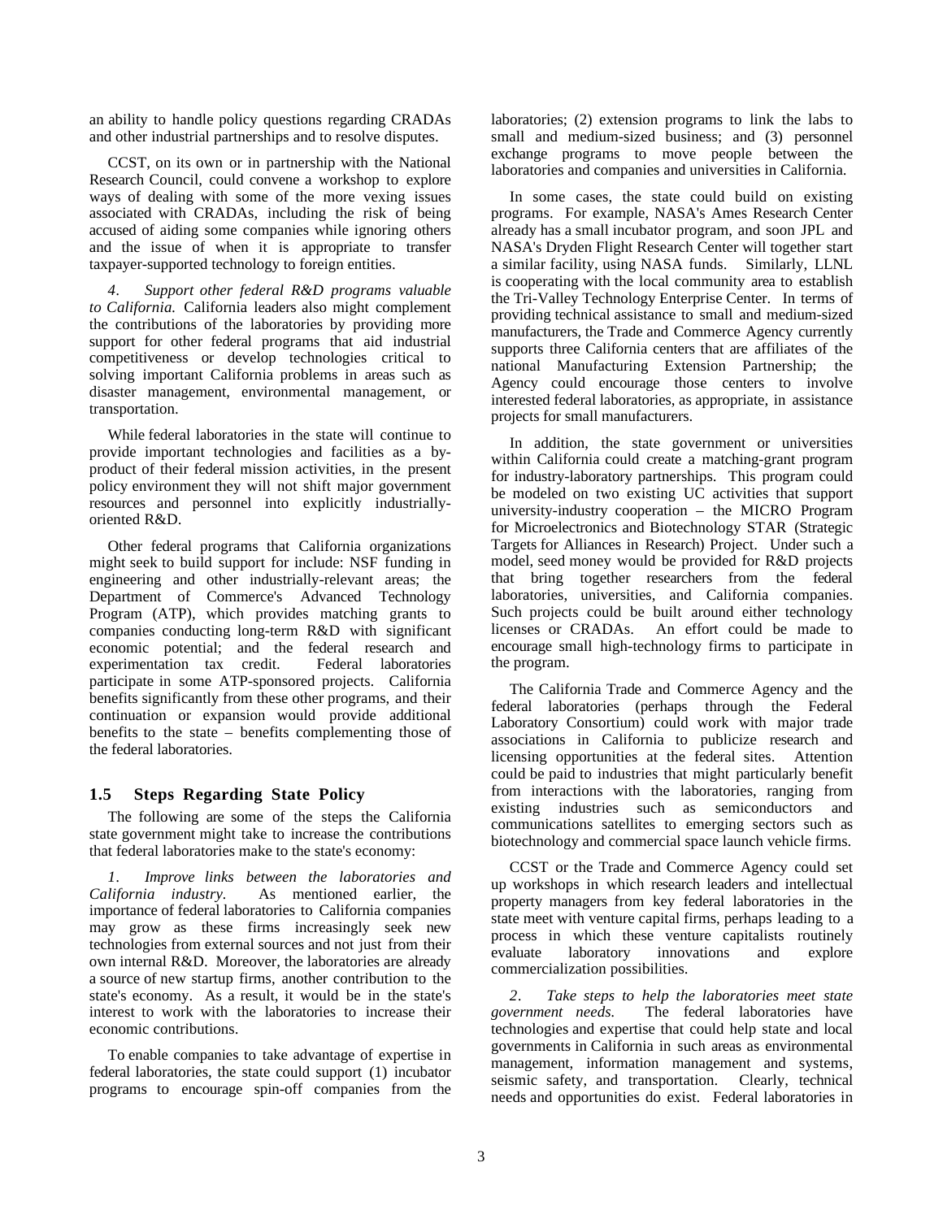an ability to handle policy questions regarding CRADAs and other industrial partnerships and to resolve disputes.

CCST, on its own or in partnership with the National Research Council, could convene a workshop to explore ways of dealing with some of the more vexing issues associated with CRADAs, including the risk of being accused of aiding some companies while ignoring others and the issue of when it is appropriate to transfer taxpayer-supported technology to foreign entities.

*4. Support other federal R&D programs valuable to California.* California leaders also might complement the contributions of the laboratories by providing more support for other federal programs that aid industrial competitiveness or develop technologies critical to solving important California problems in areas such as disaster management, environmental management, or transportation.

While federal laboratories in the state will continue to provide important technologies and facilities as a by-product of their federal mission activities, in the present policy environment they will not shift major government resources and personnel into explicitly industrially-oriented R&D.

Other federal programs that California organizations might seek to build support for include: NSF funding in engineering and other industrially-relevant areas; the Department of Commerce's Advanced Technology Program (ATP), which provides matching grants to companies conducting long-term R&D with significant economic potential; and the federal research and experimentation tax credit. Federal laboratories participate in some ATP-sponsored projects. California benefits significantly from these other programs, and their continuation or expansion would provide additional benefits to the state – benefits complementing those of the federal laboratories.

### 1.5 Steps Regarding State Policy

The following are some of the steps the California state government might take to increase the contributions that federal laboratories make to the state's economy:

*1. Improve links between the laboratories and California industry.* As mentioned earlier, the importance of federal laboratories to California companies may grow as these firms increasingly seek new technologies from external sources and not just from their own internal R&D. Moreover, the laboratories are already a source of new startup firms, another contribution to the state's economy. As a result, it would be in the state's interest to work with the laboratories to increase their economic contributions.

To enable companies to take advantage of expertise in federal laboratories, the state could support (1) incubator programs to encourage spin-off companies from the laboratories; (2) extension programs to link the labs to small and medium-sized business; and (3) personnel exchange programs to move people between the laboratories and companies and universities in California.

In some cases, the state could build on existing programs. For example, NASA's Ames Research Center already has a small incubator program, and soon JPL and NASA's Dryden Flight Research Center will together start a similar facility, using NASA funds. Similarly, LLNL is cooperating with the local community area to establish the Tri-Valley Technology Enterprise Center. In terms of providing technical assistance to small and medium-sized manufacturers, the Trade and Commerce Agency currently supports three California centers that are affiliates of the national Manufacturing Extension Partnership; the Agency could encourage those centers to involve interested federal laboratories, as appropriate, in assistance projects for small manufacturers.

In addition, the state government or universities within California could create a matching-grant program for industry-laboratory partnerships. This program could be modeled on two existing UC activities that support university-industry cooperation – the MICRO Program for Microelectronics and Biotechnology STAR (Strategic Targets for Alliances in Research) Project. Under such a model, seed money would be provided for R&D projects that bring together researchers from the federal laboratories, universities, and California companies. Such projects could be built around either technology licenses or CRADAs. An effort could be made to encourage small high-technology firms to participate in the program.

The California Trade and Commerce Agency and the federal laboratories (perhaps through the Federal Laboratory Consortium) could work with major trade associations in California to publicize research and licensing opportunities at the federal sites. Attention could be paid to industries that might particularly benefit from interactions with the laboratories, ranging from existing industries such as semiconductors and communications satellites to emerging sectors such as biotechnology and commercial space launch vehicle firms.

CCST or the Trade and Commerce Agency could set up workshops in which research leaders and intellectual property managers from key federal laboratories in the state meet with venture capital firms, perhaps leading to a process in which these venture capitalists routinely evaluate laboratory innovations and explore commercialization possibilities.

*2. Take steps to help the laboratories meet state government needs.* The federal laboratories have technologies and expertise that could help state and local governments in California in such areas as environmental management, information management and systems, seismic safety, and transportation. Clearly, technical needs and opportunities do exist. Federal laboratories in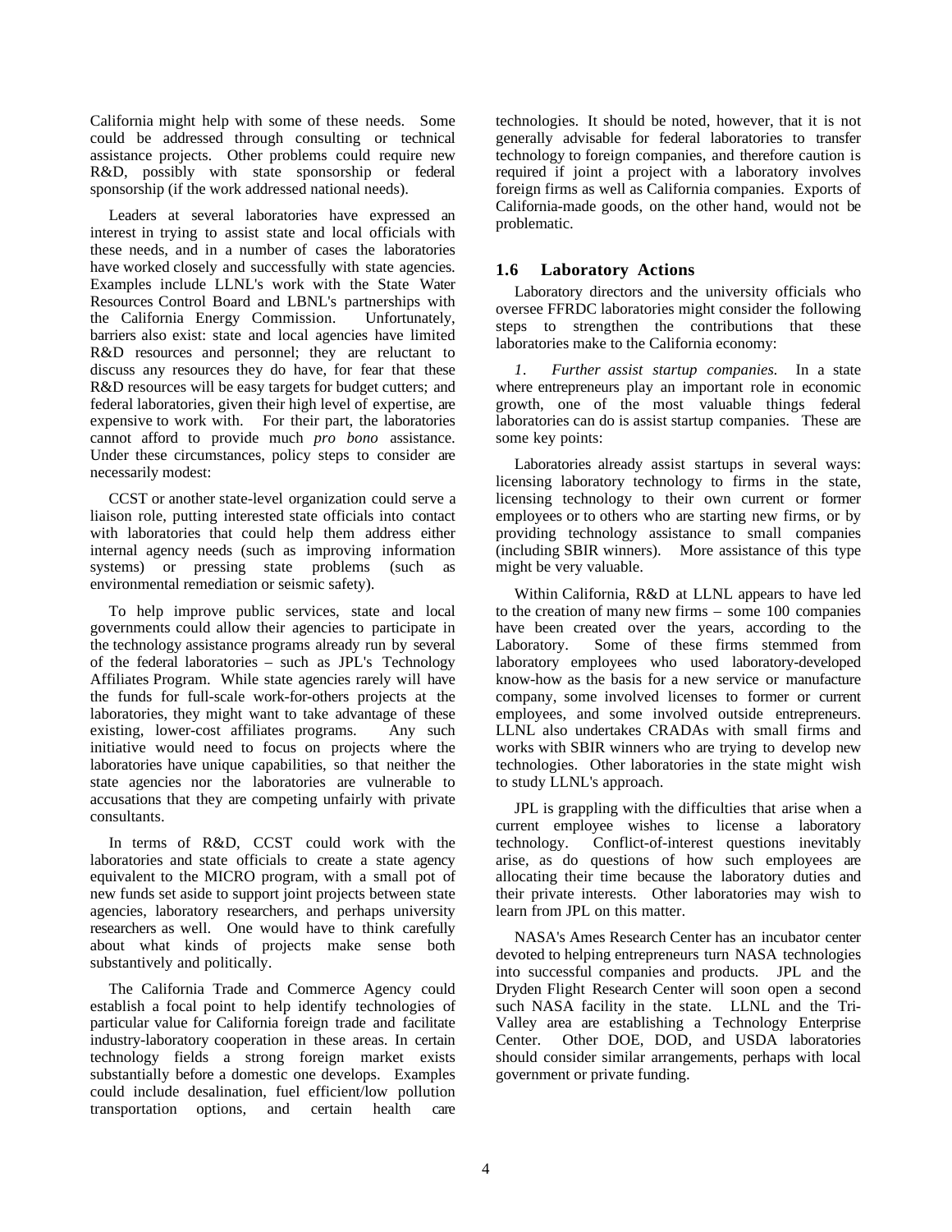California might help with some of these needs. Some could be addressed through consulting or technical assistance projects. Other problems could require new R&D, possibly with state sponsorship or federal sponsorship (if the work addressed national needs).

Leaders at several laboratories have expressed an interest in trying to assist state and local officials with these needs, and in a number of cases the laboratories have worked closely and successfully with state agencies. Examples include LLNL's work with the State Water Resources Control Board and LBNL's partnerships with the California Energy Commission. Unfortunately, barriers also exist: state and local agencies have limited R&D resources and personnel; they are reluctant to discuss any resources they do have, for fear that these R&D resources will be easy targets for budget cutters; and federal laboratories, given their high level of expertise, are expensive to work with. For their part, the laboratories cannot afford to provide much *pro bono* assistance. Under these circumstances, policy steps to consider are necessarily modest:

CCST or another state-level organization could serve a liaison role, putting interested state officials into contact with laboratories that could help them address either internal agency needs (such as improving information systems) or pressing state problems (such as environmental remediation or seismic safety).

To help improve public services, state and local governments could allow their agencies to participate in the technology assistance programs already run by several of the federal laboratories – such as JPL's Technology Affiliates Program. While state agencies rarely will have the funds for full-scale work-for-others projects at the laboratories, they might want to take advantage of these existing, lower-cost affiliates programs. Any such initiative would need to focus on projects where the laboratories have unique capabilities, so that neither the state agencies nor the laboratories are vulnerable to accusations that they are competing unfairly with private consultants.

In terms of R&D, CCST could work with the laboratories and state officials to create a state agency equivalent to the MICRO program, with a small pot of new funds set aside to support joint projects between state agencies, laboratory researchers, and perhaps university researchers as well. One would have to think carefully about what kinds of projects make sense both substantively and politically.

The California Trade and Commerce Agency could establish a focal point to help identify technologies of particular value for California foreign trade and facilitate industry-laboratory cooperation in these areas. In certain technology fields a strong foreign market exists substantially before a domestic one develops. Examples could include desalination, fuel efficient/low pollution transportation options, and certain health care technologies. It should be noted, however, that it is not generally advisable for federal laboratories to transfer technology to foreign companies, and therefore caution is required if joint a project with a laboratory involves foreign firms as well as California companies. Exports of California-made goods, on the other hand, would not be problematic.

## 1.6 Laboratory Actions

Laboratory directors and the university officials who oversee FFRDC laboratories might consider the following steps to strengthen the contributions that these laboratories make to the California economy:

*1. Further assist startup companies.* In a state where entrepreneurs play an important role in economic growth, one of the most valuable things federal laboratories can do is assist startup companies. These are some key points:

Laboratories already assist startups in several ways: licensing laboratory technology to firms in the state, licensing technology to their own current or former employees or to others who are starting new firms, or by providing technology assistance to small companies (including SBIR winners). More assistance of this type might be very valuable.

Within California, R&D at LLNL appears to have led to the creation of many new firms – some 100 companies have been created over the years, according to the Laboratory. Some of these firms stemmed from laboratory employees who used laboratory-developed know-how as the basis for a new service or manufacture company, some involved licenses to former or current employees, and some involved outside entrepreneurs. LLNL also undertakes CRADAs with small firms and works with SBIR winners who are trying to develop new technologies. Other laboratories in the state might wish to study LLNL's approach.

JPL is grappling with the difficulties that arise when a current employee wishes to license a laboratory technology. Conflict-of-interest questions inevitably arise, as do questions of how such employees are allocating their time because the laboratory duties and their private interests. Other laboratories may wish to learn from JPL on this matter.

NASA's Ames Research Center has an incubator center devoted to helping entrepreneurs turn NASA technologies into successful companies and products. JPL and the Dryden Flight Research Center will soon open a second such NASA facility in the state. LLNL and the Tri-Valley area are establishing a Technology Enterprise Center. Other DOE, DOD, and USDA laboratories should consider similar arrangements, perhaps with local government or private funding.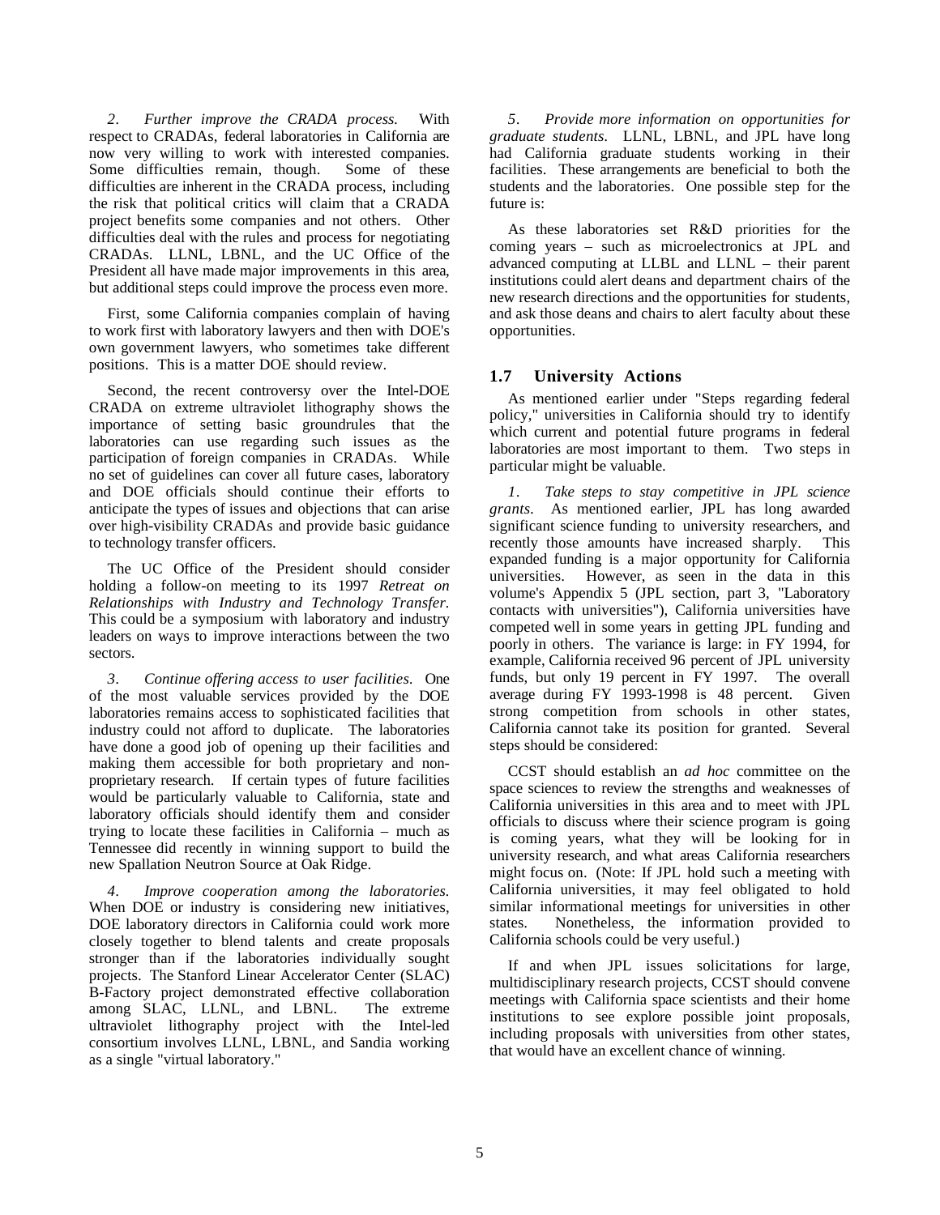*2. Further improve the CRADA process.* With respect to CRADAs, federal laboratories in California are now very willing to work with interested companies. Some difficulties remain, though. Some of these difficulties are inherent in the CRADA process, including the risk that political critics will claim that a CRADA project benefits some companies and not others. Other difficulties deal with the rules and process for negotiating CRADAs. LLNL, LBNL, and the UC Office of the President all have made major improvements in this area, but additional steps could improve the process even more.

First, some California companies complain of having to work first with laboratory lawyers and then with DOE's own government lawyers, who sometimes take different positions. This is a matter DOE should review.

Second, the recent controversy over the Intel-DOE CRADA on extreme ultraviolet lithography shows the importance of setting basic groundrules that the laboratories can use regarding such issues as the participation of foreign companies in CRADAs. While no set of guidelines can cover all future cases, laboratory and DOE officials should continue their efforts to anticipate the types of issues and objections that can arise over high-visibility CRADAs and provide basic guidance to technology transfer officers.

The UC Office of the President should consider holding a follow-on meeting to its 1997 *Retreat on Relationships with Industry and Technology Transfer*. This could be a symposium with laboratory and industry leaders on ways to improve interactions between the two sectors.

*3. Continue offering access to user facilities.* One of the most valuable services provided by the DOE laboratories remains access to sophisticated facilities that industry could not afford to duplicate. The laboratories have done a good job of opening up their facilities and making them accessible for both proprietary and non-proprietary research. If certain types of future facilities would be particularly valuable to California, state and laboratory officials should identify them and consider trying to locate these facilities in California – much as Tennessee did recently in winning support to build the new Spallation Neutron Source at Oak Ridge.

*4. Improve cooperation among the laboratories.* When DOE or industry is considering new initiatives, DOE laboratory directors in California could work more closely together to blend talents and create proposals stronger than if the laboratories individually sought projects. The Stanford Linear Accelerator Center (SLAC) B-Factory project demonstrated effective collaboration among SLAC, LLNL, and LBNL. The extreme ultraviolet lithography project with the Intel-led consortium involves LLNL, LBNL, and Sandia working as a single "virtual laboratory."

*5. Provide more information on opportunities for graduate students.* LLNL, LBNL, and JPL have long had California graduate students working in their facilities. These arrangements are beneficial to both the students and the laboratories. One possible step for the future is:

As these laboratories set R&D priorities for the coming years – such as microelectronics at JPL and advanced computing at LLBL and LLNL – their parent institutions could alert deans and department chairs of the new research directions and the opportunities for students, and ask those deans and chairs to alert faculty about these opportunities.

## 1.7 University Actions

As mentioned earlier under "Steps regarding federal policy," universities in California should try to identify which current and potential future programs in federal laboratories are most important to them. Two steps in particular might be valuable.

*1. Take steps to stay competitive in JPL science grants.* As mentioned earlier, JPL has long awarded significant science funding to university researchers, and recently those amounts have increased sharply. This expanded funding is a major opportunity for California universities. However, as seen in the data in this volume's Appendix 5 (JPL section, part 3, "Laboratory contacts with universities"), California universities have competed well in some years in getting JPL funding and poorly in others. The variance is large: in FY 1994, for example, California received 96 percent of JPL university funds, but only 19 percent in FY 1997. The overall average during FY 1993-1998 is 48 percent. Given strong competition from schools in other states, California cannot take its position for granted. Several steps should be considered:

CCST should establish an *ad hoc* committee on the space sciences to review the strengths and weaknesses of California universities in this area and to meet with JPL officials to discuss where their science program is going is coming years, what they will be looking for in university research, and what areas California researchers might focus on. (Note: If JPL hold such a meeting with California universities, it may feel obligated to hold similar informational meetings for universities in other states. Nonetheless, the information provided to California schools could be very useful.)

If and when JPL issues solicitations for large, multidisciplinary research projects, CCST should convene meetings with California space scientists and their home institutions to see explore possible joint proposals, including proposals with universities from other states, that would have an excellent chance of winning.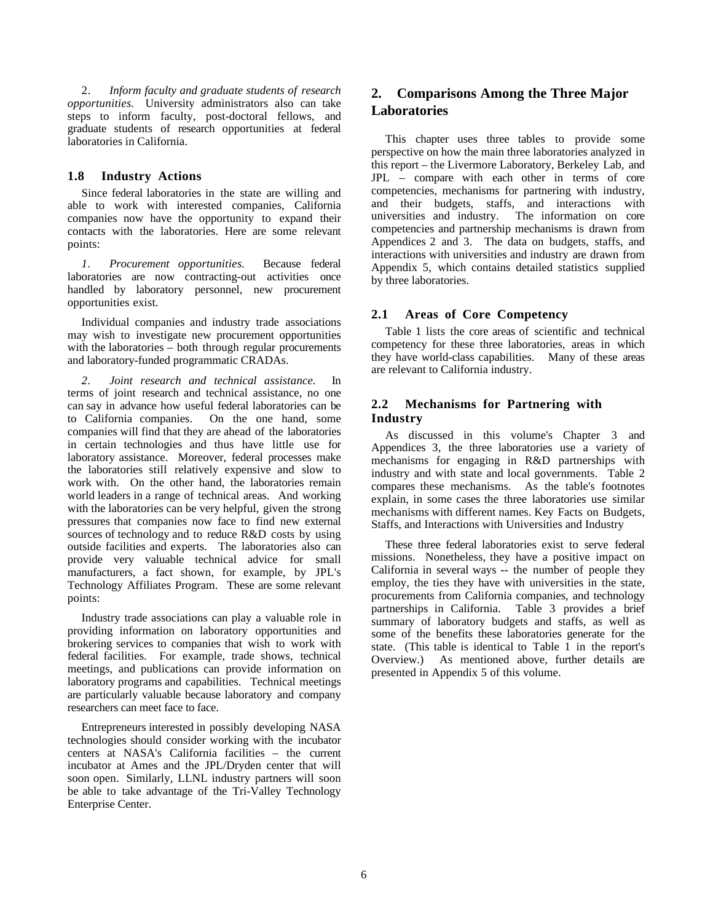2. *Inform faculty and graduate students of research opportunities.* University administrators also can take steps to inform faculty, post-doctoral fellows, and graduate students of research opportunities at federal laboratories in California.

### 1.8 Industry Actions

Since federal laboratories in the state are willing and able to work with interested companies, California companies now have the opportunity to expand their contacts with the laboratories. Here are some relevant points:

*1. Procurement opportunities.* Because federal laboratories are now contracting-out activities once handled by laboratory personnel, new procurement opportunities exist.

Individual companies and industry trade associations may wish to investigate new procurement opportunities with the laboratories – both through regular procurements and laboratory-funded programmatic CRADAs.

*2. Joint research and technical assistance.* In terms of joint research and technical assistance, no one can say in advance how useful federal laboratories can be to California companies. On the one hand, some companies will find that they are ahead of the laboratories in certain technologies and thus have little use for laboratory assistance. Moreover, federal processes make the laboratories still relatively expensive and slow to work with. On the other hand, the laboratories remain world leaders in a range of technical areas. And working with the laboratories can be very helpful, given the strong pressures that companies now face to find new external sources of technology and to reduce R&D costs by using outside facilities and experts. The laboratories also can provide very valuable technical advice for small manufacturers, a fact shown, for example, by JPL's Technology Affiliates Program. These are some relevant points:

Industry trade associations can play a valuable role in providing information on laboratory opportunities and brokering services to companies that wish to work with federal facilities. For example, trade shows, technical meetings, and publications can provide information on laboratory programs and capabilities. Technical meetings are particularly valuable because laboratory and company researchers can meet face to face.

Entrepreneurs interested in possibly developing NASA technologies should consider working with the incubator centers at NASA's California facilities – the current incubator at Ames and the JPL/Dryden center that will soon open. Similarly, LLNL industry partners will soon be able to take advantage of the Tri-Valley Technology Enterprise Center.

## 2. Comparisons Among the Three Major Laboratories

This chapter uses three tables to provide some perspective on how the main three laboratories analyzed in this report – the Livermore Laboratory, Berkeley Lab, and JPL – compare with each other in terms of core competencies, mechanisms for partnering with industry, and their budgets, staffs, and interactions with universities and industry. The information on core competencies and partnership mechanisms is drawn from Appendices 2 and 3. The data on budgets, staffs, and interactions with universities and industry are drawn from Appendix 5, which contains detailed statistics supplied by three laboratories.

### 2.1 Areas of Core Competency

Table 1 lists the core areas of scientific and technical competency for these three laboratories, areas in which they have world-class capabilities. Many of these areas are relevant to California industry.

### 2.2 Mechanisms for Partnering with Industry

As discussed in this volume's Chapter 3 and Appendices 3, the three laboratories use a variety of mechanisms for engaging in R&D partnerships with industry and with state and local governments. Table 2 compares these mechanisms. As the table's footnotes explain, in some cases the three laboratories use similar mechanisms with different names. Key Facts on Budgets, Staffs, and Interactions with Universities and Industry

These three federal laboratories exist to serve federal missions. Nonetheless, they have a positive impact on California in several ways -- the number of people they employ, the ties they have with universities in the state, procurements from California companies, and technology partnerships in California. Table 3 provides a brief summary of laboratory budgets and staffs, as well as some of the benefits these laboratories generate for the state. (This table is identical to Table 1 in the report's Overview.) As mentioned above, further details are presented in Appendix 5 of this volume.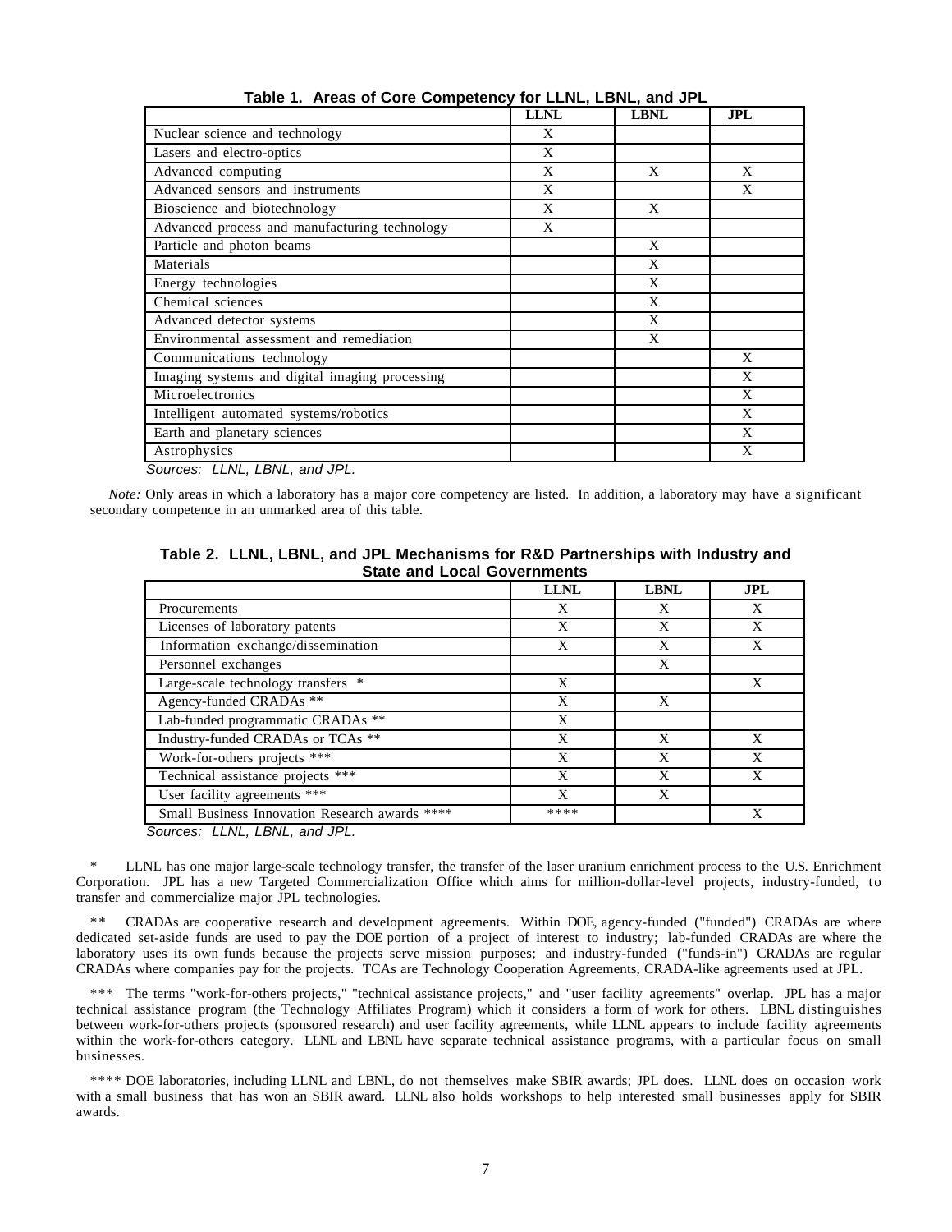**Table 1. Areas of Core Competency for LLNL, LBNL, and JPL**

| | LLNL | LBNL | JPL |
|---|---|---|---|
| Nuclear science and technology | X | | |
| Lasers and electro-optics | X | | |
| Advanced computing | X | X | X |
| Advanced sensors and instruments | X | | X |
| Bioscience and biotechnology | X | X | |
| Advanced process and manufacturing technology | X | | |
| Particle and photon beams | | X | |
| Materials | | X | |
| Energy technologies | | X | |
| Chemical sciences | | X | |
| Advanced detector systems | | X | |
| Environmental assessment and remediation | | X | |
| Communications technology | | | X |
| Imaging systems and digital imaging processing | | | X |
| Microelectronics | | | X |
| Intelligent automated systems/robotics | | | X |
| Earth and planetary sciences | | | X |
| Astrophysics | | | X |

*Sources: LLNL, LBNL, and JPL.*

*Note:* Only areas in which a laboratory has a major core competency are listed. In addition, a laboratory may have a significant secondary competence in an unmarked area of this table.

**Table 2. LLNL, LBNL, and JPL Mechanisms for R&D Partnerships with Industry and State and Local Governments**

| | LLNL | LBNL | JPL |
|---|---|---|---|
| Procurements | X | X | X |
| Licenses of laboratory patents | X | X | X |
| Information exchange/dissemination | X | X | X |
| Personnel exchanges | | X | |
| Large-scale technology transfers * | X | | X |
| Agency-funded CRADAs ** | X | X | |
| Lab-funded programmatic CRADAs ** | X | | |
| Industry-funded CRADAs or TCAs ** | X | X | X |
| Work-for-others projects *** | X | X | X |
| Technical assistance projects *** | X | X | X |
| User facility agreements *** | X | X | |
| Small Business Innovation Research awards **** | **** | | X |

*Sources: LLNL, LBNL, and JPL.*

\* LLNL has one major large-scale technology transfer, the transfer of the laser uranium enrichment process to the U.S. Enrichment Corporation. JPL has a new Targeted Commercialization Office which aims for million-dollar-level projects, industry-funded, to transfer and commercialize major JPL technologies.

** CRADAs are cooperative research and development agreements. Within DOE, agency-funded ("funded") CRADAs are where dedicated set-aside funds are used to pay the DOE portion of a project of interest to industry; lab-funded CRADAs are where the laboratory uses its own funds because the projects serve mission purposes; and industry-funded ("funds-in") CRADAs are regular CRADAs where companies pay for the projects. TCAs are Technology Cooperation Agreements, CRADA-like agreements used at JPL.

*** The terms "work-for-others projects," "technical assistance projects," and "user facility agreements" overlap. JPL has a major technical assistance program (the Technology Affiliates Program) which it considers a form of work for others. LBNL distinguishes between work-for-others projects (sponsored research) and user facility agreements, while LLNL appears to include facility agreements within the work-for-others category. LLNL and LBNL have separate technical assistance programs, with a particular focus on small businesses.

**** DOE laboratories, including LLNL and LBNL, do not themselves make SBIR awards; JPL does. LLNL does on occasion work with a small business that has won an SBIR award. LLNL also holds workshops to help interested small businesses apply for SBIR awards.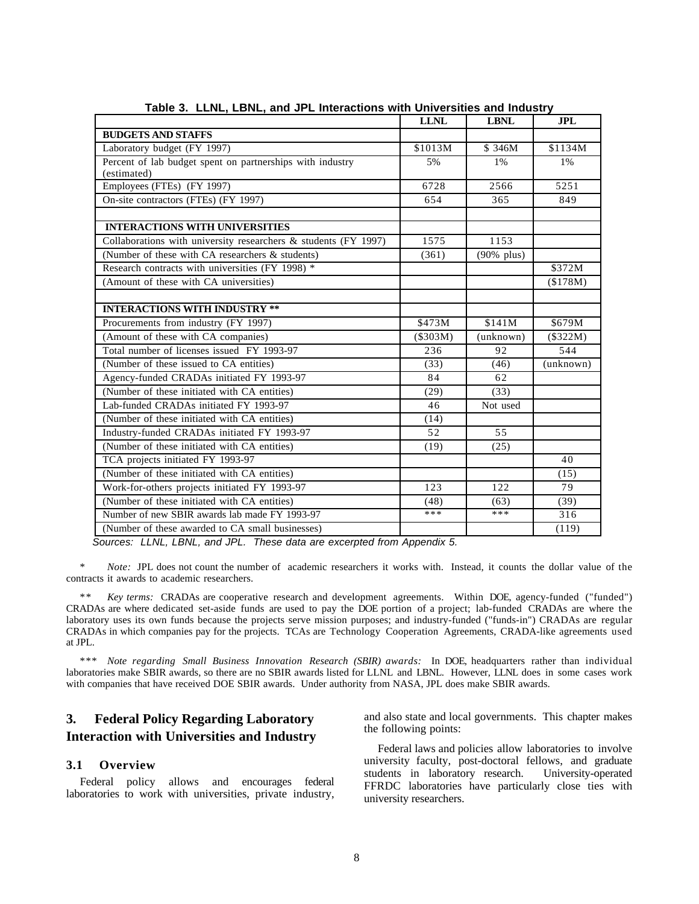**Table 3. LLNL, LBNL, and JPL Interactions with Universities and Industry**

| | LLNL | LBNL | JPL |
|---|---|---|---|
| **BUDGETS AND STAFFS** | | | |
| Laboratory budget (FY 1997) | $1013M | $ 346M | $1134M |
| Percent of lab budget spent on partnerships with industry (estimated) | 5% | 1% | 1% |
| Employees (FTEs) (FY 1997) | 6728 | 2566 | 5251 |
| On-site contractors (FTEs) (FY 1997) | 654 | 365 | 849 |
| | | | |
| **INTERACTIONS WITH UNIVERSITIES** | | | |
| Collaborations with university researchers & students (FY 1997) | 1575 | 1153 | |
| (Number of these with CA researchers & students) | (361) | (90% plus) | |
| Research contracts with universities (FY 1998) * | | | $372M |
| (Amount of these with CA universities) | | | ($178M) |
| | | | |
| **INTERACTIONS WITH INDUSTRY **** | | | |
| Procurements from industry (FY 1997) | $473M | $141M | $679M |
| (Amount of these with CA companies) | ($303M) | (unknown) | ($322M) |
| Total number of licenses issued FY 1993-97 | 236 | 92 | 544 |
| (Number of these issued to CA entities) | (33) | (46) | (unknown) |
| Agency-funded CRADAs initiated FY 1993-97 | 84 | 62 | |
| (Number of these initiated with CA entities) | (29) | (33) | |
| Lab-funded CRADAs initiated FY 1993-97 | 46 | Not used | |
| (Number of these initiated with CA entities) | (14) | | |
| Industry-funded CRADAs initiated FY 1993-97 | 52 | 55 | |
| (Number of these initiated with CA entities) | (19) | (25) | |
| TCA projects initiated FY 1993-97 | | | 40 |
| (Number of these initiated with CA entities) | | | (15) |
| Work-for-others projects initiated FY 1993-97 | 123 | 122 | 79 |
| (Number of these initiated with CA entities) | (48) | (63) | (39) |
| Number of new SBIR awards lab made FY 1993-97 | *** | *** | 316 |
| (Number of these awarded to CA small businesses) | | | (119) |

*Sources: LLNL, LBNL, and JPL. These data are excerpted from Appendix 5.*

\* *Note:* JPL does not count the number of academic researchers it works with. Instead, it counts the dollar value of the contracts it awards to academic researchers.

** *Key terms:* CRADAs are cooperative research and development agreements. Within DOE, agency-funded ("funded") CRADAs are where dedicated set-aside funds are used to pay the DOE portion of a project; lab-funded CRADAs are where the laboratory uses its own funds because the projects serve mission purposes; and industry-funded ("funds-in") CRADAs are regular CRADAs in which companies pay for the projects. TCAs are Technology Cooperation Agreements, CRADA-like agreements used at JPL.

*** *Note regarding Small Business Innovation Research (SBIR) awards:* In DOE, headquarters rather than individual laboratories make SBIR awards, so there are no SBIR awards listed for LLNL and LBNL. However, LLNL does in some cases work with companies that have received DOE SBIR awards. Under authority from NASA, JPL does make SBIR awards.

## 3. Federal Policy Regarding Laboratory Interaction with Universities and Industry

### 3.1 Overview

Federal policy allows and encourages federal laboratories to work with universities, private industry, and also state and local governments. This chapter makes the following points:

Federal laws and policies allow laboratories to involve university faculty, post-doctoral fellows, and graduate students in laboratory research. University-operated FFRDC laboratories have particularly close ties with university researchers.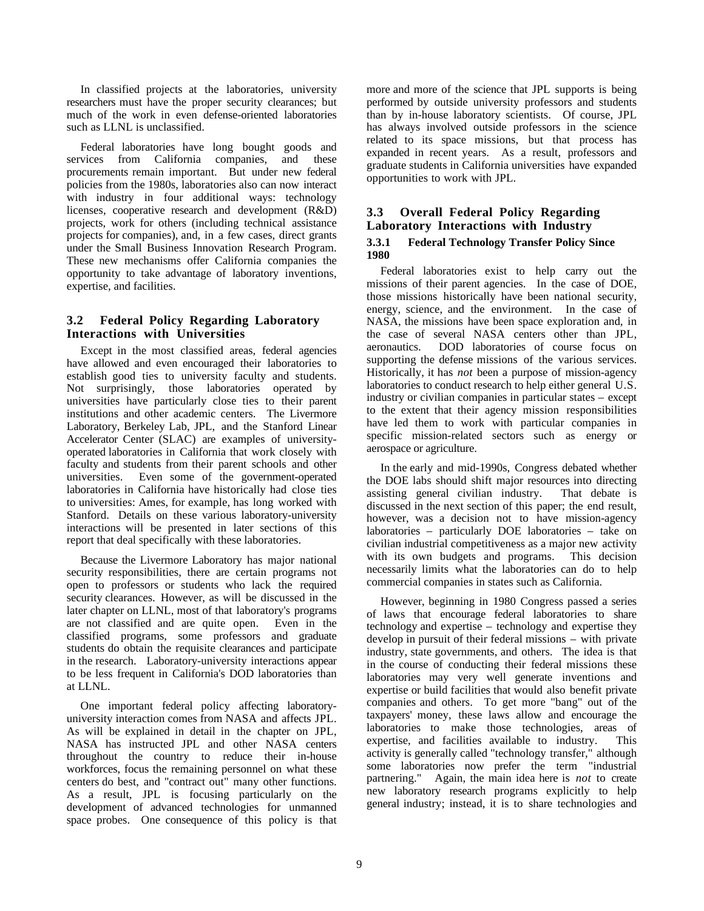In classified projects at the laboratories, university researchers must have the proper security clearances; but much of the work in even defense-oriented laboratories such as LLNL is unclassified.

Federal laboratories have long bought goods and services from California companies, and these procurements remain important. But under new federal policies from the 1980s, laboratories also can now interact with industry in four additional ways: technology licenses, cooperative research and development (R&D) projects, work for others (including technical assistance projects for companies), and, in a few cases, direct grants under the Small Business Innovation Research Program. These new mechanisms offer California companies the opportunity to take advantage of laboratory inventions, expertise, and facilities.

## 3.2 Federal Policy Regarding Laboratory Interactions with Universities

Except in the most classified areas, federal agencies have allowed and even encouraged their laboratories to establish good ties to university faculty and students. Not surprisingly, those laboratories operated by universities have particularly close ties to their parent institutions and other academic centers. The Livermore Laboratory, Berkeley Lab, JPL, and the Stanford Linear Accelerator Center (SLAC) are examples of university-operated laboratories in California that work closely with faculty and students from their parent schools and other universities. Even some of the government-operated laboratories in California have historically had close ties to universities: Ames, for example, has long worked with Stanford. Details on these various laboratory-university interactions will be presented in later sections of this report that deal specifically with these laboratories.

Because the Livermore Laboratory has major national security responsibilities, there are certain programs not open to professors or students who lack the required security clearances. However, as will be discussed in the later chapter on LLNL, most of that laboratory's programs are not classified and are quite open. Even in the classified programs, some professors and graduate students do obtain the requisite clearances and participate in the research. Laboratory-university interactions appear to be less frequent in California's DOD laboratories than at LLNL.

One important federal policy affecting laboratory-university interaction comes from NASA and affects JPL. As will be explained in detail in the chapter on JPL, NASA has instructed JPL and other NASA centers throughout the country to reduce their in-house workforces, focus the remaining personnel on what these centers do best, and "contract out" many other functions. As a result, JPL is focusing particularly on the development of advanced technologies for unmanned space probes. One consequence of this policy is that more and more of the science that JPL supports is being performed by outside university professors and students than by in-house laboratory scientists. Of course, JPL has always involved outside professors in the science related to its space missions, but that process has expanded in recent years. As a result, professors and graduate students in California universities have expanded opportunities to work with JPL.

## 3.3 Overall Federal Policy Regarding Laboratory Interactions with Industry

### 3.3.1 Federal Technology Transfer Policy Since 1980

Federal laboratories exist to help carry out the missions of their parent agencies. In the case of DOE, those missions historically have been national security, energy, science, and the environment. In the case of NASA, the missions have been space exploration and, in the case of several NASA centers other than JPL, aeronautics. DOD laboratories of course focus on supporting the defense missions of the various services. Historically, it has *not* been a purpose of mission-agency laboratories to conduct research to help either general U.S. industry or civilian companies in particular states – except to the extent that their agency mission responsibilities have led them to work with particular companies in specific mission-related sectors such as energy or aerospace or agriculture.

In the early and mid-1990s, Congress debated whether the DOE labs should shift major resources into directing assisting general civilian industry. That debate is discussed in the next section of this paper; the end result, however, was a decision not to have mission-agency laboratories – particularly DOE laboratories – take on civilian industrial competitiveness as a major new activity with its own budgets and programs. This decision necessarily limits what the laboratories can do to help commercial companies in states such as California.

However, beginning in 1980 Congress passed a series of laws that encourage federal laboratories to share technology and expertise – technology and expertise they develop in pursuit of their federal missions – with private industry, state governments, and others. The idea is that in the course of conducting their federal missions these laboratories may very well generate inventions and expertise or build facilities that would also benefit private companies and others. To get more "bang" out of the taxpayers' money, these laws allow and encourage the laboratories to make those technologies, areas of expertise, and facilities available to industry. This activity is generally called "technology transfer," although some laboratories now prefer the term "industrial partnering." Again, the main idea here is *not* to create new laboratory research programs explicitly to help general industry; instead, it is to share technologies and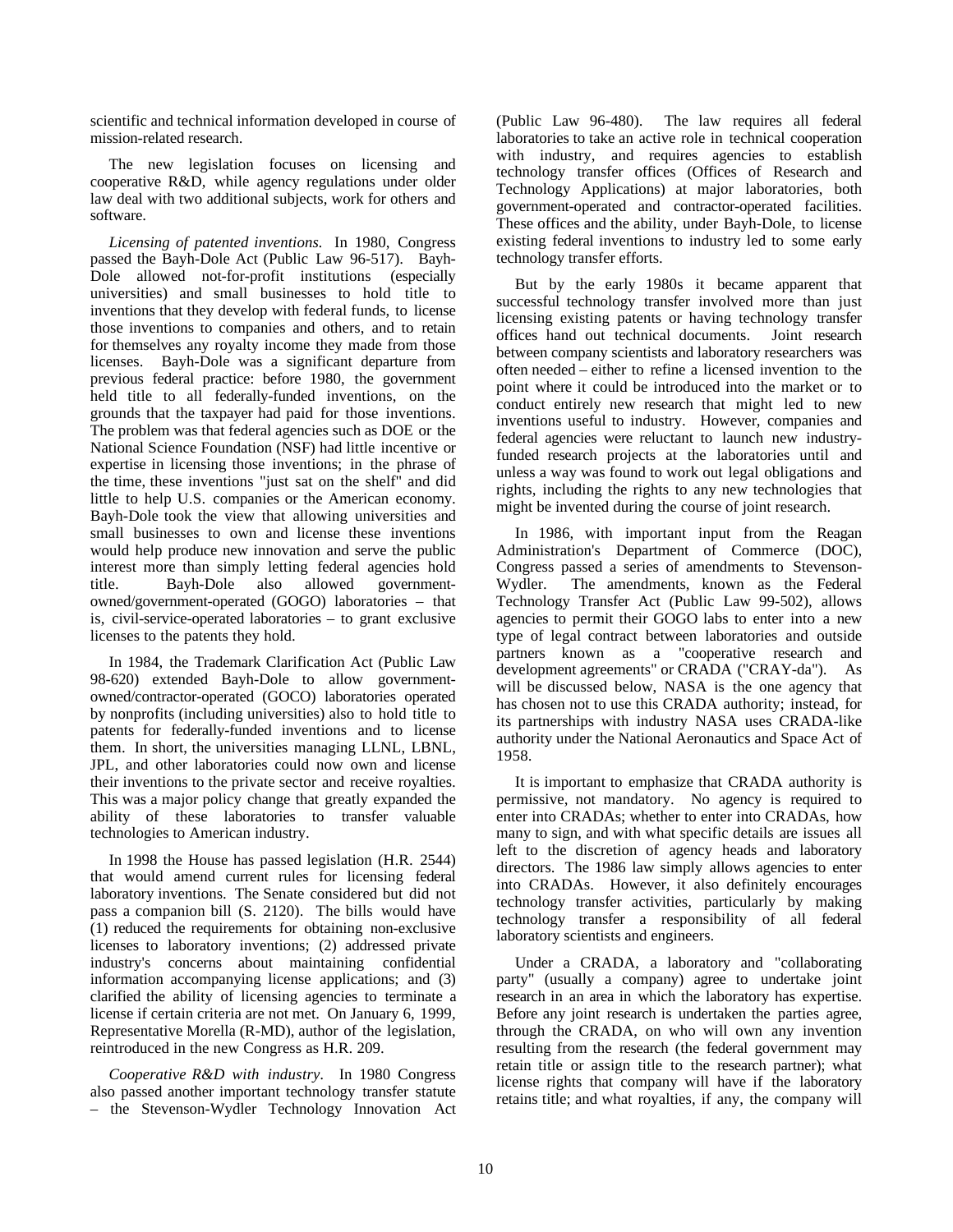scientific and technical information developed in course of mission-related research.

The new legislation focuses on licensing and cooperative R&D, while agency regulations under older law deal with two additional subjects, work for others and software.

*Licensing of patented inventions.* In 1980, Congress passed the Bayh-Dole Act (Public Law 96-517). Bayh-Dole allowed not-for-profit institutions (especially universities) and small businesses to hold title to inventions that they develop with federal funds, to license those inventions to companies and others, and to retain for themselves any royalty income they made from those licenses. Bayh-Dole was a significant departure from previous federal practice: before 1980, the government held title to all federally-funded inventions, on the grounds that the taxpayer had paid for those inventions. The problem was that federal agencies such as DOE or the National Science Foundation (NSF) had little incentive or expertise in licensing those inventions; in the phrase of the time, these inventions "just sat on the shelf" and did little to help U.S. companies or the American economy. Bayh-Dole took the view that allowing universities and small businesses to own and license these inventions would help produce new innovation and serve the public interest more than simply letting federal agencies hold title. Bayh-Dole also allowed government-owned/government-operated (GOGO) laboratories – that is, civil-service-operated laboratories – to grant exclusive licenses to the patents they hold.

In 1984, the Trademark Clarification Act (Public Law 98-620) extended Bayh-Dole to allow government-owned/contractor-operated (GOCO) laboratories operated by nonprofits (including universities) also to hold title to patents for federally-funded inventions and to license them. In short, the universities managing LLNL, LBNL, JPL, and other laboratories could now own and license their inventions to the private sector and receive royalties. This was a major policy change that greatly expanded the ability of these laboratories to transfer valuable technologies to American industry.

In 1998 the House has passed legislation (H.R. 2544) that would amend current rules for licensing federal laboratory inventions. The Senate considered but did not pass a companion bill (S. 2120). The bills would have (1) reduced the requirements for obtaining non-exclusive licenses to laboratory inventions; (2) addressed private industry's concerns about maintaining confidential information accompanying license applications; and (3) clarified the ability of licensing agencies to terminate a license if certain criteria are not met. On January 6, 1999, Representative Morella (R-MD), author of the legislation, reintroduced in the new Congress as H.R. 209.

*Cooperative R&D with industry*. In 1980 Congress also passed another important technology transfer statute – the Stevenson-Wydler Technology Innovation Act (Public Law 96-480). The law requires all federal laboratories to take an active role in technical cooperation with industry, and requires agencies to establish technology transfer offices (Offices of Research and Technology Applications) at major laboratories, both government-operated and contractor-operated facilities. These offices and the ability, under Bayh-Dole, to license existing federal inventions to industry led to some early technology transfer efforts.

But by the early 1980s it became apparent that successful technology transfer involved more than just licensing existing patents or having technology transfer offices hand out technical documents. Joint research between company scientists and laboratory researchers was often needed – either to refine a licensed invention to the point where it could be introduced into the market or to conduct entirely new research that might led to new inventions useful to industry. However, companies and federal agencies were reluctant to launch new industry-funded research projects at the laboratories until and unless a way was found to work out legal obligations and rights, including the rights to any new technologies that might be invented during the course of joint research.

In 1986, with important input from the Reagan Administration's Department of Commerce (DOC), Congress passed a series of amendments to Stevenson-Wydler. The amendments, known as the Federal Technology Transfer Act (Public Law 99-502), allows agencies to permit their GOGO labs to enter into a new type of legal contract between laboratories and outside partners known as a "cooperative research and development agreements" or CRADA ("CRAY-da"). As will be discussed below, NASA is the one agency that has chosen not to use this CRADA authority; instead, for its partnerships with industry NASA uses CRADA-like authority under the National Aeronautics and Space Act of 1958.

It is important to emphasize that CRADA authority is permissive, not mandatory. No agency is required to enter into CRADAs; whether to enter into CRADAs, how many to sign, and with what specific details are issues all left to the discretion of agency heads and laboratory directors. The 1986 law simply allows agencies to enter into CRADAs. However, it also definitely encourages technology transfer activities, particularly by making technology transfer a responsibility of all federal laboratory scientists and engineers.

Under a CRADA, a laboratory and "collaborating party" (usually a company) agree to undertake joint research in an area in which the laboratory has expertise. Before any joint research is undertaken the parties agree, through the CRADA, on who will own any invention resulting from the research (the federal government may retain title or assign title to the research partner); what license rights that company will have if the laboratory retains title; and what royalties, if any, the company will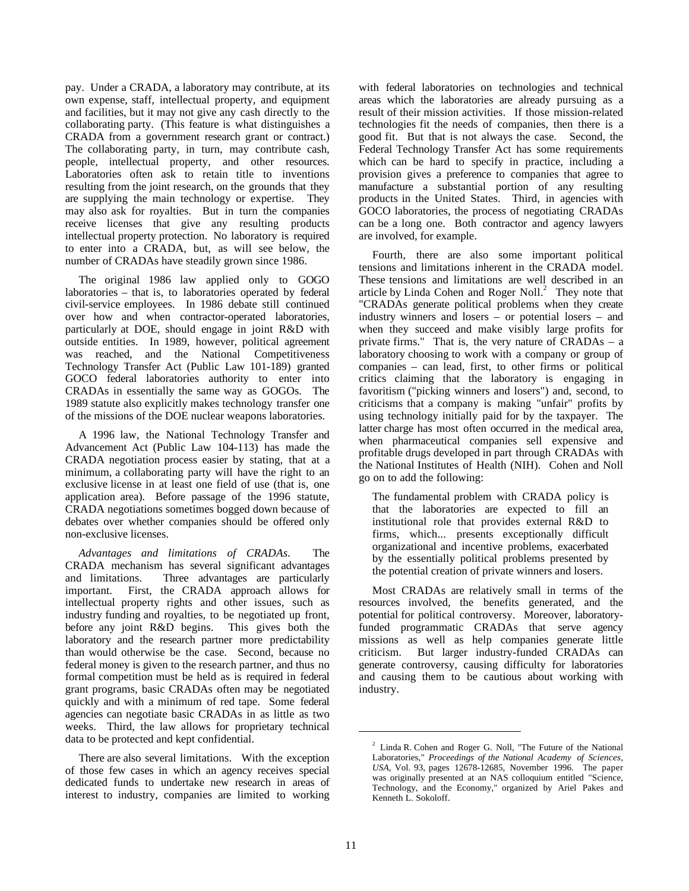pay. Under a CRADA, a laboratory may contribute, at its own expense, staff, intellectual property, and equipment and facilities, but it may not give any cash directly to the collaborating party. (This feature is what distinguishes a CRADA from a government research grant or contract.) The collaborating party, in turn, may contribute cash, people, intellectual property, and other resources. Laboratories often ask to retain title to inventions resulting from the joint research, on the grounds that they are supplying the main technology or expertise. They may also ask for royalties. But in turn the companies receive licenses that give any resulting products intellectual property protection. No laboratory is required to enter into a CRADA, but, as will see below, the number of CRADAs have steadily grown since 1986.

The original 1986 law applied only to GOGO laboratories – that is, to laboratories operated by federal civil-service employees. In 1986 debate still continued over how and when contractor-operated laboratories, particularly at DOE, should engage in joint R&D with outside entities. In 1989, however, political agreement was reached, and the National Competitiveness Technology Transfer Act (Public Law 101-189) granted GOCO federal laboratories authority to enter into CRADAs in essentially the same way as GOGOs. The 1989 statute also explicitly makes technology transfer one of the missions of the DOE nuclear weapons laboratories.

A 1996 law, the National Technology Transfer and Advancement Act (Public Law 104-113) has made the CRADA negotiation process easier by stating, that at a minimum, a collaborating party will have the right to an exclusive license in at least one field of use (that is, one application area). Before passage of the 1996 statute, CRADA negotiations sometimes bogged down because of debates over whether companies should be offered only non-exclusive licenses.

*Advantages and limitations of CRADAs*. The CRADA mechanism has several significant advantages and limitations. Three advantages are particularly important. First, the CRADA approach allows for intellectual property rights and other issues, such as industry funding and royalties, to be negotiated up front, before any joint R&D begins. This gives both the laboratory and the research partner more predictability than would otherwise be the case. Second, because no federal money is given to the research partner, and thus no formal competition must be held as is required in federal grant programs, basic CRADAs often may be negotiated quickly and with a minimum of red tape. Some federal agencies can negotiate basic CRADAs in as little as two weeks. Third, the law allows for proprietary technical data to be protected and kept confidential.

There are also several limitations. With the exception of those few cases in which an agency receives special dedicated funds to undertake new research in areas of interest to industry, companies are limited to working with federal laboratories on technologies and technical areas which the laboratories are already pursuing as a result of their mission activities. If those mission-related technologies fit the needs of companies, then there is a good fit. But that is not always the case. Second, the Federal Technology Transfer Act has some requirements which can be hard to specify in practice, including a provision gives a preference to companies that agree to manufacture a substantial portion of any resulting products in the United States. Third, in agencies with GOCO laboratories, the process of negotiating CRADAs can be a long one. Both contractor and agency lawyers are involved, for example.

Fourth, there are also some important political tensions and limitations inherent in the CRADA model. These tensions and limitations are well described in an article by Linda Cohen and Roger Noll.[2] They note that "CRADAs generate political problems when they create industry winners and losers – or potential losers – and when they succeed and make visibly large profits for private firms." That is, the very nature of CRADAs – a laboratory choosing to work with a company or group of companies – can lead, first, to other firms or political critics claiming that the laboratory is engaging in favoritism ("picking winners and losers") and, second, to criticisms that a company is making "unfair" profits by using technology initially paid for by the taxpayer. The latter charge has most often occurred in the medical area, when pharmaceutical companies sell expensive and profitable drugs developed in part through CRADAs with the National Institutes of Health (NIH). Cohen and Noll go on to add the following:

> The fundamental problem with CRADA policy is that the laboratories are expected to fill an institutional role that provides external R&D to firms, which... presents exceptionally difficult organizational and incentive problems, exacerbated by the essentially political problems presented by the potential creation of private winners and losers.

Most CRADAs are relatively small in terms of the resources involved, the benefits generated, and the potential for political controversy. Moreover, laboratory-funded programmatic CRADAs that serve agency missions as well as help companies generate little criticism. But larger industry-funded CRADAs can generate controversy, causing difficulty for laboratories and causing them to be cautious about working with industry.

---

[2] Linda R. Cohen and Roger G. Noll, "The Future of the National Laboratories," *Proceedings of the National Academy of Sciences, USA*, Vol. 93, pages 12678-12685, November 1996. The paper was originally presented at an NAS colloquium entitled "Science, Technology, and the Economy," organized by Ariel Pakes and Kenneth L. Sokoloff.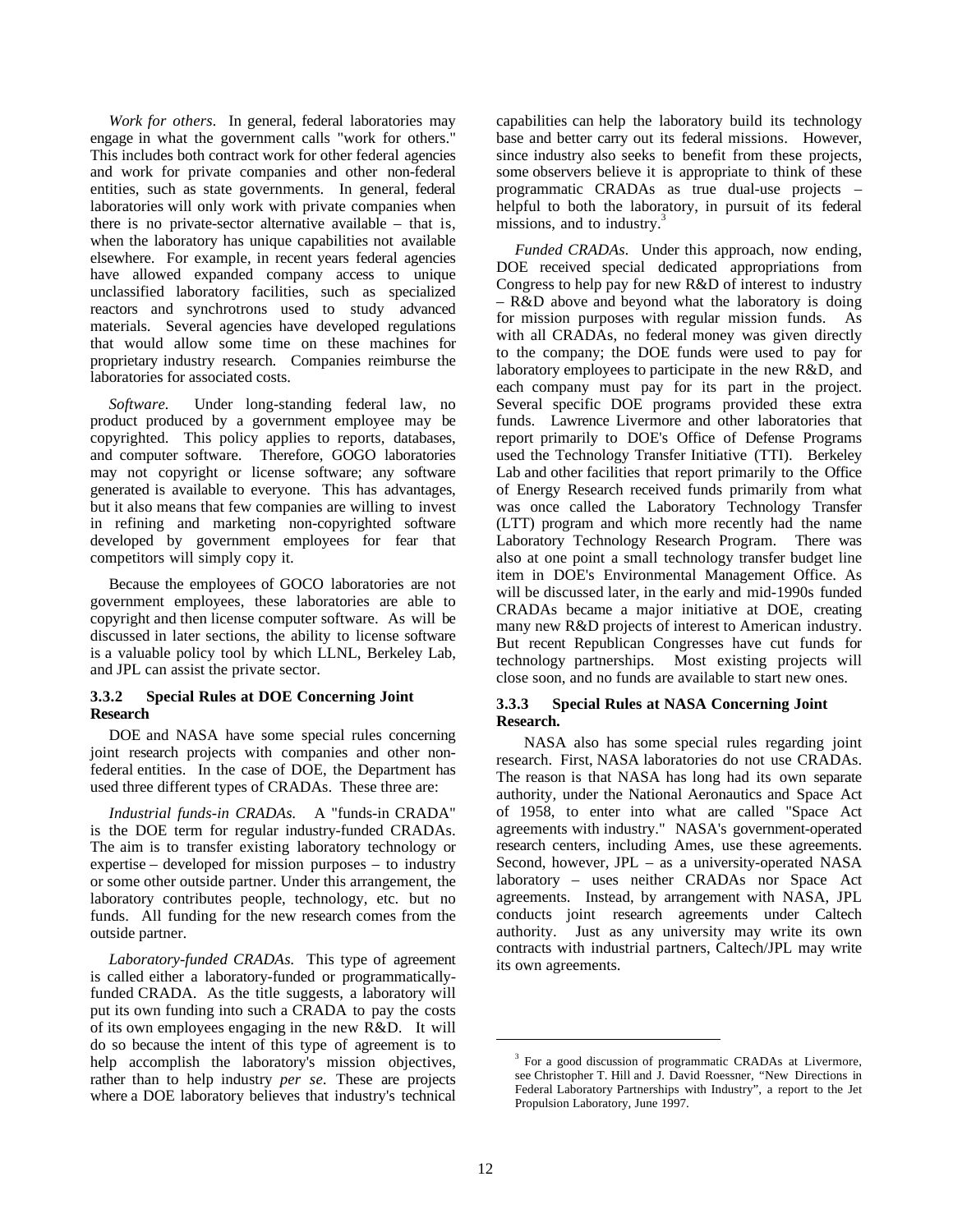*Work for others*. In general, federal laboratories may engage in what the government calls "work for others." This includes both contract work for other federal agencies and work for private companies and other non-federal entities, such as state governments. In general, federal laboratories will only work with private companies when there is no private-sector alternative available – that is, when the laboratory has unique capabilities not available elsewhere. For example, in recent years federal agencies have allowed expanded company access to unique unclassified laboratory facilities, such as specialized reactors and synchrotrons used to study advanced materials. Several agencies have developed regulations that would allow some time on these machines for proprietary industry research. Companies reimburse the laboratories for associated costs.

*Software*. Under long-standing federal law, no product produced by a government employee may be copyrighted. This policy applies to reports, databases, and computer software. Therefore, GOGO laboratories may not copyright or license software; any software generated is available to everyone. This has advantages, but it also means that few companies are willing to invest in refining and marketing non-copyrighted software developed by government employees for fear that competitors will simply copy it.

Because the employees of GOCO laboratories are not government employees, these laboratories are able to copyright and then license computer software. As will be discussed in later sections, the ability to license software is a valuable policy tool by which LLNL, Berkeley Lab, and JPL can assist the private sector.

### 3.3.2 Special Rules at DOE Concerning Joint Research

DOE and NASA have some special rules concerning joint research projects with companies and other non-federal entities. In the case of DOE, the Department has used three different types of CRADAs. These three are:

*Industrial funds-in CRADAs*. A "funds-in CRADA" is the DOE term for regular industry-funded CRADAs. The aim is to transfer existing laboratory technology or expertise – developed for mission purposes – to industry or some other outside partner. Under this arrangement, the laboratory contributes people, technology, etc. but no funds. All funding for the new research comes from the outside partner.

*Laboratory-funded CRADAs*. This type of agreement is called either a laboratory-funded or programmatically-funded CRADA. As the title suggests, a laboratory will put its own funding into such a CRADA to pay the costs of its own employees engaging in the new R&D. It will do so because the intent of this type of agreement is to help accomplish the laboratory's mission objectives, rather than to help industry *per se*. These are projects where a DOE laboratory believes that industry's technical capabilities can help the laboratory build its technology base and better carry out its federal missions. However, since industry also seeks to benefit from these projects, some observers believe it is appropriate to think of these programmatic CRADAs as true dual-use projects – helpful to both the laboratory, in pursuit of its federal missions, and to industry.[3]

*Funded CRADAs*. Under this approach, now ending, DOE received special dedicated appropriations from Congress to help pay for new R&D of interest to industry – R&D above and beyond what the laboratory is doing for mission purposes with regular mission funds. As with all CRADAs, no federal money was given directly to the company; the DOE funds were used to pay for laboratory employees to participate in the new R&D, and each company must pay for its part in the project. Several specific DOE programs provided these extra funds. Lawrence Livermore and other laboratories that report primarily to DOE's Office of Defense Programs used the Technology Transfer Initiative (TTI). Berkeley Lab and other facilities that report primarily to the Office of Energy Research received funds primarily from what was once called the Laboratory Technology Transfer (LTT) program and which more recently had the name Laboratory Technology Research Program. There was also at one point a small technology transfer budget line item in DOE's Environmental Management Office. As will be discussed later, in the early and mid-1990s funded CRADAs became a major initiative at DOE, creating many new R&D projects of interest to American industry. But recent Republican Congresses have cut funds for technology partnerships. Most existing projects will close soon, and no funds are available to start new ones.

### 3.3.3 Special Rules at NASA Concerning Joint Research.

NASA also has some special rules regarding joint research. First, NASA laboratories do not use CRADAs. The reason is that NASA has long had its own separate authority, under the National Aeronautics and Space Act of 1958, to enter into what are called "Space Act agreements with industry." NASA's government-operated research centers, including Ames, use these agreements. Second, however, JPL – as a university-operated NASA laboratory – uses neither CRADAs nor Space Act agreements. Instead, by arrangement with NASA, JPL conducts joint research agreements under Caltech authority. Just as any university may write its own contracts with industrial partners, Caltech/JPL may write its own agreements.

---

[3] For a good discussion of programmatic CRADAs at Livermore, see Christopher T. Hill and J. David Roessner, "New Directions in Federal Laboratory Partnerships with Industry", a report to the Jet Propulsion Laboratory, June 1997.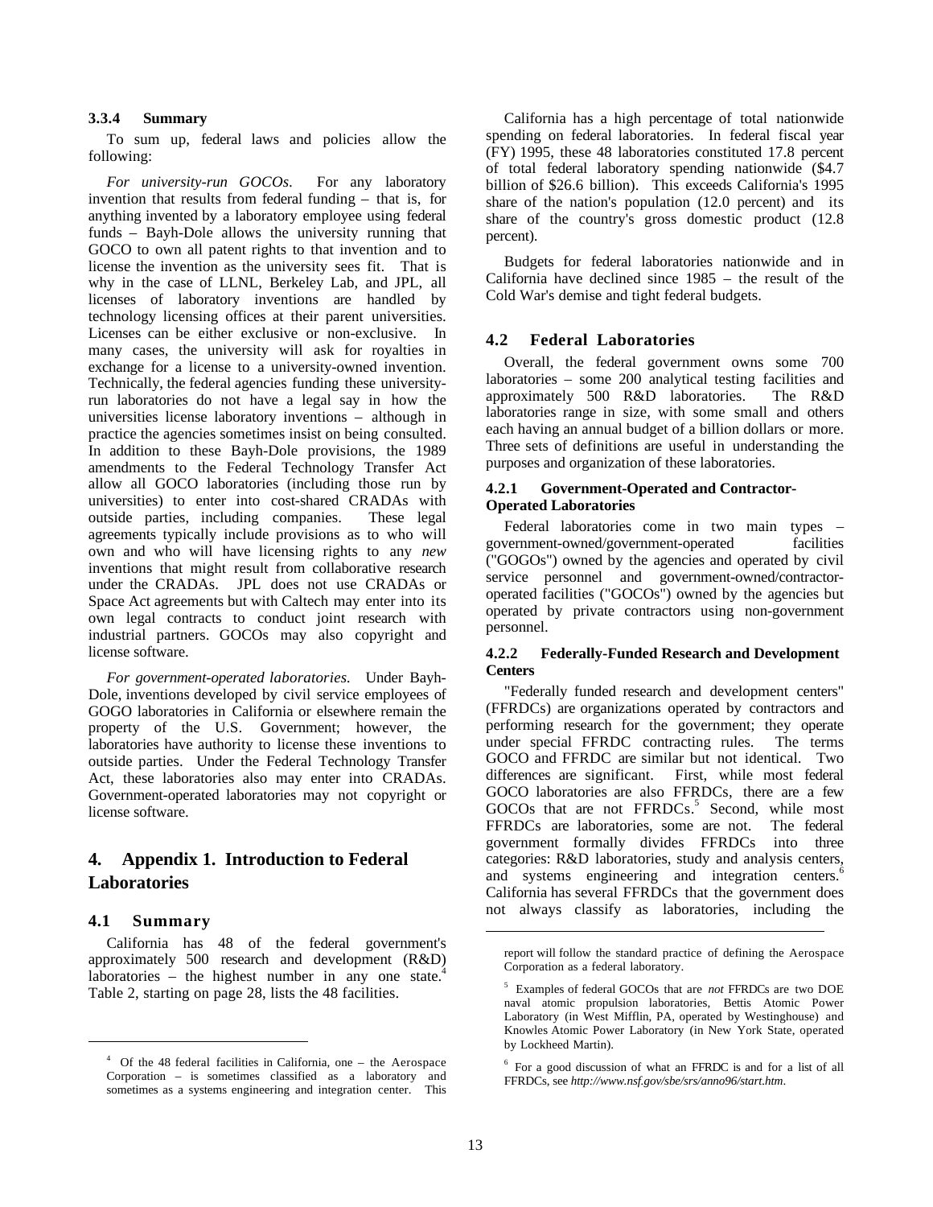### 3.3.4 Summary

To sum up, federal laws and policies allow the following:

*For university-run GOCOs*. For any laboratory invention that results from federal funding – that is, for anything invented by a laboratory employee using federal funds – Bayh-Dole allows the university running that GOCO to own all patent rights to that invention and to license the invention as the university sees fit. That is why in the case of LLNL, Berkeley Lab, and JPL, all licenses of laboratory inventions are handled by technology licensing offices at their parent universities. Licenses can be either exclusive or non-exclusive. In many cases, the university will ask for royalties in exchange for a license to a university-owned invention. Technically, the federal agencies funding these university-run laboratories do not have a legal say in how the universities license laboratory inventions – although in practice the agencies sometimes insist on being consulted. In addition to these Bayh-Dole provisions, the 1989 amendments to the Federal Technology Transfer Act allow all GOCO laboratories (including those run by universities) to enter into cost-shared CRADAs with outside parties, including companies. These legal agreements typically include provisions as to who will own and who will have licensing rights to any *new* inventions that might result from collaborative research under the CRADAs. JPL does not use CRADAs or Space Act agreements but with Caltech may enter into its own legal contracts to conduct joint research with industrial partners. GOCOs may also copyright and license software.

*For government-operated laboratories*. Under Bayh-Dole, inventions developed by civil service employees of GOGO laboratories in California or elsewhere remain the property of the U.S. Government; however, the laboratories have authority to license these inventions to outside parties. Under the Federal Technology Transfer Act, these laboratories also may enter into CRADAs. Government-operated laboratories may not copyright or license software.

## 4. Appendix 1. Introduction to Federal Laboratories

### 4.1 Summary

California has 48 of the federal government's approximately 500 research and development (R&D) laboratories – the highest number in any one state.[4] Table 2, starting on page 28, lists the 48 facilities.

California has a high percentage of total nationwide spending on federal laboratories. In federal fiscal year (FY) 1995, these 48 laboratories constituted 17.8 percent of total federal laboratory spending nationwide ($4.7 billion of $26.6 billion). This exceeds California's 1995 share of the nation's population (12.0 percent) and its share of the country's gross domestic product (12.8 percent).

Budgets for federal laboratories nationwide and in California have declined since 1985 – the result of the Cold War's demise and tight federal budgets.

### 4.2 Federal Laboratories

Overall, the federal government owns some 700 laboratories – some 200 analytical testing facilities and approximately 500 R&D laboratories. The R&D laboratories range in size, with some small and others each having an annual budget of a billion dollars or more. Three sets of definitions are useful in understanding the purposes and organization of these laboratories.

#### 4.2.1 Government-Operated and Contractor-Operated Laboratories

Federal laboratories come in two main types – government-owned/government-operated facilities ("GOGOs") owned by the agencies and operated by civil service personnel and government-owned/contractor-operated facilities ("GOCOs") owned by the agencies but operated by private contractors using non-government personnel.

#### 4.2.2 Federally-Funded Research and Development Centers

"Federally funded research and development centers" (FFRDCs) are organizations operated by contractors and performing research for the government; they operate under special FFRDC contracting rules. The terms GOCO and FFRDC are similar but not identical. Two differences are significant. First, while most federal GOCO laboratories are also FFRDCs, there are a few GOCOs that are not FFRDCs.[5] Second, while most FFRDCs are laboratories, some are not. The federal government formally divides FFRDCs into three categories: R&D laboratories, study and analysis centers, and systems engineering and integration centers.[6] California has several FFRDCs that the government does not always classify as laboratories, including the

---

[4] Of the 48 federal facilities in California, one – the Aerospace Corporation – is sometimes classified as a laboratory and sometimes as a systems engineering and integration center. This report will follow the standard practice of defining the Aerospace Corporation as a federal laboratory.

[5] Examples of federal GOCOs that are *not* FFRDCs are two DOE naval atomic propulsion laboratories, Bettis Atomic Power Laboratory (in West Mifflin, PA, operated by Westinghouse) and Knowles Atomic Power Laboratory (in New York State, operated by Lockheed Martin).

[6] For a good discussion of what an FFRDC is and for a list of all FFRDCs, see *http://www.nsf.gov/sbe/srs/anno96/start.htm*.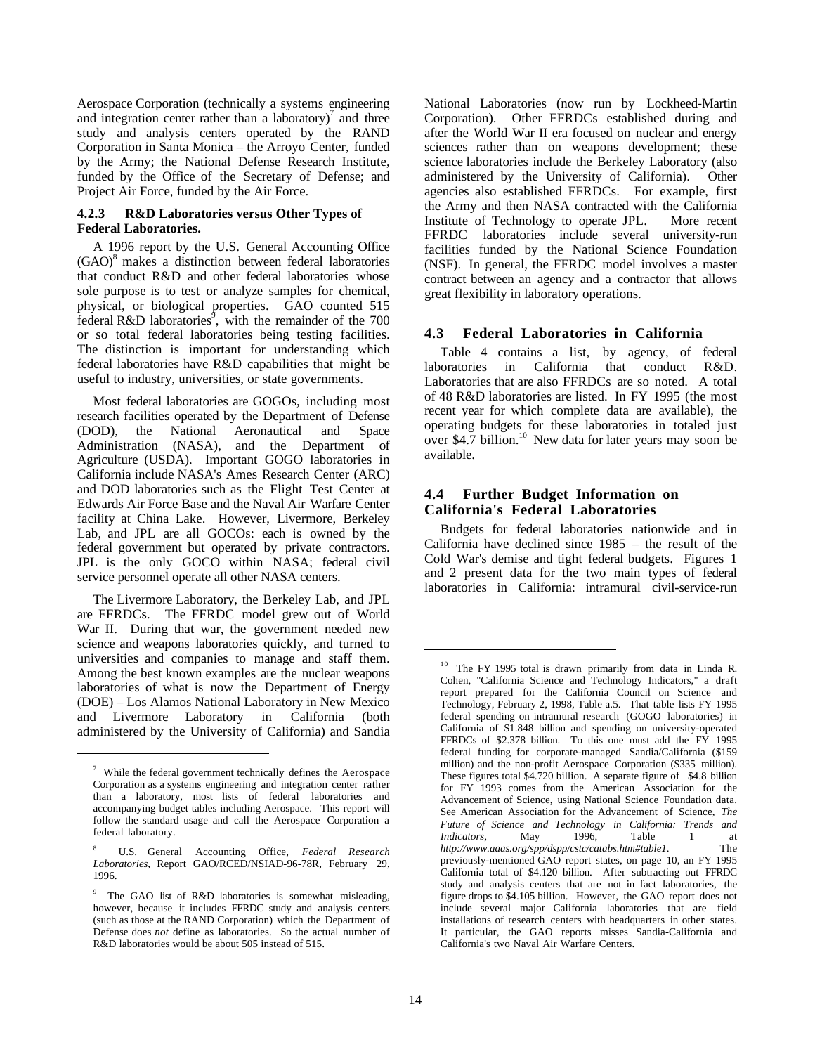Aerospace Corporation (technically a systems engineering and integration center rather than a laboratory)[7] and three study and analysis centers operated by the RAND Corporation in Santa Monica – the Arroyo Center, funded by the Army; the National Defense Research Institute, funded by the Office of the Secretary of Defense; and Project Air Force, funded by the Air Force.

#### 4.2.3 R&D Laboratories versus Other Types of Federal Laboratories.

A 1996 report by the U.S. General Accounting Office (GAO)[8] makes a distinction between federal laboratories that conduct R&D and other federal laboratories whose sole purpose is to test or analyze samples for chemical, physical, or biological properties. GAO counted 515 federal R&D laboratories[9], with the remainder of the 700 or so total federal laboratories being testing facilities. The distinction is important for understanding which federal laboratories have R&D capabilities that might be useful to industry, universities, or state governments.

Most federal laboratories are GOGOs, including most research facilities operated by the Department of Defense (DOD), the National Aeronautical and Space Administration (NASA), and the Department of Agriculture (USDA). Important GOGO laboratories in California include NASA's Ames Research Center (ARC) and DOD laboratories such as the Flight Test Center at Edwards Air Force Base and the Naval Air Warfare Center facility at China Lake. However, Livermore, Berkeley Lab, and JPL are all GOCOs: each is owned by the federal government but operated by private contractors. JPL is the only GOCO within NASA; federal civil service personnel operate all other NASA centers.

The Livermore Laboratory, the Berkeley Lab, and JPL are FFRDCs. The FFRDC model grew out of World War II. During that war, the government needed new science and weapons laboratories quickly, and turned to universities and companies to manage and staff them. Among the best known examples are the nuclear weapons laboratories of what is now the Department of Energy (DOE) – Los Alamos National Laboratory in New Mexico and Livermore Laboratory in California (both administered by the University of California) and Sandia National Laboratories (now run by Lockheed-Martin Corporation). Other FFRDCs established during and after the World War II era focused on nuclear and energy sciences rather than on weapons development; these science laboratories include the Berkeley Laboratory (also administered by the University of California). Other agencies also established FFRDCs. For example, first the Army and then NASA contracted with the California Institute of Technology to operate JPL. More recent FFRDC laboratories include several university-run facilities funded by the National Science Foundation (NSF). In general, the FFRDC model involves a master contract between an agency and a contractor that allows great flexibility in laboratory operations.

## 4.3 Federal Laboratories in California

Table 4 contains a list, by agency, of federal laboratories in California that conduct R&D. Laboratories that are also FFRDCs are so noted. A total of 48 R&D laboratories are listed. In FY 1995 (the most recent year for which complete data are available), the operating budgets for these laboratories in totaled just over \$4.7 billion.[10] New data for later years may soon be available.

## 4.4 Further Budget Information on California's Federal Laboratories

Budgets for federal laboratories nationwide and in California have declined since 1985 – the result of the Cold War's demise and tight federal budgets. Figures 1 and 2 present data for the two main types of federal laboratories in California: intramural civil-service-run

---

[7] While the federal government technically defines the Aerospace Corporation as a systems engineering and integration center rather than a laboratory, most lists of federal laboratories and accompanying budget tables including Aerospace. This report will follow the standard usage and call the Aerospace Corporation a federal laboratory.

[8] U.S. General Accounting Office, *Federal Research Laboratories*, Report GAO/RCED/NSIAD-96-78R, February 29, 1996.

[9] The GAO list of R&D laboratories is somewhat misleading, however, because it includes FFRDC study and analysis centers (such as those at the RAND Corporation) which the Department of Defense does *not* define as laboratories. So the actual number of R&D laboratories would be about 505 instead of 515.

[10] The FY 1995 total is drawn primarily from data in Linda R. Cohen, "California Science and Technology Indicators," a draft report prepared for the California Council on Science and Technology, February 2, 1998, Table a.5. That table lists FY 1995 federal spending on intramural research (GOGO laboratories) in California of \$1.848 billion and spending on university-operated FFRDCs of \$2.378 billion. To this one must add the FY 1995 federal funding for corporate-managed Sandia/California (\$159 million) and the non-profit Aerospace Corporation (\$335 million). These figures total \$4.720 billion. A separate figure of \$4.8 billion for FY 1993 comes from the American Association for the Advancement of Science, using National Science Foundation data. See American Association for the Advancement of Science, *The Future of Science and Technology in California: Trends and Indicators*, May 1996, Table 1 at *http://www.aaas.org/spp/dspp/cstc/catabs.htm#table1*. The previously-mentioned GAO report states, on page 10, an FY 1995 California total of \$4.120 billion. After subtracting out FFRDC study and analysis centers that are not in fact laboratories, the figure drops to \$4.105 billion. However, the GAO report does not include several major California laboratories that are field installations of research centers with headquarters in other states. It particular, the GAO reports misses Sandia-California and California's two Naval Air Warfare Centers.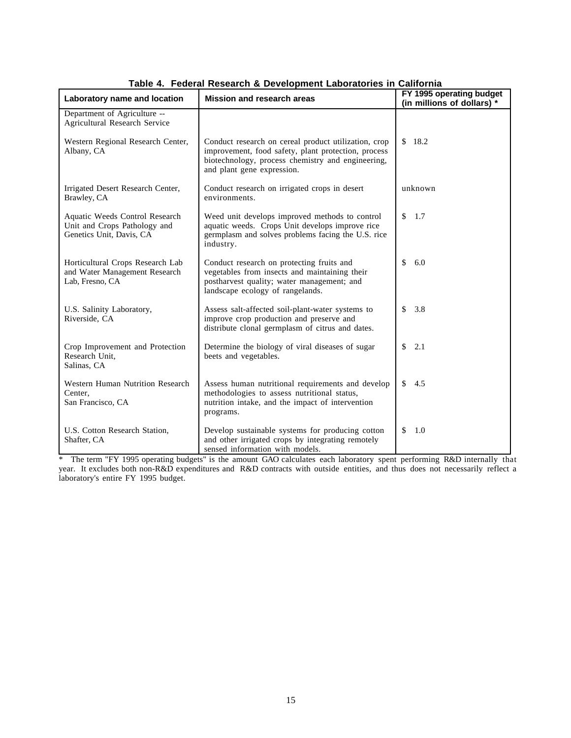**Table 4. Federal Research & Development Laboratories in California**

| Laboratory name and location | Mission and research areas | FY 1995 operating budget (in millions of dollars) * |
|---|---|---|
| Department of Agriculture -- Agricultural Research Service | | |
| Western Regional Research Center, Albany, CA | Conduct research on cereal product utilization, crop improvement, food safety, plant protection, process biotechnology, process chemistry and engineering, and plant gene expression. | $ 18.2 |
| Irrigated Desert Research Center, Brawley, CA | Conduct research on irrigated crops in desert environments. | unknown |
| Aquatic Weeds Control Research Unit and Crops Pathology and Genetics Unit, Davis, CA | Weed unit develops improved methods to control aquatic weeds. Crops Unit develops improve rice germplasm and solves problems facing the U.S. rice industry. | $ 1.7 |
| Horticultural Crops Research Lab and Water Management Research Lab, Fresno, CA | Conduct research on protecting fruits and vegetables from insects and maintaining their postharvest quality; water management; and landscape ecology of rangelands. | $ 6.0 |
| U.S. Salinity Laboratory, Riverside, CA | Assess salt-affected soil-plant-water systems to improve crop production and preserve and distribute clonal germplasm of citrus and dates. | $ 3.8 |
| Crop Improvement and Protection Research Unit, Salinas, CA | Determine the biology of viral diseases of sugar beets and vegetables. | $ 2.1 |
| Western Human Nutrition Research Center, San Francisco, CA | Assess human nutritional requirements and develop methodologies to assess nutritional status, nutrition intake, and the impact of intervention programs. | $ 4.5 |
| U.S. Cotton Research Station, Shafter, CA | Develop sustainable systems for producing cotton and other irrigated crops by integrating remotely sensed information with models. | $ 1.0 |

* The term "FY 1995 operating budgets" is the amount GAO calculates each laboratory spent performing R&D internally that year. It excludes both non-R&D expenditures and R&D contracts with outside entities, and thus does not necessarily reflect a laboratory's entire FY 1995 budget.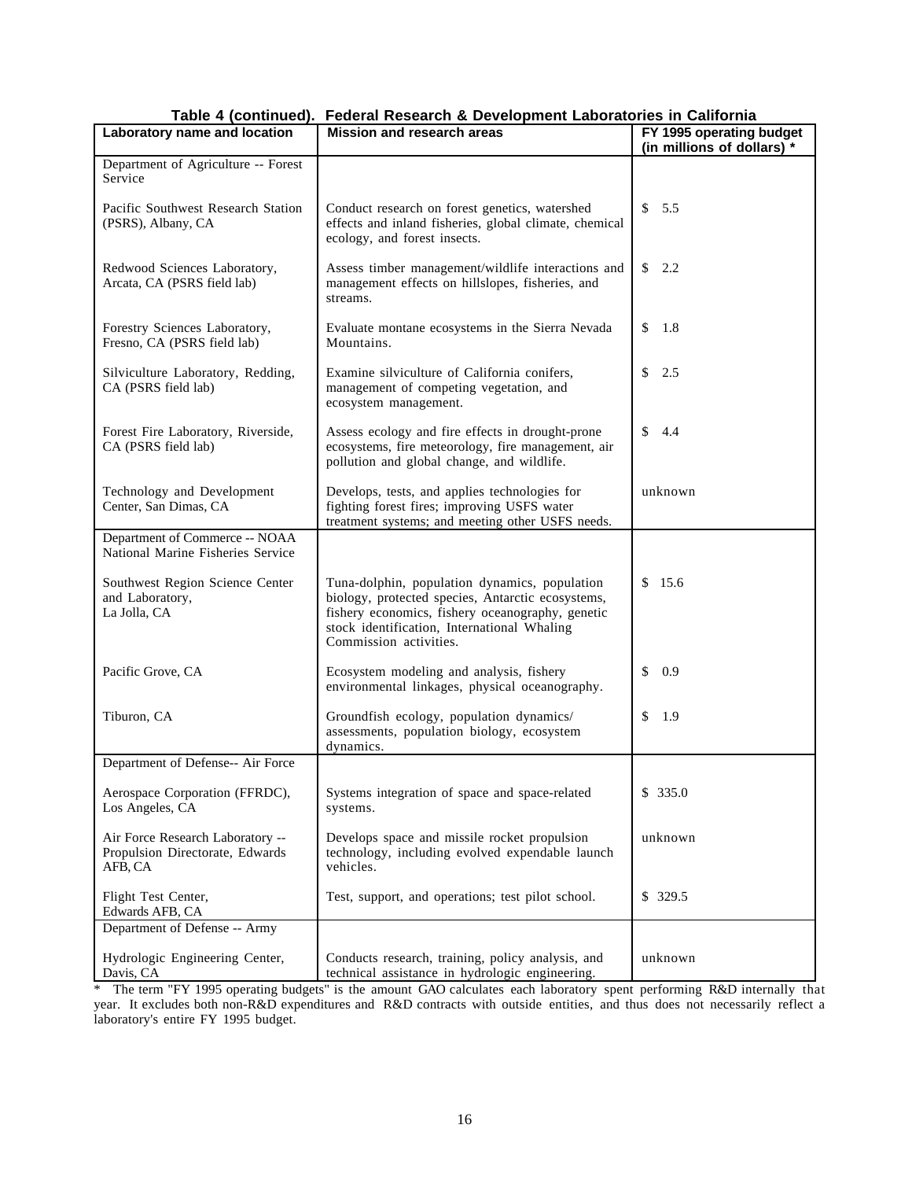**Table 4 (continued). Federal Research & Development Laboratories in California**

| Laboratory name and location | Mission and research areas | FY 1995 operating budget (in millions of dollars) * |
|---|---|---|
| Department of Agriculture -- Forest Service | | |
| Pacific Southwest Research Station (PSRS), Albany, CA | Conduct research on forest genetics, watershed effects and inland fisheries, global climate, chemical ecology, and forest insects. | $ 5.5 |
| Redwood Sciences Laboratory, Arcata, CA (PSRS field lab) | Assess timber management/wildlife interactions and management effects on hillslopes, fisheries, and streams. | $ 2.2 |
| Forestry Sciences Laboratory, Fresno, CA (PSRS field lab) | Evaluate montane ecosystems in the Sierra Nevada Mountains. | $ 1.8 |
| Silviculture Laboratory, Redding, CA (PSRS field lab) | Examine silviculture of California conifers, management of competing vegetation, and ecosystem management. | $ 2.5 |
| Forest Fire Laboratory, Riverside, CA (PSRS field lab) | Assess ecology and fire effects in drought-prone ecosystems, fire meteorology, fire management, air pollution and global change, and wildlife. | $ 4.4 |
| Technology and Development Center, San Dimas, CA | Develops, tests, and applies technologies for fighting forest fires; improving USFS water treatment systems; and meeting other USFS needs. | unknown |
| Department of Commerce -- NOAA National Marine Fisheries Service | | |
| Southwest Region Science Center and Laboratory, La Jolla, CA | Tuna-dolphin, population dynamics, population biology, protected species, Antarctic ecosystems, fishery economics, fishery oceanography, genetic stock identification, International Whaling Commission activities. | $ 15.6 |
| Pacific Grove, CA | Ecosystem modeling and analysis, fishery environmental linkages, physical oceanography. | $ 0.9 |
| Tiburon, CA | Groundfish ecology, population dynamics/ assessments, population biology, ecosystem dynamics. | $ 1.9 |
| Department of Defense-- Air Force | | |
| Aerospace Corporation (FFRDC), Los Angeles, CA | Systems integration of space and space-related systems. | $ 335.0 |
| Air Force Research Laboratory -- Propulsion Directorate, Edwards AFB, CA | Develops space and missile rocket propulsion technology, including evolved expendable launch vehicles. | unknown |
| Flight Test Center, Edwards AFB, CA | Test, support, and operations; test pilot school. | $ 329.5 |
| Department of Defense -- Army | | |
| Hydrologic Engineering Center, Davis, CA | Conducts research, training, policy analysis, and technical assistance in hydrologic engineering. | unknown |

* The term "FY 1995 operating budgets" is the amount GAO calculates each laboratory spent performing R&D internally that year. It excludes both non-R&D expenditures and R&D contracts with outside entities, and thus does not necessarily reflect a laboratory's entire FY 1995 budget.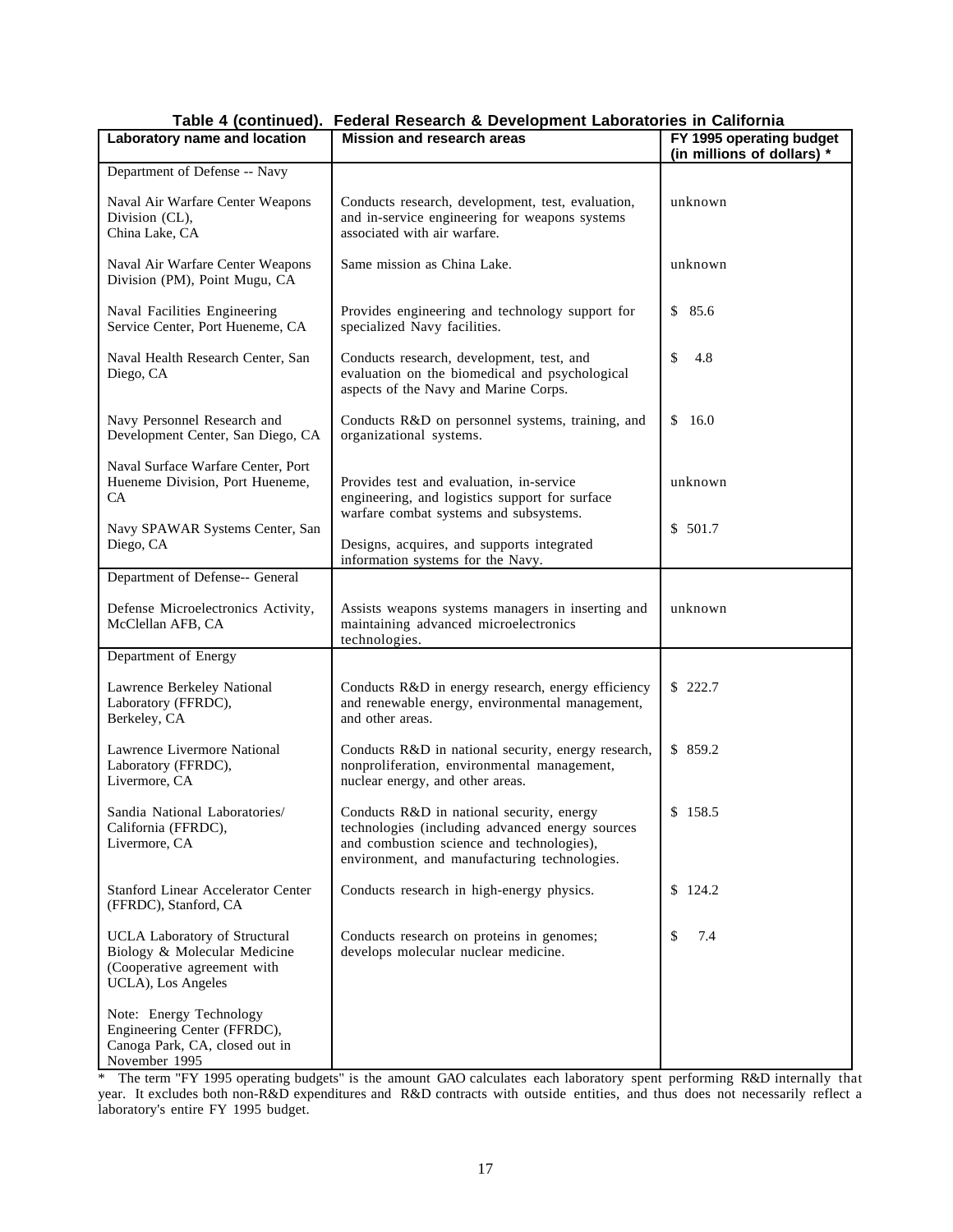**Table 4 (continued). Federal Research & Development Laboratories in California**

| Laboratory name and location | Mission and research areas | FY 1995 operating budget (in millions of dollars) * |
|---|---|---|
| Department of Defense -- Navy | | |
| Naval Air Warfare Center Weapons Division (CL), China Lake, CA | Conducts research, development, test, evaluation, and in-service engineering for weapons systems associated with air warfare. | unknown |
| Naval Air Warfare Center Weapons Division (PM), Point Mugu, CA | Same mission as China Lake. | unknown |
| Naval Facilities Engineering Service Center, Port Hueneme, CA | Provides engineering and technology support for specialized Navy facilities. | $ 85.6 |
| Naval Health Research Center, San Diego, CA | Conducts research, development, test, and evaluation on the biomedical and psychological aspects of the Navy and Marine Corps. | $ 4.8 |
| Navy Personnel Research and Development Center, San Diego, CA | Conducts R&D on personnel systems, training, and organizational systems. | $ 16.0 |
| Naval Surface Warfare Center, Port Hueneme Division, Port Hueneme, CA | Provides test and evaluation, in-service engineering, and logistics support for surface warfare combat systems and subsystems. | unknown |
| Navy SPAWAR Systems Center, San Diego, CA | Designs, acquires, and supports integrated information systems for the Navy. | $ 501.7 |
| Department of Defense-- General | | |
| Defense Microelectronics Activity, McClellan AFB, CA | Assists weapons systems managers in inserting and maintaining advanced microelectronics technologies. | unknown |
| Department of Energy | | |
| Lawrence Berkeley National Laboratory (FFRDC), Berkeley, CA | Conducts R&D in energy research, energy efficiency and renewable energy, environmental management, and other areas. | $ 222.7 |
| Lawrence Livermore National Laboratory (FFRDC), Livermore, CA | Conducts R&D in national security, energy research, nonproliferation, environmental management, nuclear energy, and other areas. | $ 859.2 |
| Sandia National Laboratories/ California (FFRDC), Livermore, CA | Conducts R&D in national security, energy technologies (including advanced energy sources and combustion science and technologies), environment, and manufacturing technologies. | $ 158.5 |
| Stanford Linear Accelerator Center (FFRDC), Stanford, CA | Conducts research in high-energy physics. | $ 124.2 |
| UCLA Laboratory of Structural Biology & Molecular Medicine (Cooperative agreement with UCLA), Los Angeles | Conducts research on proteins in genomes; develops molecular nuclear medicine. | $ 7.4 |
| Note: Energy Technology Engineering Center (FFRDC), Canoga Park, CA, closed out in November 1995 | | |

* The term "FY 1995 operating budgets" is the amount GAO calculates each laboratory spent performing R&D internally that year. It excludes both non-R&D expenditures and R&D contracts with outside entities, and thus does not necessarily reflect a laboratory's entire FY 1995 budget.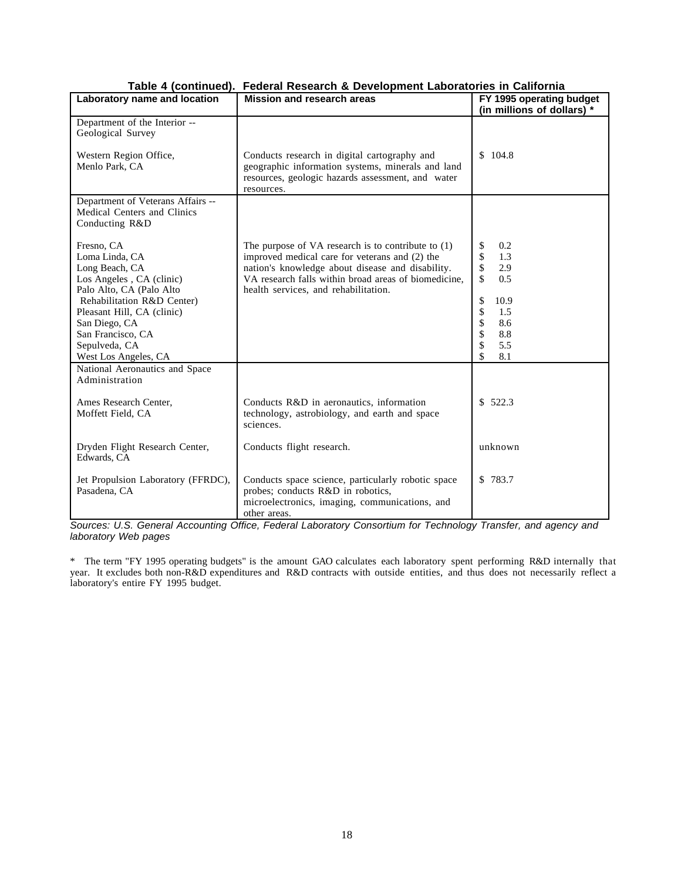**Table 4 (continued). Federal Research & Development Laboratories in California**

| Laboratory name and location | Mission and research areas | FY 1995 operating budget (in millions of dollars) * |
|---|---|---|
| Department of the Interior -- Geological Survey | | |
| Western Region Office, Menlo Park, CA | Conducts research in digital cartography and geographic information systems, minerals and land resources, geologic hazards assessment, and water resources. | $ 104.8 |
| Department of Veterans Affairs -- Medical Centers and Clinics Conducting R&D | The purpose of VA research is to contribute to (1) improved medical care for veterans and (2) the nation's knowledge about disease and disability. VA research falls within broad areas of biomedicine, health services, and rehabilitation. | |
| Fresno, CA | | $ 0.2 |
| Loma Linda, CA | | $ 1.3 |
| Long Beach, CA | | $ 2.9 |
| Los Angeles , CA (clinic) | | $ 0.5 |
| Palo Alto, CA (Palo Alto Rehabilitation R&D Center) | | $ 10.9 |
| Pleasant Hill, CA (clinic) | | $ 1.5 |
| San Diego, CA | | $ 8.6 |
| San Francisco, CA | | $ 8.8 |
| Sepulveda, CA | | $ 5.5 |
| West Los Angeles, CA | | $ 8.1 |
| National Aeronautics and Space Administration | | |
| Ames Research Center, Moffett Field, CA | Conducts R&D in aeronautics, information technology, astrobiology, and earth and space sciences. | $ 522.3 |
| Dryden Flight Research Center, Edwards, CA | Conducts flight research. | unknown |
| Jet Propulsion Laboratory (FFRDC), Pasadena, CA | Conducts space science, particularly robotic space probes; conducts R&D in robotics, microelectronics, imaging, communications, and other areas. | $ 783.7 |

*Sources: U.S. General Accounting Office, Federal Laboratory Consortium for Technology Transfer, and agency and laboratory Web pages*

\* The term "FY 1995 operating budgets" is the amount GAO calculates each laboratory spent performing R&D internally that year. It excludes both non-R&D expenditures and R&D contracts with outside entities, and thus does not necessarily reflect a laboratory's entire FY 1995 budget.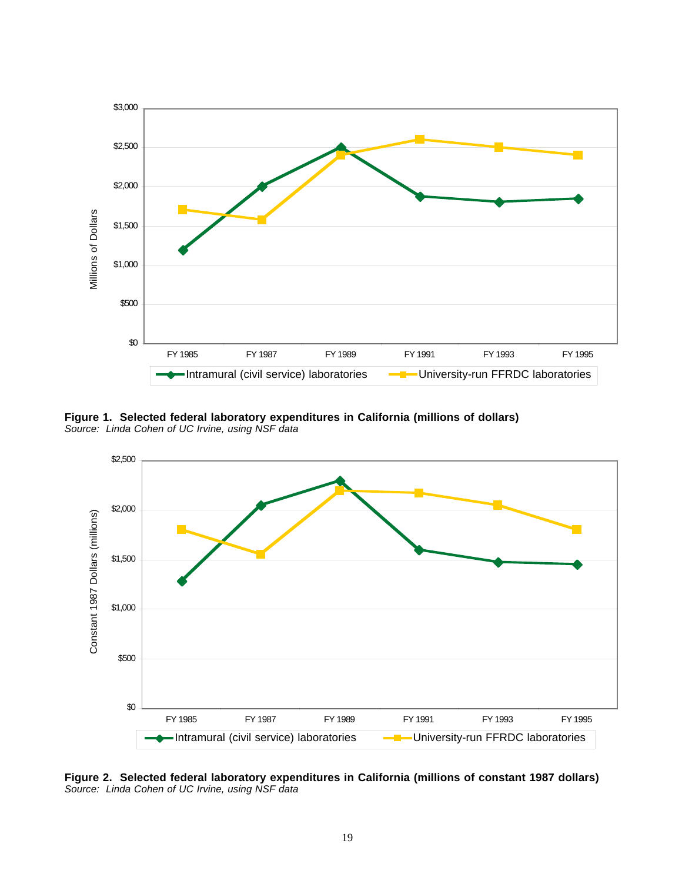**Figure 1. Selected federal laboratory expenditures in California (millions of dollars)**
*Source: Linda Cohen of UC Irvine, using NSF data*

**Figure 2. Selected federal laboratory expenditures in California (millions of constant 1987 dollars)**
*Source: Linda Cohen of UC Irvine, using NSF data*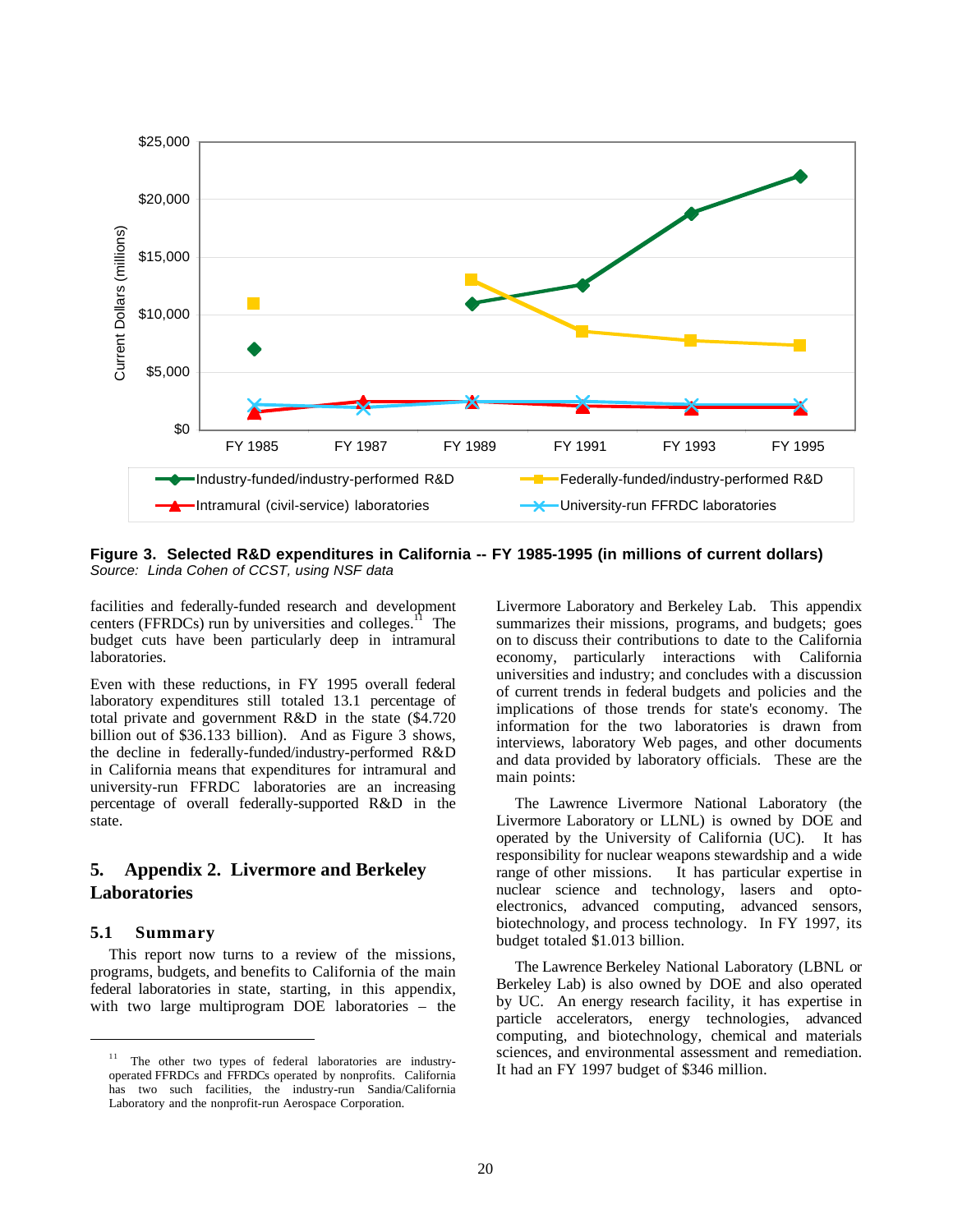**Figure 3. Selected R&D expenditures in California -- FY 1985-1995 (in millions of current dollars)**
*Source: Linda Cohen of CCST, using NSF data*

facilities and federally-funded research and development centers (FFRDCs) run by universities and colleges.[11] The budget cuts have been particularly deep in intramural laboratories.

Even with these reductions, in FY 1995 overall federal laboratory expenditures still totaled 13.1 percentage of total private and government R&D in the state ($4.720 billion out of $36.133 billion). And as Figure 3 shows, the decline in federally-funded/industry-performed R&D in California means that expenditures for intramural and university-run FFRDC laboratories are an increasing percentage of overall federally-supported R&D in the state.

# 5. Appendix 2. Livermore and Berkeley Laboratories

## 5.1 Summary

This report now turns to a review of the missions, programs, budgets, and benefits to California of the main federal laboratories in state, starting, in this appendix, with two large multiprogram DOE laboratories – the Livermore Laboratory and Berkeley Lab. This appendix summarizes their missions, programs, and budgets; goes on to discuss their contributions to date to the California economy, particularly interactions with California universities and industry; and concludes with a discussion of current trends in federal budgets and policies and the implications of those trends for state's economy. The information for the two laboratories is drawn from interviews, laboratory Web pages, and other documents and data provided by laboratory officials. These are the main points:

The Lawrence Livermore National Laboratory (the Livermore Laboratory or LLNL) is owned by DOE and operated by the University of California (UC). It has responsibility for nuclear weapons stewardship and a wide range of other missions. It has particular expertise in nuclear science and technology, lasers and opto-electronics, advanced computing, advanced sensors, biotechnology, and process technology. In FY 1997, its budget totaled $1.013 billion.

The Lawrence Berkeley National Laboratory (LBNL or Berkeley Lab) is also owned by DOE and also operated by UC. An energy research facility, it has expertise in particle accelerators, energy technologies, advanced computing, and biotechnology, chemical and materials sciences, and environmental assessment and remediation. It had an FY 1997 budget of $346 million.

[11] The other two types of federal laboratories are industry-operated FFRDCs and FFRDCs operated by nonprofits. California has two such facilities, the industry-run Sandia/California Laboratory and the nonprofit-run Aerospace Corporation.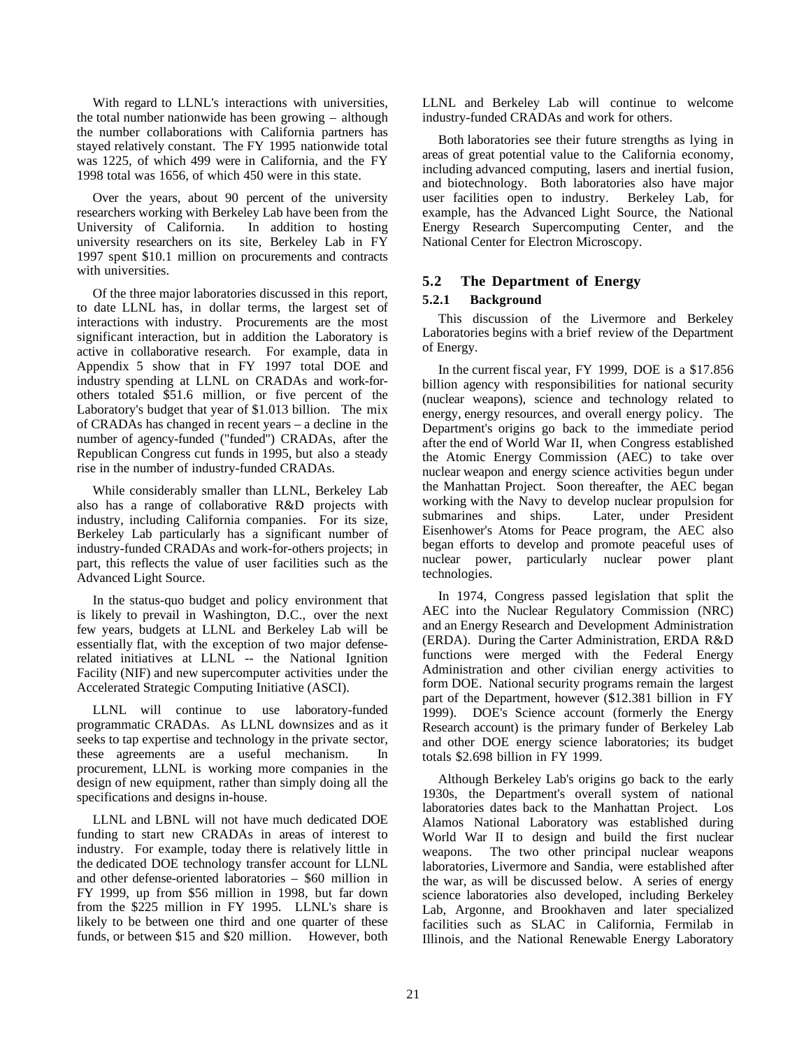With regard to LLNL's interactions with universities, the total number nationwide has been growing – although the number collaborations with California partners has stayed relatively constant. The FY 1995 nationwide total was 1225, of which 499 were in California, and the FY 1998 total was 1656, of which 450 were in this state.

Over the years, about 90 percent of the university researchers working with Berkeley Lab have been from the University of California. In addition to hosting university researchers on its site, Berkeley Lab in FY 1997 spent $10.1 million on procurements and contracts with universities.

Of the three major laboratories discussed in this report, to date LLNL has, in dollar terms, the largest set of interactions with industry. Procurements are the most significant interaction, but in addition the Laboratory is active in collaborative research. For example, data in Appendix 5 show that in FY 1997 total DOE and industry spending at LLNL on CRADAs and work-for-others totaled $51.6 million, or five percent of the Laboratory's budget that year of $1.013 billion. The mix of CRADAs has changed in recent years – a decline in the number of agency-funded ("funded") CRADAs, after the Republican Congress cut funds in 1995, but also a steady rise in the number of industry-funded CRADAs.

While considerably smaller than LLNL, Berkeley Lab also has a range of collaborative R&D projects with industry, including California companies. For its size, Berkeley Lab particularly has a significant number of industry-funded CRADAs and work-for-others projects; in part, this reflects the value of user facilities such as the Advanced Light Source.

In the status-quo budget and policy environment that is likely to prevail in Washington, D.C., over the next few years, budgets at LLNL and Berkeley Lab will be essentially flat, with the exception of two major defense-related initiatives at LLNL -- the National Ignition Facility (NIF) and new supercomputer activities under the Accelerated Strategic Computing Initiative (ASCI).

LLNL will continue to use laboratory-funded programmatic CRADAs. As LLNL downsizes and as it seeks to tap expertise and technology in the private sector, these agreements are a useful mechanism. In procurement, LLNL is working more companies in the design of new equipment, rather than simply doing all the specifications and designs in-house.

LLNL and LBNL will not have much dedicated DOE funding to start new CRADAs in areas of interest to industry. For example, today there is relatively little in the dedicated DOE technology transfer account for LLNL and other defense-oriented laboratories – $60 million in FY 1999, up from $56 million in 1998, but far down from the $225 million in FY 1995. LLNL's share is likely to be between one third and one quarter of these funds, or between $15 and $20 million. However, both LLNL and Berkeley Lab will continue to welcome industry-funded CRADAs and work for others.

Both laboratories see their future strengths as lying in areas of great potential value to the California economy, including advanced computing, lasers and inertial fusion, and biotechnology. Both laboratories also have major user facilities open to industry. Berkeley Lab, for example, has the Advanced Light Source, the National Energy Research Supercomputing Center, and the National Center for Electron Microscopy.

## 5.2 The Department of Energy

### 5.2.1 Background

This discussion of the Livermore and Berkeley Laboratories begins with a brief review of the Department of Energy.

In the current fiscal year, FY 1999, DOE is a $17.856 billion agency with responsibilities for national security (nuclear weapons), science and technology related to energy, energy resources, and overall energy policy. The Department's origins go back to the immediate period after the end of World War II, when Congress established the Atomic Energy Commission (AEC) to take over nuclear weapon and energy science activities begun under the Manhattan Project. Soon thereafter, the AEC began working with the Navy to develop nuclear propulsion for submarines and ships. Later, under President Eisenhower's Atoms for Peace program, the AEC also began efforts to develop and promote peaceful uses of nuclear power, particularly nuclear power plant technologies.

In 1974, Congress passed legislation that split the AEC into the Nuclear Regulatory Commission (NRC) and an Energy Research and Development Administration (ERDA). During the Carter Administration, ERDA R&D functions were merged with the Federal Energy Administration and other civilian energy activities to form DOE. National security programs remain the largest part of the Department, however ($12.381 billion in FY 1999). DOE's Science account (formerly the Energy Research account) is the primary funder of Berkeley Lab and other DOE energy science laboratories; its budget totals $2.698 billion in FY 1999.

Although Berkeley Lab's origins go back to the early 1930s, the Department's overall system of national laboratories dates back to the Manhattan Project. Los Alamos National Laboratory was established during World War II to design and build the first nuclear weapons. The two other principal nuclear weapons laboratories, Livermore and Sandia, were established after the war, as will be discussed below. A series of energy science laboratories also developed, including Berkeley Lab, Argonne, and Brookhaven and later specialized facilities such as SLAC in California, Fermilab in Illinois, and the National Renewable Energy Laboratory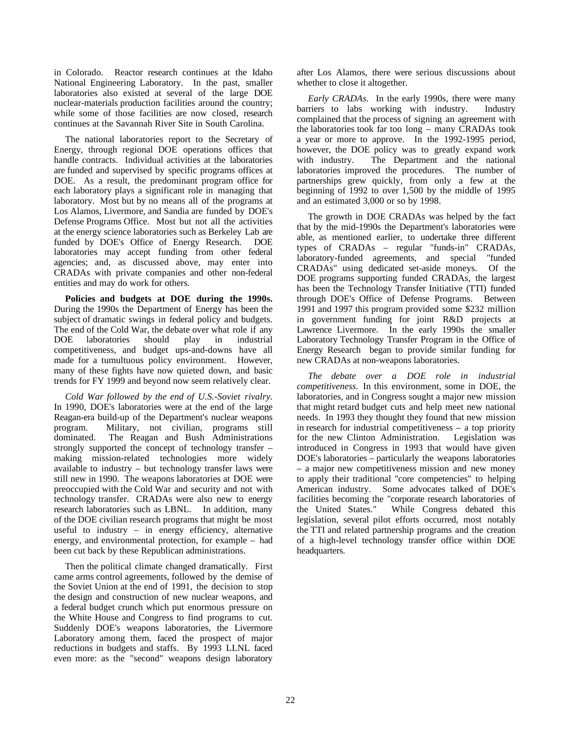in Colorado. Reactor research continues at the Idaho National Engineering Laboratory. In the past, smaller laboratories also existed at several of the large DOE nuclear-materials production facilities around the country; while some of those facilities are now closed, research continues at the Savannah River Site in South Carolina.

The national laboratories report to the Secretary of Energy, through regional DOE operations offices that handle contracts. Individual activities at the laboratories are funded and supervised by specific programs offices at DOE. As a result, the predominant program office for each laboratory plays a significant role in managing that laboratory. Most but by no means all of the programs at Los Alamos, Livermore, and Sandia are funded by DOE's Defense Programs Office. Most but not all the activities at the energy science laboratories such as Berkeley Lab are funded by DOE's Office of Energy Research. DOE laboratories may accept funding from other federal agencies; and, as discussed above, may enter into CRADAs with private companies and other non-federal entities and may do work for others.

**Policies and budgets at DOE during the 1990s.** During the 1990s the Department of Energy has been the subject of dramatic swings in federal policy and budgets. The end of the Cold War, the debate over what role if any DOE laboratories should play in industrial competitiveness, and budget ups-and-downs have all made for a tumultuous policy environment. However, many of these fights have now quieted down, and basic trends for FY 1999 and beyond now seem relatively clear.

*Cold War followed by the end of U.S.-Soviet rivalry.* In 1990, DOE's laboratories were at the end of the large Reagan-era build-up of the Department's nuclear weapons program. Military, not civilian, programs still dominated. The Reagan and Bush Administrations strongly supported the concept of technology transfer – making mission-related technologies more widely available to industry – but technology transfer laws were still new in 1990. The weapons laboratories at DOE were preoccupied with the Cold War and security and not with technology transfer. CRADAs were also new to energy research laboratories such as LBNL. In addition, many of the DOE civilian research programs that might be most useful to industry – in energy efficiency, alternative energy, and environmental protection, for example – had been cut back by these Republican administrations.

Then the political climate changed dramatically. First came arms control agreements, followed by the demise of the Soviet Union at the end of 1991, the decision to stop the design and construction of new nuclear weapons, and a federal budget crunch which put enormous pressure on the White House and Congress to find programs to cut. Suddenly DOE's weapons laboratories, the Livermore Laboratory among them, faced the prospect of major reductions in budgets and staffs. By 1993 LLNL faced even more: as the "second" weapons design laboratory after Los Alamos, there were serious discussions about whether to close it altogether.

*Early CRADAs.* In the early 1990s, there were many barriers to labs working with industry. Industry complained that the process of signing an agreement with the laboratories took far too long – many CRADAs took a year or more to approve. In the 1992-1995 period, however, the DOE policy was to greatly expand work with industry. The Department and the national laboratories improved the procedures. The number of partnerships grew quickly, from only a few at the beginning of 1992 to over 1,500 by the middle of 1995 and an estimated 3,000 or so by 1998.

The growth in DOE CRADAs was helped by the fact that by the mid-1990s the Department's laboratories were able, as mentioned earlier, to undertake three different types of CRADAs – regular "funds-in" CRADAs, laboratory-funded agreements, and special "funded CRADAs" using dedicated set-aside moneys. Of the DOE programs supporting funded CRADAs, the largest has been the Technology Transfer Initiative (TTI) funded through DOE's Office of Defense Programs. Between 1991 and 1997 this program provided some $232 million in government funding for joint R&D projects at Lawrence Livermore. In the early 1990s the smaller Laboratory Technology Transfer Program in the Office of Energy Research began to provide similar funding for new CRADAs at non-weapons laboratories.

*The debate over a DOE role in industrial competitiveness.* In this environment, some in DOE, the laboratories, and in Congress sought a major new mission that might retard budget cuts and help meet new national needs. In 1993 they thought they found that new mission in research for industrial competitiveness – a top priority for the new Clinton Administration. Legislation was introduced in Congress in 1993 that would have given DOE's laboratories – particularly the weapons laboratories – a major new competitiveness mission and new money to apply their traditional "core competencies" to helping American industry. Some advocates talked of DOE's facilities becoming the "corporate research laboratories of the United States." While Congress debated this legislation, several pilot efforts occurred, most notably the TTI and related partnership programs and the creation of a high-level technology transfer office within DOE headquarters.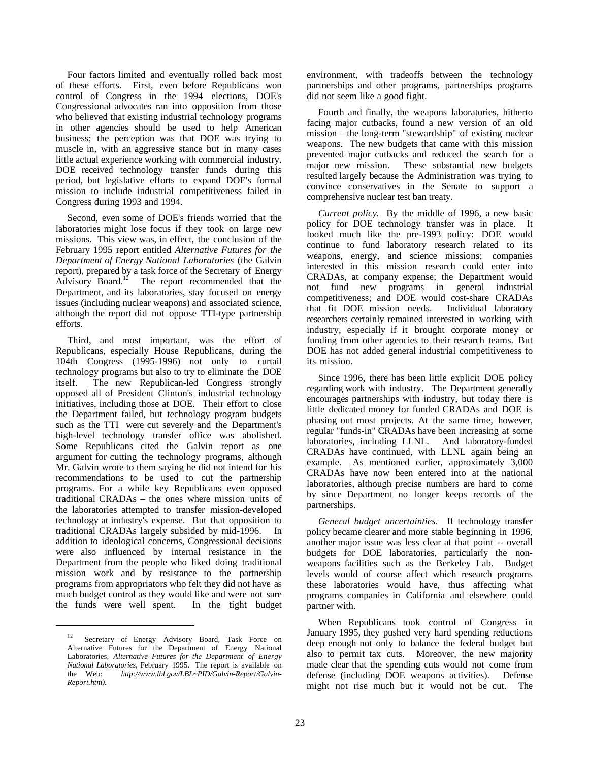Four factors limited and eventually rolled back most of these efforts. First, even before Republicans won control of Congress in the 1994 elections, DOE's Congressional advocates ran into opposition from those who believed that existing industrial technology programs in other agencies should be used to help American business; the perception was that DOE was trying to muscle in, with an aggressive stance but in many cases little actual experience working with commercial industry. DOE received technology transfer funds during this period, but legislative efforts to expand DOE's formal mission to include industrial competitiveness failed in Congress during 1993 and 1994.

Second, even some of DOE's friends worried that the laboratories might lose focus if they took on large new missions. This view was, in effect, the conclusion of the February 1995 report entitled *Alternative Futures for the Department of Energy National Laboratories* (the Galvin report), prepared by a task force of the Secretary of Energy Advisory Board.[12] The report recommended that the Department, and its laboratories, stay focused on energy issues (including nuclear weapons) and associated science, although the report did not oppose TTI-type partnership efforts.

Third, and most important, was the effort of Republicans, especially House Republicans, during the 104th Congress (1995-1996) not only to curtail technology programs but also to try to eliminate the DOE itself. The new Republican-led Congress strongly opposed all of President Clinton's industrial technology initiatives, including those at DOE. Their effort to close the Department failed, but technology program budgets such as the TTI were cut severely and the Department's high-level technology transfer office was abolished. Some Republicans cited the Galvin report as one argument for cutting the technology programs, although Mr. Galvin wrote to them saying he did not intend for his recommendations to be used to cut the partnership programs. For a while key Republicans even opposed traditional CRADAs – the ones where mission units of the laboratories attempted to transfer mission-developed technology at industry's expense. But that opposition to traditional CRADAs largely subsided by mid-1996. In addition to ideological concerns, Congressional decisions were also influenced by internal resistance in the Department from the people who liked doing traditional mission work and by resistance to the partnership programs from appropriators who felt they did not have as much budget control as they would like and were not sure the funds were well spent. In the tight budget environment, with tradeoffs between the technology partnerships and other programs, partnerships programs did not seem like a good fight.

Fourth and finally, the weapons laboratories, hitherto facing major cutbacks, found a new version of an old mission – the long-term "stewardship" of existing nuclear weapons. The new budgets that came with this mission prevented major cutbacks and reduced the search for a major new mission. These substantial new budgets resulted largely because the Administration was trying to convince conservatives in the Senate to support a comprehensive nuclear test ban treaty.

*Current policy.* By the middle of 1996, a new basic policy for DOE technology transfer was in place. It looked much like the pre-1993 policy: DOE would continue to fund laboratory research related to its weapons, energy, and science missions; companies interested in this mission research could enter into CRADAs, at company expense; the Department would not fund new programs in general industrial competitiveness; and DOE would cost-share CRADAs that fit DOE mission needs. Individual laboratory researchers certainly remained interested in working with industry, especially if it brought corporate money or funding from other agencies to their research teams. But DOE has not added general industrial competitiveness to its mission.

Since 1996, there has been little explicit DOE policy regarding work with industry. The Department generally encourages partnerships with industry, but today there is little dedicated money for funded CRADAs and DOE is phasing out most projects. At the same time, however, regular "funds-in" CRADAs have been increasing at some laboratories, including LLNL. And laboratory-funded CRADAs have continued, with LLNL again being an example. As mentioned earlier, approximately 3,000 CRADAs have now been entered into at the national laboratories, although precise numbers are hard to come by since Department no longer keeps records of the partnerships.

*General budget uncertainties.* If technology transfer policy became clearer and more stable beginning in 1996, another major issue was less clear at that point -- overall budgets for DOE laboratories, particularly the non-weapons facilities such as the Berkeley Lab. Budget levels would of course affect which research programs these laboratories would have, thus affecting what programs companies in California and elsewhere could partner with.

When Republicans took control of Congress in January 1995, they pushed very hard spending reductions deep enough not only to balance the federal budget but also to permit tax cuts. Moreover, the new majority made clear that the spending cuts would not come from defense (including DOE weapons activities). Defense might not rise much but it would not be cut. The

---

[12] Secretary of Energy Advisory Board, Task Force on Alternative Futures for the Department of Energy National Laboratories, *Alternative Futures for the Department of Energy National Laboratories*, February 1995. The report is available on the Web: *http://www.lbl.gov/LBL~PID/Galvin-Report/Galvin-Report.htm).*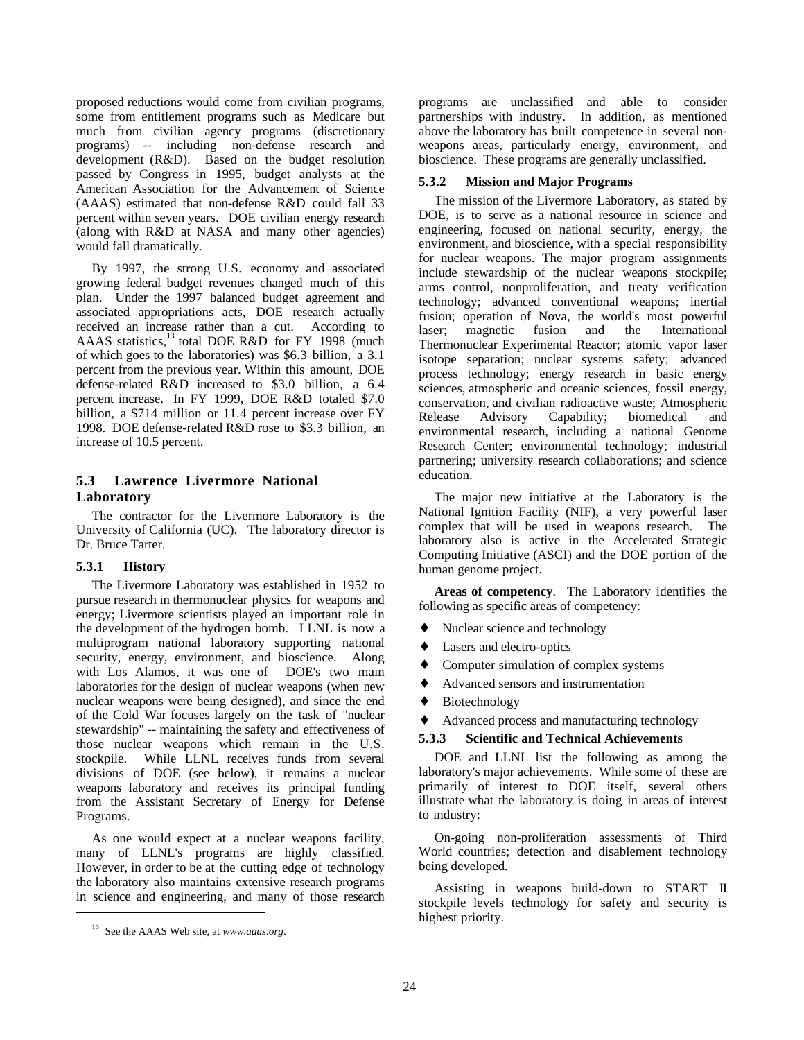proposed reductions would come from civilian programs, some from entitlement programs such as Medicare but much from civilian agency programs (discretionary programs) -- including non-defense research and development (R&D). Based on the budget resolution passed by Congress in 1995, budget analysts at the American Association for the Advancement of Science (AAAS) estimated that non-defense R&D could fall 33 percent within seven years. DOE civilian energy research (along with R&D at NASA and many other agencies) would fall dramatically.

By 1997, the strong U.S. economy and associated growing federal budget revenues changed much of this plan. Under the 1997 balanced budget agreement and associated appropriations acts, DOE research actually received an increase rather than a cut. According to AAAS statistics,[13] total DOE R&D for FY 1998 (much of which goes to the laboratories) was $6.3 billion, a 3.1 percent from the previous year. Within this amount, DOE defense-related R&D increased to $3.0 billion, a 6.4 percent increase. In FY 1999, DOE R&D totaled $7.0 billion, a $714 million or 11.4 percent increase over FY 1998. DOE defense-related R&D rose to $3.3 billion, an increase of 10.5 percent.

## 5.3 Lawrence Livermore National Laboratory

The contractor for the Livermore Laboratory is the University of California (UC). The laboratory director is Dr. Bruce Tarter.

### 5.3.1 History

The Livermore Laboratory was established in 1952 to pursue research in thermonuclear physics for weapons and energy; Livermore scientists played an important role in the development of the hydrogen bomb. LLNL is now a multiprogram national laboratory supporting national security, energy, environment, and bioscience. Along with Los Alamos, it was one of DOE's two main laboratories for the design of nuclear weapons (when new nuclear weapons were being designed), and since the end of the Cold War focuses largely on the task of "nuclear stewardship" -- maintaining the safety and effectiveness of those nuclear weapons which remain in the U.S. stockpile. While LLNL receives funds from several divisions of DOE (see below), it remains a nuclear weapons laboratory and receives its principal funding from the Assistant Secretary of Energy for Defense Programs.

As one would expect at a nuclear weapons facility, many of LLNL's programs are highly classified. However, in order to be at the cutting edge of technology the laboratory also maintains extensive research programs in science and engineering, and many of those research programs are unclassified and able to consider partnerships with industry. In addition, as mentioned above the laboratory has built competence in several non-weapons areas, particularly energy, environment, and bioscience. These programs are generally unclassified.

### 5.3.2 Mission and Major Programs

The mission of the Livermore Laboratory, as stated by DOE, is to serve as a national resource in science and engineering, focused on national security, energy, the environment, and bioscience, with a special responsibility for nuclear weapons. The major program assignments include stewardship of the nuclear weapons stockpile; arms control, nonproliferation, and treaty verification technology; advanced conventional weapons; inertial fusion; operation of Nova, the world's most powerful laser; magnetic fusion and the International Thermonuclear Experimental Reactor; atomic vapor laser isotope separation; nuclear systems safety; advanced process technology; energy research in basic energy sciences, atmospheric and oceanic sciences, fossil energy, conservation, and civilian radioactive waste; Atmospheric Release Advisory Capability; biomedical and environmental research, including a national Genome Research Center; environmental technology; industrial partnering; university research collaborations; and science education.

The major new initiative at the Laboratory is the National Ignition Facility (NIF), a very powerful laser complex that will be used in weapons research. The laboratory also is active in the Accelerated Strategic Computing Initiative (ASCI) and the DOE portion of the human genome project.

**Areas of competency**. The Laboratory identifies the following as specific areas of competency:

- Nuclear science and technology
- Lasers and electro-optics
- Computer simulation of complex systems
- Advanced sensors and instrumentation
- Biotechnology
- Advanced process and manufacturing technology

### 5.3.3 Scientific and Technical Achievements

DOE and LLNL list the following as among the laboratory's major achievements. While some of these are primarily of interest to DOE itself, several others illustrate what the laboratory is doing in areas of interest to industry:

On-going non-proliferation assessments of Third World countries; detection and disablement technology being developed.

Assisting in weapons build-down to START II stockpile levels technology for safety and security is highest priority.

---

[13] See the AAAS Web site, at *www.aaas.org*.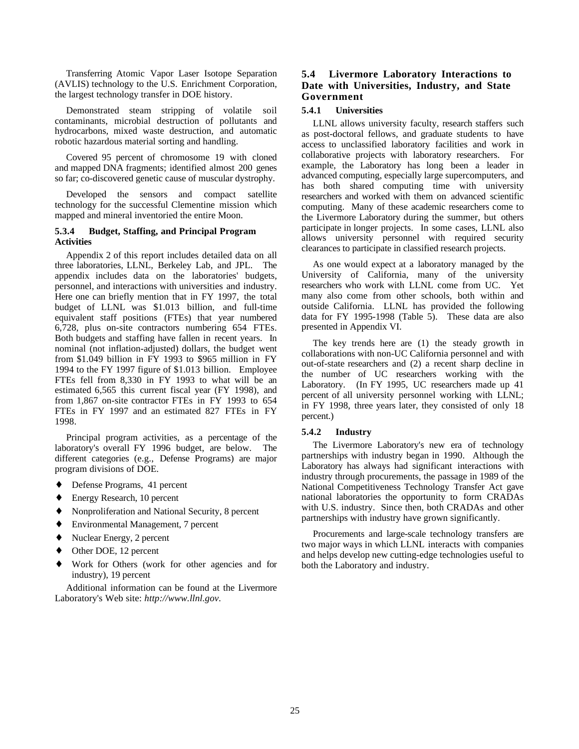Transferring Atomic Vapor Laser Isotope Separation (AVLIS) technology to the U.S. Enrichment Corporation, the largest technology transfer in DOE history.

Demonstrated steam stripping of volatile soil contaminants, microbial destruction of pollutants and hydrocarbons, mixed waste destruction, and automatic robotic hazardous material sorting and handling.

Covered 95 percent of chromosome 19 with cloned and mapped DNA fragments; identified almost 200 genes so far; co-discovered genetic cause of muscular dystrophy.

Developed the sensors and compact satellite technology for the successful Clementine mission which mapped and mineral inventoried the entire Moon.

#### 5.3.4 Budget, Staffing, and Principal Program Activities

Appendix 2 of this report includes detailed data on all three laboratories, LLNL, Berkeley Lab, and JPL. The appendix includes data on the laboratories' budgets, personnel, and interactions with universities and industry. Here one can briefly mention that in FY 1997, the total budget of LLNL was $1.013 billion, and full-time equivalent staff positions (FTEs) that year numbered 6,728, plus on-site contractors numbering 654 FTEs. Both budgets and staffing have fallen in recent years. In nominal (not inflation-adjusted) dollars, the budget went from $1.049 billion in FY 1993 to $965 million in FY 1994 to the FY 1997 figure of $1.013 billion. Employee FTEs fell from 8,330 in FY 1993 to what will be an estimated 6,565 this current fiscal year (FY 1998), and from 1,867 on-site contractor FTEs in FY 1993 to 654 FTEs in FY 1997 and an estimated 827 FTEs in FY 1998.

Principal program activities, as a percentage of the laboratory's overall FY 1996 budget, are below. The different categories (e.g., Defense Programs) are major program divisions of DOE.

- Defense Programs, 41 percent
- Energy Research, 10 percent
- Nonproliferation and National Security, 8 percent
- Environmental Management, 7 percent
- Nuclear Energy, 2 percent
- Other DOE, 12 percent
- Work for Others (work for other agencies and for industry), 19 percent

Additional information can be found at the Livermore Laboratory's Web site: *http://www.llnl.gov*.

### 5.4 Livermore Laboratory Interactions to Date with Universities, Industry, and State Government

#### 5.4.1 Universities

LLNL allows university faculty, research staffers such as post-doctoral fellows, and graduate students to have access to unclassified laboratory facilities and work in collaborative projects with laboratory researchers. For example, the Laboratory has long been a leader in advanced computing, especially large supercomputers, and has both shared computing time with university researchers and worked with them on advanced scientific computing. Many of these academic researchers come to the Livermore Laboratory during the summer, but others participate in longer projects. In some cases, LLNL also allows university personnel with required security clearances to participate in classified research projects.

As one would expect at a laboratory managed by the University of California, many of the university researchers who work with LLNL come from UC. Yet many also come from other schools, both within and outside California. LLNL has provided the following data for FY 1995-1998 (Table 5). These data are also presented in Appendix VI.

The key trends here are (1) the steady growth in collaborations with non-UC California personnel and with out-of-state researchers and (2) a recent sharp decline in the number of UC researchers working with the Laboratory. (In FY 1995, UC researchers made up 41 percent of all university personnel working with LLNL; in FY 1998, three years later, they consisted of only 18 percent.)

#### 5.4.2 Industry

The Livermore Laboratory's new era of technology partnerships with industry began in 1990. Although the Laboratory has always had significant interactions with industry through procurements, the passage in 1989 of the National Competitiveness Technology Transfer Act gave national laboratories the opportunity to form CRADAs with U.S. industry. Since then, both CRADAs and other partnerships with industry have grown significantly.

Procurements and large-scale technology transfers are two major ways in which LLNL interacts with companies and helps develop new cutting-edge technologies useful to both the Laboratory and industry.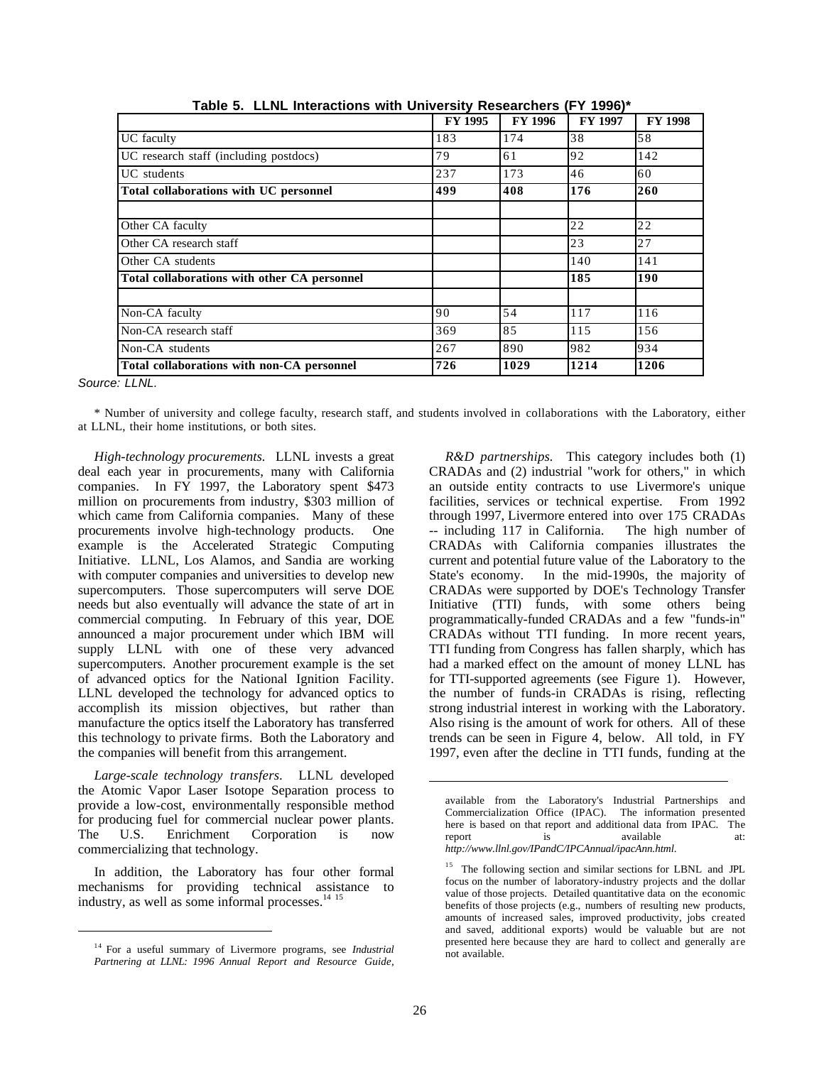**Table 5. LLNL Interactions with University Researchers (FY 1996)***

| | FY 1995 | FY 1996 | FY 1997 | FY 1998 |
|---|---|---|---|---|
| UC faculty | 183 | 174 | 38 | 58 |
| UC research staff (including postdocs) | 79 | 61 | 92 | 142 |
| UC students | 237 | 173 | 46 | 60 |
| **Total collaborations with UC personnel** | **499** | **408** | **176** | **260** |
| | | | | |
| Other CA faculty | | | 22 | 22 |
| Other CA research staff | | | 23 | 27 |
| Other CA students | | | 140 | 141 |
| **Total collaborations with other CA personnel** | | | **185** | **190** |
| | | | | |
| Non-CA faculty | 90 | 54 | 117 | 116 |
| Non-CA research staff | 369 | 85 | 115 | 156 |
| Non-CA students | 267 | 890 | 982 | 934 |
| **Total collaborations with non-CA personnel** | **726** | **1029** | **1214** | **1206** |

*Source: LLNL.*

\* Number of university and college faculty, research staff, and students involved in collaborations with the Laboratory, either at LLNL, their home institutions, or both sites.

*High-technology procurements.* LLNL invests a great deal each year in procurements, many with California companies. In FY 1997, the Laboratory spent $473 million on procurements from industry, $303 million of which came from California companies. Many of these procurements involve high-technology products. One example is the Accelerated Strategic Computing Initiative. LLNL, Los Alamos, and Sandia are working with computer companies and universities to develop new supercomputers. Those supercomputers will serve DOE needs but also eventually will advance the state of art in commercial computing. In February of this year, DOE announced a major procurement under which IBM will supply LLNL with one of these very advanced supercomputers. Another procurement example is the set of advanced optics for the National Ignition Facility. LLNL developed the technology for advanced optics to accomplish its mission objectives, but rather than manufacture the optics itself the Laboratory has transferred this technology to private firms. Both the Laboratory and the companies will benefit from this arrangement.

*Large-scale technology transfers.* LLNL developed the Atomic Vapor Laser Isotope Separation process to provide a low-cost, environmentally responsible method for producing fuel for commercial nuclear power plants. The U.S. Enrichment Corporation is now commercializing that technology.

In addition, the Laboratory has four other formal mechanisms for providing technical assistance to industry, as well as some informal processes.[14] [15]

*R&D partnerships.* This category includes both (1) CRADAs and (2) industrial "work for others," in which an outside entity contracts to use Livermore's unique facilities, services or technical expertise. From 1992 through 1997, Livermore entered into over 175 CRADAs -- including 117 in California. The high number of CRADAs with California companies illustrates the current and potential future value of the Laboratory to the State's economy. In the mid-1990s, the majority of CRADAs were supported by DOE's Technology Transfer Initiative (TTI) funds, with some others being programmatically-funded CRADAs and a few "funds-in" CRADAs without TTI funding. In more recent years, TTI funding from Congress has fallen sharply, which has had a marked effect on the amount of money LLNL has for TTI-supported agreements (see Figure 1). However, the number of funds-in CRADAs is rising, reflecting strong industrial interest in working with the Laboratory. Also rising is the amount of work for others. All of these trends can be seen in Figure 4, below. All told, in FY 1997, even after the decline in TTI funds, funding at the

[14] For a useful summary of Livermore programs, see *Industrial Partnering at LLNL: 1996 Annual Report and Resource Guide,* available from the Laboratory's Industrial Partnerships and Commercialization Office (IPAC). The information presented here is based on that report and additional data from IPAC. The report is available at: *http://www.llnl.gov/IPandC/IPCAnnual/ipacAnn.html.*

[15] The following section and similar sections for LBNL and JPL focus on the number of laboratory-industry projects and the dollar value of those projects. Detailed quantitative data on the economic benefits of those projects (e.g., numbers of resulting new products, amounts of increased sales, improved productivity, jobs created and saved, additional exports) would be valuable but are not presented here because they are hard to collect and generally are not available.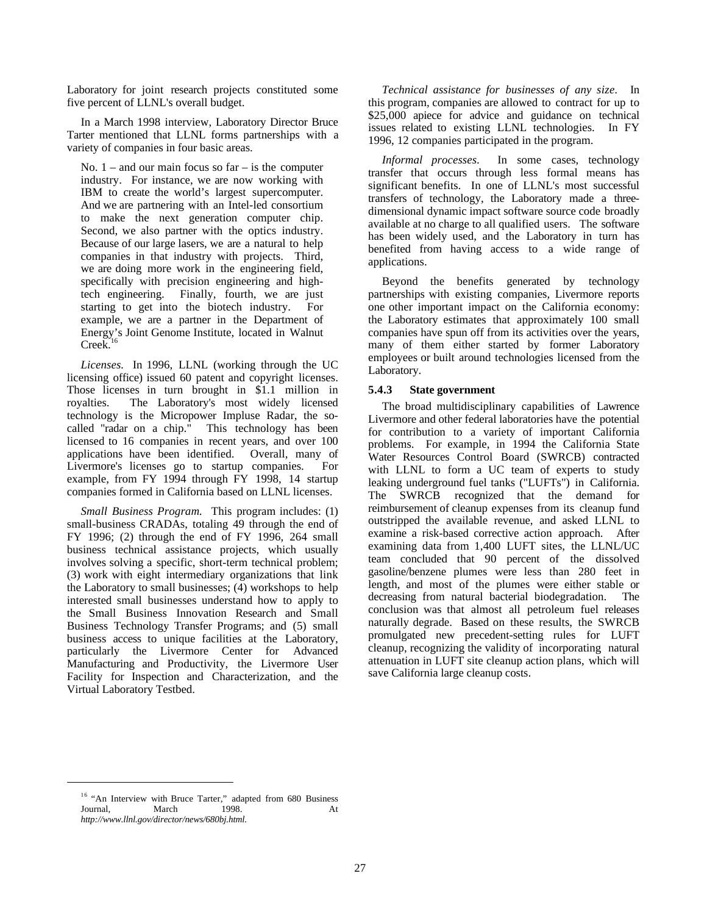Laboratory for joint research projects constituted some five percent of LLNL's overall budget.

In a March 1998 interview, Laboratory Director Bruce Tarter mentioned that LLNL forms partnerships with a variety of companies in four basic areas.

> No. 1 – and our main focus so far – is the computer industry. For instance, we are now working with IBM to create the world's largest supercomputer. And we are partnering with an Intel-led consortium to make the next generation computer chip. Second, we also partner with the optics industry. Because of our large lasers, we are a natural to help companies in that industry with projects. Third, we are doing more work in the engineering field, specifically with precision engineering and high-tech engineering. Finally, fourth, we are just starting to get into the biotech industry. For example, we are a partner in the Department of Energy's Joint Genome Institute, located in Walnut Creek.[16]

*Licenses.* In 1996, LLNL (working through the UC licensing office) issued 60 patent and copyright licenses. Those licenses in turn brought in $1.1 million in royalties. The Laboratory's most widely licensed technology is the Micropower Impluse Radar, the so-called "radar on a chip." This technology has been licensed to 16 companies in recent years, and over 100 applications have been identified. Overall, many of Livermore's licenses go to startup companies. For example, from FY 1994 through FY 1998, 14 startup companies formed in California based on LLNL licenses.

*Small Business Program.* This program includes: (1) small-business CRADAs, totaling 49 through the end of FY 1996; (2) through the end of FY 1996, 264 small business technical assistance projects, which usually involves solving a specific, short-term technical problem; (3) work with eight intermediary organizations that link the Laboratory to small businesses; (4) workshops to help interested small businesses understand how to apply to the Small Business Innovation Research and Small Business Technology Transfer Programs; and (5) small business access to unique facilities at the Laboratory, particularly the Livermore Center for Advanced Manufacturing and Productivity, the Livermore User Facility for Inspection and Characterization, and the Virtual Laboratory Testbed.

*Technical assistance for businesses of any size.* In this program, companies are allowed to contract for up to $25,000 apiece for advice and guidance on technical issues related to existing LLNL technologies. In FY 1996, 12 companies participated in the program.

*Informal processes.* In some cases, technology transfer that occurs through less formal means has significant benefits. In one of LLNL's most successful transfers of technology, the Laboratory made a three-dimensional dynamic impact software source code broadly available at no charge to all qualified users. The software has been widely used, and the Laboratory in turn has benefited from having access to a wide range of applications.

Beyond the benefits generated by technology partnerships with existing companies, Livermore reports one other important impact on the California economy: the Laboratory estimates that approximately 100 small companies have spun off from its activities over the years, many of them either started by former Laboratory employees or built around technologies licensed from the Laboratory.

### 5.4.3 State government

The broad multidisciplinary capabilities of Lawrence Livermore and other federal laboratories have the potential for contribution to a variety of important California problems. For example, in 1994 the California State Water Resources Control Board (SWRCB) contracted with LLNL to form a UC team of experts to study leaking underground fuel tanks ("LUFTs") in California. The SWRCB recognized that the demand for reimbursement of cleanup expenses from its cleanup fund outstripped the available revenue, and asked LLNL to examine a risk-based corrective action approach. After examining data from 1,400 LUFT sites, the LLNL/UC team concluded that 90 percent of the dissolved gasoline/benzene plumes were less than 280 feet in length, and most of the plumes were either stable or decreasing from natural bacterial biodegradation. The conclusion was that almost all petroleum fuel releases naturally degrade. Based on these results, the SWRCB promulgated new precedent-setting rules for LUFT cleanup, recognizing the validity of incorporating natural attenuation in LUFT site cleanup action plans, which will save California large cleanup costs.

---

[16] "An Interview with Bruce Tarter," adapted from 680 Business Journal, March 1998. At *http://www.llnl.gov/director/news/680bj.html.*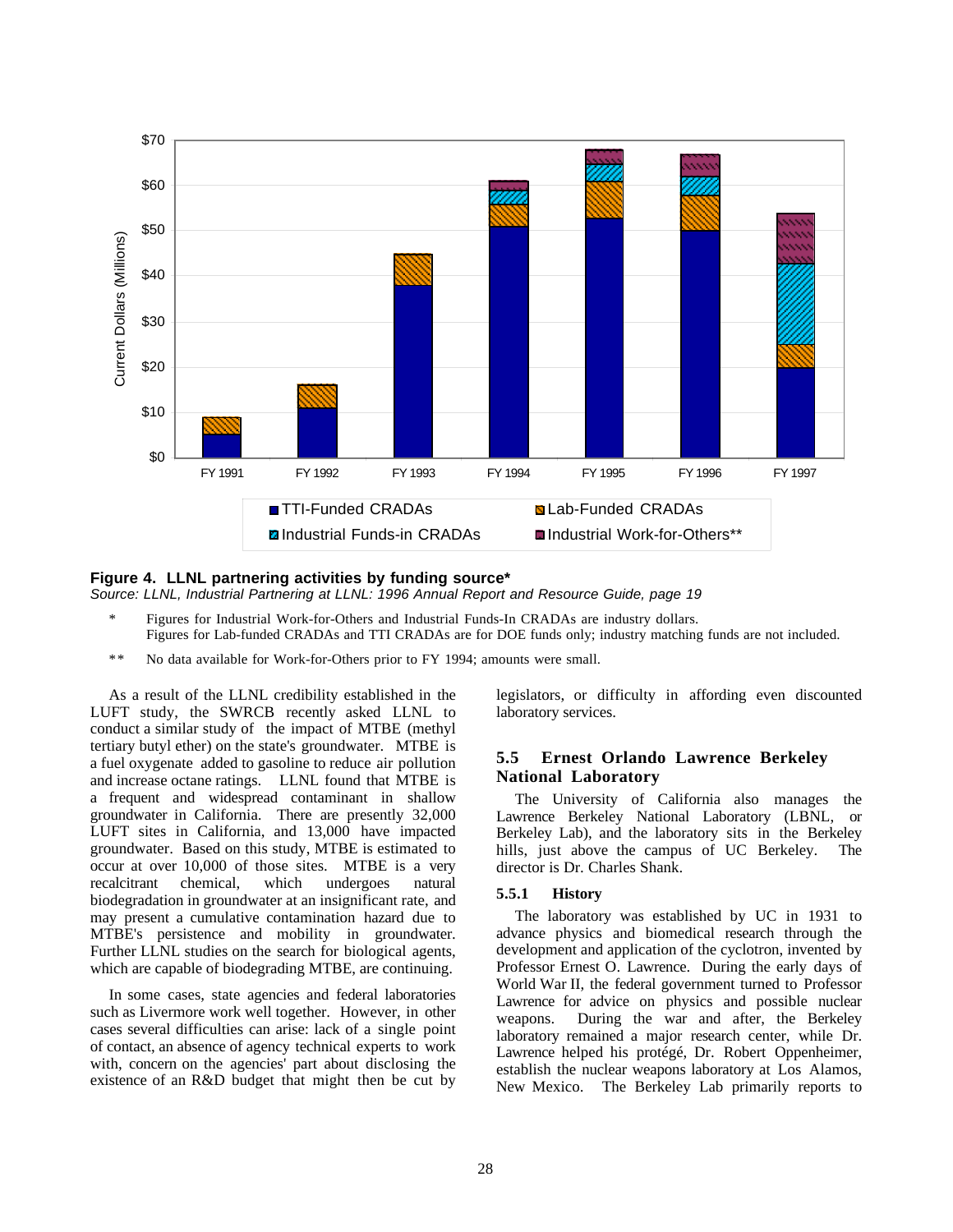**Figure 4. LLNL partnering activities by funding source***

*Source: LLNL, Industrial Partnering at LLNL: 1996 Annual Report and Resource Guide, page 19*

\* Figures for Industrial Work-for-Others and Industrial Funds-In CRADAs are industry dollars. Figures for Lab-funded CRADAs and TTI CRADAs are for DOE funds only; industry matching funds are not included.

\*\* No data available for Work-for-Others prior to FY 1994; amounts were small.

As a result of the LLNL credibility established in the LUFT study, the SWRCB recently asked LLNL to conduct a similar study of the impact of MTBE (methyl tertiary butyl ether) on the state's groundwater. MTBE is a fuel oxygenate added to gasoline to reduce air pollution and increase octane ratings. LLNL found that MTBE is a frequent and widespread contaminant in shallow groundwater in California. There are presently 32,000 LUFT sites in California, and 13,000 have impacted groundwater. Based on this study, MTBE is estimated to occur at over 10,000 of those sites. MTBE is a very recalcitrant chemical, which undergoes natural biodegradation in groundwater at an insignificant rate, and may present a cumulative contamination hazard due to MTBE's persistence and mobility in groundwater. Further LLNL studies on the search for biological agents, which are capable of biodegrading MTBE, are continuing.

In some cases, state agencies and federal laboratories such as Livermore work well together. However, in other cases several difficulties can arise: lack of a single point of contact, an absence of agency technical experts to work with, concern on the agencies' part about disclosing the existence of an R&D budget that might then be cut by legislators, or difficulty in affording even discounted laboratory services.

## 5.5 Ernest Orlando Lawrence Berkeley National Laboratory

The University of California also manages the Lawrence Berkeley National Laboratory (LBNL, or Berkeley Lab), and the laboratory sits in the Berkeley hills, just above the campus of UC Berkeley. The director is Dr. Charles Shank.

### 5.5.1 History

The laboratory was established by UC in 1931 to advance physics and biomedical research through the development and application of the cyclotron, invented by Professor Ernest O. Lawrence. During the early days of World War II, the federal government turned to Professor Lawrence for advice on physics and possible nuclear weapons. During the war and after, the Berkeley laboratory remained a major research center, while Dr. Lawrence helped his protégé, Dr. Robert Oppenheimer, establish the nuclear weapons laboratory at Los Alamos, New Mexico. The Berkeley Lab primarily reports to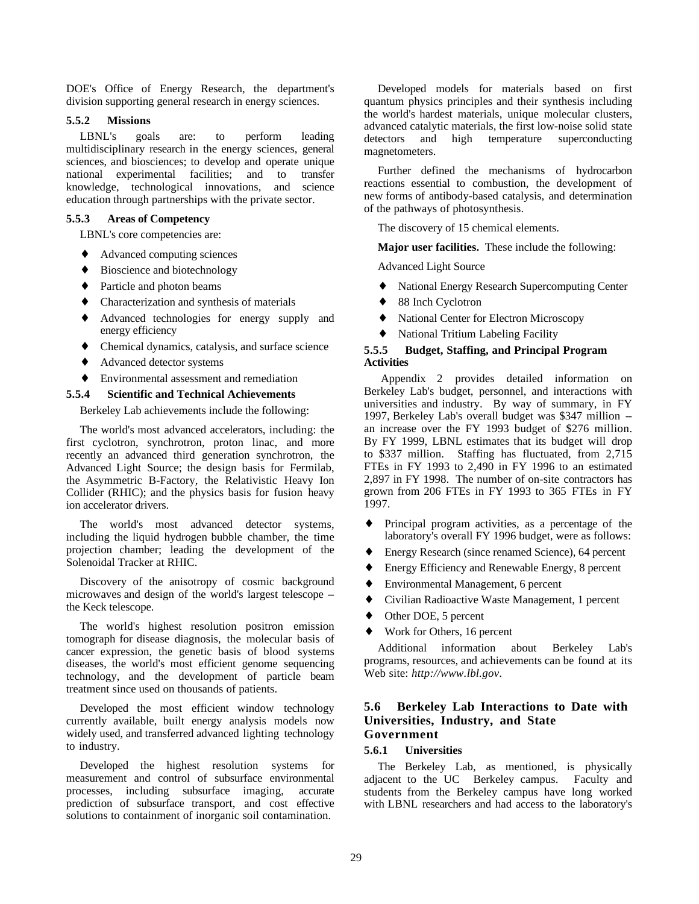DOE's Office of Energy Research, the department's division supporting general research in energy sciences.

### 5.5.2 Missions

LBNL's goals are: to perform leading multidisciplinary research in the energy sciences, general sciences, and biosciences; to develop and operate unique national experimental facilities; and to transfer knowledge, technological innovations, and science education through partnerships with the private sector.

### 5.5.3 Areas of Competency

LBNL's core competencies are:

- Advanced computing sciences
- Bioscience and biotechnology
- Particle and photon beams
- Characterization and synthesis of materials
- Advanced technologies for energy supply and energy efficiency
- Chemical dynamics, catalysis, and surface science
- Advanced detector systems
- Environmental assessment and remediation

### 5.5.4 Scientific and Technical Achievements

Berkeley Lab achievements include the following:

The world's most advanced accelerators, including: the first cyclotron, synchrotron, proton linac, and more recently an advanced third generation synchrotron, the Advanced Light Source; the design basis for Fermilab, the Asymmetric B-Factory, the Relativistic Heavy Ion Collider (RHIC); and the physics basis for fusion heavy ion accelerator drivers.

The world's most advanced detector systems, including the liquid hydrogen bubble chamber, the time projection chamber; leading the development of the Solenoidal Tracker at RHIC.

Discovery of the anisotropy of cosmic background microwaves and design of the world's largest telescope – the Keck telescope.

The world's highest resolution positron emission tomograph for disease diagnosis, the molecular basis of cancer expression, the genetic basis of blood systems diseases, the world's most efficient genome sequencing technology, and the development of particle beam treatment since used on thousands of patients.

Developed the most efficient window technology currently available, built energy analysis models now widely used, and transferred advanced lighting technology to industry.

Developed the highest resolution systems for measurement and control of subsurface environmental processes, including subsurface imaging, accurate prediction of subsurface transport, and cost effective solutions to containment of inorganic soil contamination.

Developed models for materials based on first quantum physics principles and their synthesis including the world's hardest materials, unique molecular clusters, advanced catalytic materials, the first low-noise solid state detectors and high temperature superconducting magnetometers.

Further defined the mechanisms of hydrocarbon reactions essential to combustion, the development of new forms of antibody-based catalysis, and determination of the pathways of photosynthesis.

The discovery of 15 chemical elements.

**Major user facilities.** These include the following:

Advanced Light Source

- National Energy Research Supercomputing Center
- 88 Inch Cyclotron
- National Center for Electron Microscopy
- National Tritium Labeling Facility

### 5.5.5 Budget, Staffing, and Principal Program Activities

Appendix 2 provides detailed information on Berkeley Lab's budget, personnel, and interactions with universities and industry. By way of summary, in FY 1997, Berkeley Lab's overall budget was \$347 million – an increase over the FY 1993 budget of \$276 million. By FY 1999, LBNL estimates that its budget will drop to \$337 million. Staffing has fluctuated, from 2,715 FTEs in FY 1993 to 2,490 in FY 1996 to an estimated 2,897 in FY 1998. The number of on-site contractors has grown from 206 FTEs in FY 1993 to 365 FTEs in FY 1997.

- Principal program activities, as a percentage of the laboratory's overall FY 1996 budget, were as follows:
- Energy Research (since renamed Science), 64 percent
- Energy Efficiency and Renewable Energy, 8 percent
- Environmental Management, 6 percent
- Civilian Radioactive Waste Management, 1 percent
- Other DOE, 5 percent
- Work for Others, 16 percent

Additional information about Berkeley Lab's programs, resources, and achievements can be found at its Web site: *http://www.lbl.gov*.

## 5.6 Berkeley Lab Interactions to Date with Universities, Industry, and State Government

### 5.6.1 Universities

The Berkeley Lab, as mentioned, is physically adjacent to the UC Berkeley campus. Faculty and students from the Berkeley campus have long worked with LBNL researchers and had access to the laboratory's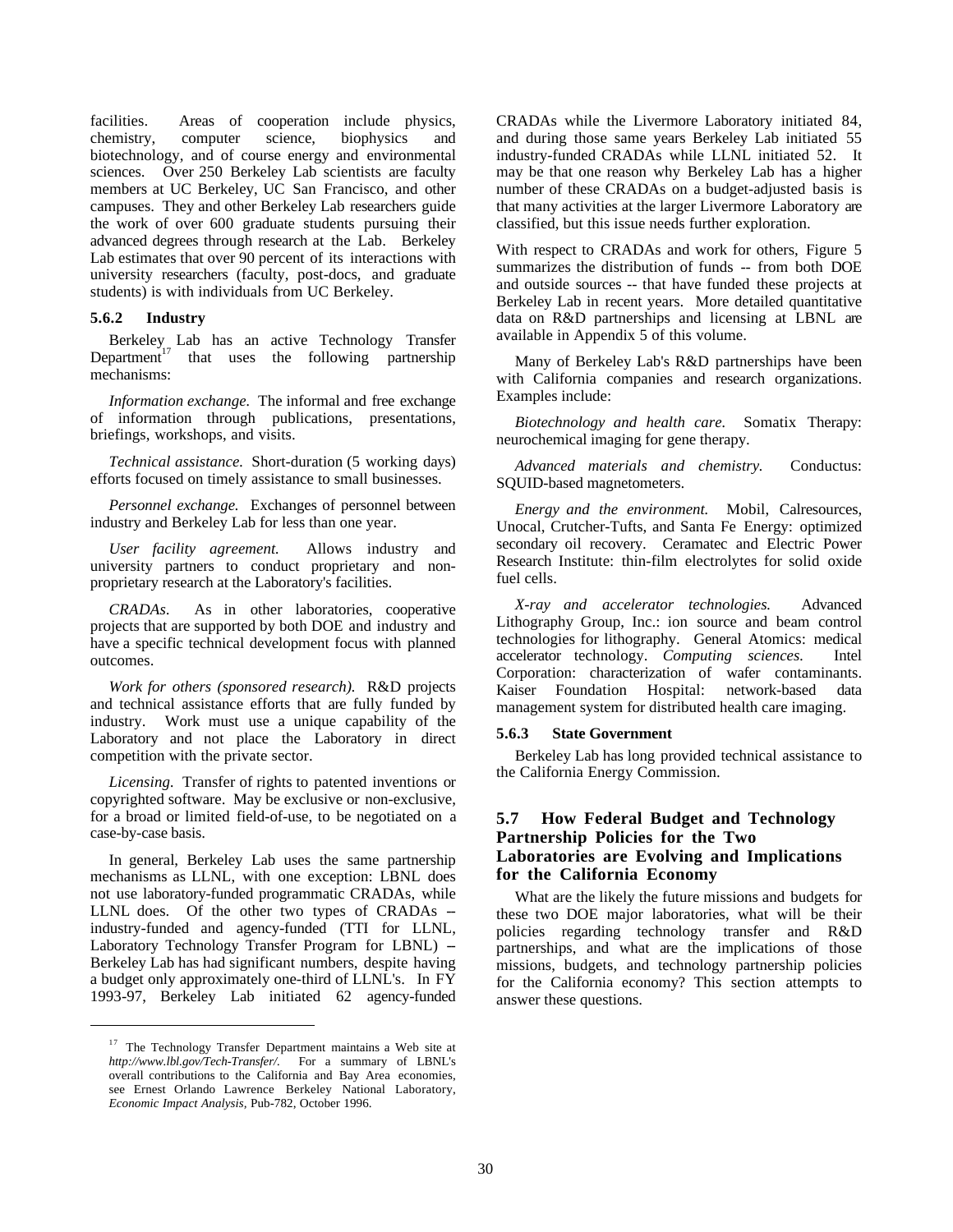facilities. Areas of cooperation include physics, chemistry, computer science, biophysics and biotechnology, and of course energy and environmental sciences. Over 250 Berkeley Lab scientists are faculty members at UC Berkeley, UC San Francisco, and other campuses. They and other Berkeley Lab researchers guide the work of over 600 graduate students pursuing their advanced degrees through research at the Lab. Berkeley Lab estimates that over 90 percent of its interactions with university researchers (faculty, post-docs, and graduate students) is with individuals from UC Berkeley.

### 5.6.2 Industry

Berkeley Lab has an active Technology Transfer Department[17] that uses the following partnership mechanisms:

*Information exchange.* The informal and free exchange of information through publications, presentations, briefings, workshops, and visits.

*Technical assistance.* Short-duration (5 working days) efforts focused on timely assistance to small businesses.

*Personnel exchange.* Exchanges of personnel between industry and Berkeley Lab for less than one year.

*User facility agreement.* Allows industry and university partners to conduct proprietary and non-proprietary research at the Laboratory's facilities.

*CRADAs.* As in other laboratories, cooperative projects that are supported by both DOE and industry and have a specific technical development focus with planned outcomes.

*Work for others (sponsored research).* R&D projects and technical assistance efforts that are fully funded by industry. Work must use a unique capability of the Laboratory and not place the Laboratory in direct competition with the private sector.

*Licensing.* Transfer of rights to patented inventions or copyrighted software. May be exclusive or non-exclusive, for a broad or limited field-of-use, to be negotiated on a case-by-case basis.

In general, Berkeley Lab uses the same partnership mechanisms as LLNL, with one exception: LBNL does not use laboratory-funded programmatic CRADAs, while LLNL does. Of the other two types of CRADAs – industry-funded and agency-funded (TTI for LLNL, Laboratory Technology Transfer Program for LBNL) – Berkeley Lab has had significant numbers, despite having a budget only approximately one-third of LLNL's. In FY 1993-97, Berkeley Lab initiated 62 agency-funded CRADAs while the Livermore Laboratory initiated 84, and during those same years Berkeley Lab initiated 55 industry-funded CRADAs while LLNL initiated 52. It may be that one reason why Berkeley Lab has a higher number of these CRADAs on a budget-adjusted basis is that many activities at the larger Livermore Laboratory are classified, but this issue needs further exploration.

With respect to CRADAs and work for others, Figure 5 summarizes the distribution of funds -- from both DOE and outside sources -- that have funded these projects at Berkeley Lab in recent years. More detailed quantitative data on R&D partnerships and licensing at LBNL are available in Appendix 5 of this volume.

Many of Berkeley Lab's R&D partnerships have been with California companies and research organizations. Examples include:

*Biotechnology and health care.* Somatix Therapy: neurochemical imaging for gene therapy.

*Advanced materials and chemistry.* Conductus: SQUID-based magnetometers.

*Energy and the environment.* Mobil, Calresources, Unocal, Crutcher-Tufts, and Santa Fe Energy: optimized secondary oil recovery. Ceramatec and Electric Power Research Institute: thin-film electrolytes for solid oxide fuel cells.

*X-ray and accelerator technologies.* Advanced Lithography Group, Inc.: ion source and beam control technologies for lithography. General Atomics: medical accelerator technology. *Computing sciences.* Intel Corporation: characterization of wafer contaminants. Kaiser Foundation Hospital: network-based data management system for distributed health care imaging.

### 5.6.3 State Government

Berkeley Lab has long provided technical assistance to the California Energy Commission.

## 5.7 How Federal Budget and Technology Partnership Policies for the Two Laboratories are Evolving and Implications for the California Economy

What are the likely the future missions and budgets for these two DOE major laboratories, what will be their policies regarding technology transfer and R&D partnerships, and what are the implications of those missions, budgets, and technology partnership policies for the California economy? This section attempts to answer these questions.

---

[17] The Technology Transfer Department maintains a Web site at *http://www.lbl.gov/Tech-Transfer/*. For a summary of LBNL's overall contributions to the California and Bay Area economies, see Ernest Orlando Lawrence Berkeley National Laboratory, *Economic Impact Analysis*, Pub-782, October 1996.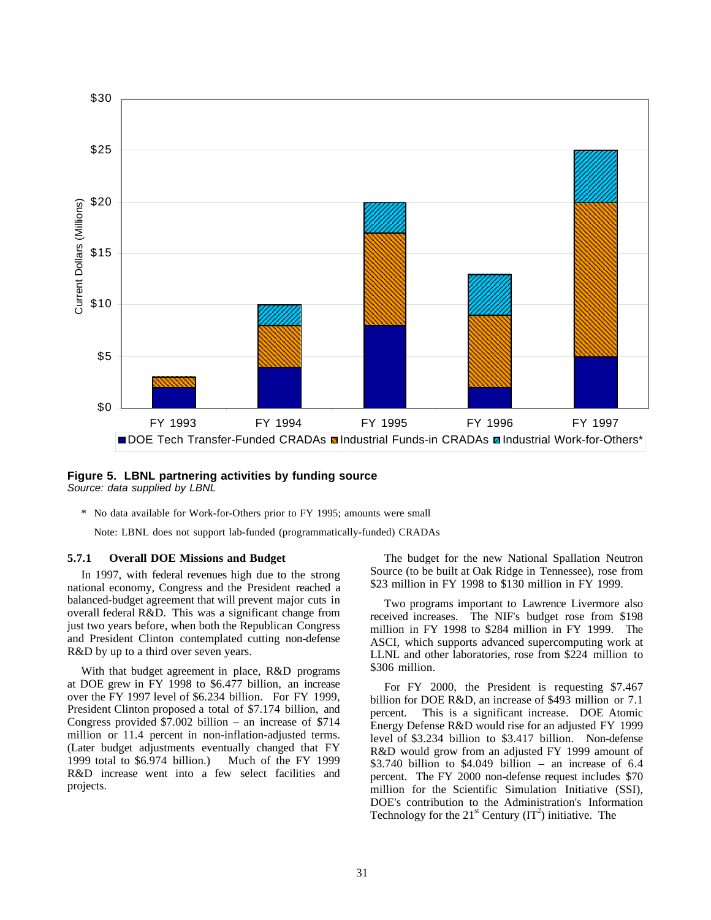**Figure 5. LBNL partnering activities by funding source**
*Source: data supplied by LBNL*

\* No data available for Work-for-Others prior to FY 1995; amounts were small

Note: LBNL does not support lab-funded (programmatically-funded) CRADAs

### 5.7.1 Overall DOE Missions and Budget

In 1997, with federal revenues high due to the strong national economy, Congress and the President reached a balanced-budget agreement that will prevent major cuts in overall federal R&D. This was a significant change from just two years before, when both the Republican Congress and President Clinton contemplated cutting non-defense R&D by up to a third over seven years.

With that budget agreement in place, R&D programs at DOE grew in FY 1998 to \$6.477 billion, an increase over the FY 1997 level of \$6.234 billion. For FY 1999, President Clinton proposed a total of \$7.174 billion, and Congress provided \$7.002 billion – an increase of \$714 million or 11.4 percent in non-inflation-adjusted terms. (Later budget adjustments eventually changed that FY 1999 total to \$6.974 billion.) Much of the FY 1999 R&D increase went into a few select facilities and projects.

The budget for the new National Spallation Neutron Source (to be built at Oak Ridge in Tennessee), rose from \$23 million in FY 1998 to \$130 million in FY 1999.

Two programs important to Lawrence Livermore also received increases. The NIF's budget rose from \$198 million in FY 1998 to \$284 million in FY 1999. The ASCI, which supports advanced supercomputing work at LLNL and other laboratories, rose from \$224 million to \$306 million.

For FY 2000, the President is requesting \$7.467 billion for DOE R&D, an increase of \$493 million or 7.1 percent. This is a significant increase. DOE Atomic Energy Defense R&D would rise for an adjusted FY 1999 level of \$3.234 billion to \$3.417 billion. Non-defense R&D would grow from an adjusted FY 1999 amount of \$3.740 billion to \$4.049 billion – an increase of 6.4 percent. The FY 2000 non-defense request includes \$70 million for the Scientific Simulation Initiative (SSI), DOE's contribution to the Administration's Information Technology for the 21st Century ($IT^2$) initiative. The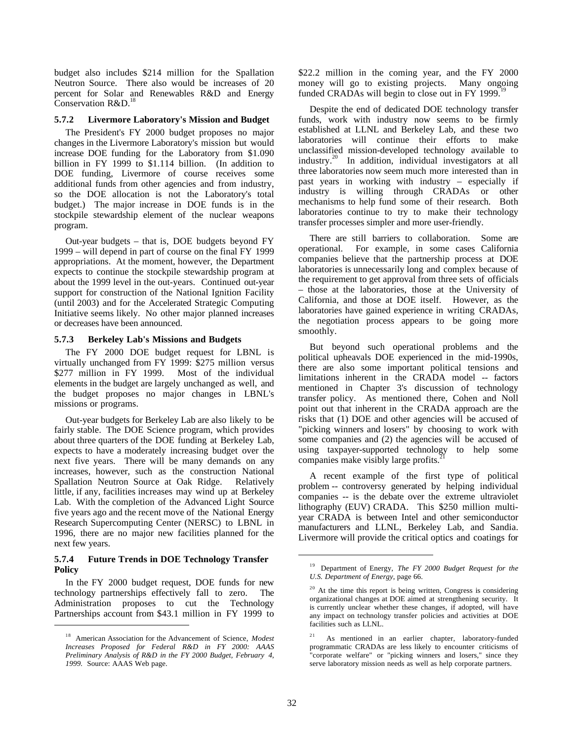budget also includes $214 million for the Spallation Neutron Source. There also would be increases of 20 percent for Solar and Renewables R&D and Energy Conservation R&D.[18]

### 5.7.2 Livermore Laboratory's Mission and Budget

The President's FY 2000 budget proposes no major changes in the Livermore Laboratory's mission but would increase DOE funding for the Laboratory from $1.090 billion in FY 1999 to $1.114 billion. (In addition to DOE funding, Livermore of course receives some additional funds from other agencies and from industry, so the DOE allocation is not the Laboratory's total budget.) The major increase in DOE funds is in the stockpile stewardship element of the nuclear weapons program.

Out-year budgets – that is, DOE budgets beyond FY 1999 – will depend in part of course on the final FY 1999 appropriations. At the moment, however, the Department expects to continue the stockpile stewardship program at about the 1999 level in the out-years. Continued out-year support for construction of the National Ignition Facility (until 2003) and for the Accelerated Strategic Computing Initiative seems likely. No other major planned increases or decreases have been announced.

### 5.7.3 Berkeley Lab's Missions and Budgets

The FY 2000 DOE budget request for LBNL is virtually unchanged from FY 1999: $275 million versus $277 million in FY 1999. Most of the individual elements in the budget are largely unchanged as well, and the budget proposes no major changes in LBNL's missions or programs.

Out-year budgets for Berkeley Lab are also likely to be fairly stable. The DOE Science program, which provides about three quarters of the DOE funding at Berkeley Lab, expects to have a moderately increasing budget over the next five years. There will be many demands on any increases, however, such as the construction National Spallation Neutron Source at Oak Ridge. Relatively little, if any, facilities increases may wind up at Berkeley Lab. With the completion of the Advanced Light Source five years ago and the recent move of the National Energy Research Supercomputing Center (NERSC) to LBNL in 1996, there are no major new facilities planned for the next few years.

### 5.7.4 Future Trends in DOE Technology Transfer Policy

In the FY 2000 budget request, DOE funds for new technology partnerships effectively fall to zero. The Administration proposes to cut the Technology Partnerships account from $43.1 million in FY 1999 to $22.2 million in the coming year, and the FY 2000 money will go to existing projects. Many ongoing funded CRADAs will begin to close out in FY 1999.[19]

Despite the end of dedicated DOE technology transfer funds, work with industry now seems to be firmly established at LLNL and Berkeley Lab, and these two laboratories will continue their efforts to make unclassified mission-developed technology available to industry.[20] In addition, individual investigators at all three laboratories now seem much more interested than in past years in working with industry – especially if industry is willing through CRADAs or other mechanisms to help fund some of their research. Both laboratories continue to try to make their technology transfer processes simpler and more user-friendly.

There are still barriers to collaboration. Some are operational. For example, in some cases California companies believe that the partnership process at DOE laboratories is unnecessarily long and complex because of the requirement to get approval from three sets of officials – those at the laboratories, those at the University of California, and those at DOE itself. However, as the laboratories have gained experience in writing CRADAs, the negotiation process appears to be going more smoothly.

But beyond such operational problems and the political upheavals DOE experienced in the mid-1990s, there are also some important political tensions and limitations inherent in the CRADA model -- factors mentioned in Chapter 3's discussion of technology transfer policy. As mentioned there, Cohen and Noll point out that inherent in the CRADA approach are the risks that (1) DOE and other agencies will be accused of "picking winners and losers" by choosing to work with some companies and (2) the agencies will be accused of using taxpayer-supported technology to help some companies make visibly large profits.[21]

A recent example of the first type of political problem -- controversy generated by helping individual companies -- is the debate over the extreme ultraviolet lithography (EUV) CRADA. This $250 million multi-year CRADA is between Intel and other semiconductor manufacturers and LLNL, Berkeley Lab, and Sandia. Livermore will provide the critical optics and coatings for

---

[18] American Association for the Advancement of Science, *Modest Increases Proposed for Federal R&D in FY 2000: AAAS Preliminary Analysis of R&D in the FY 2000 Budget, February 4, 1999.* Source: AAAS Web page.

[19] Department of Energy, *The FY 2000 Budget Request for the U.S. Department of Energy*, page 66.

[20] At the time this report is being written, Congress is considering organizational changes at DOE aimed at strengthening security. It is currently unclear whether these changes, if adopted, will have any impact on technology transfer policies and activities at DOE facilities such as LLNL.

[21] As mentioned in an earlier chapter, laboratory-funded programmatic CRADAs are less likely to encounter criticisms of "corporate welfare" or "picking winners and losers," since they serve laboratory mission needs as well as help corporate partners.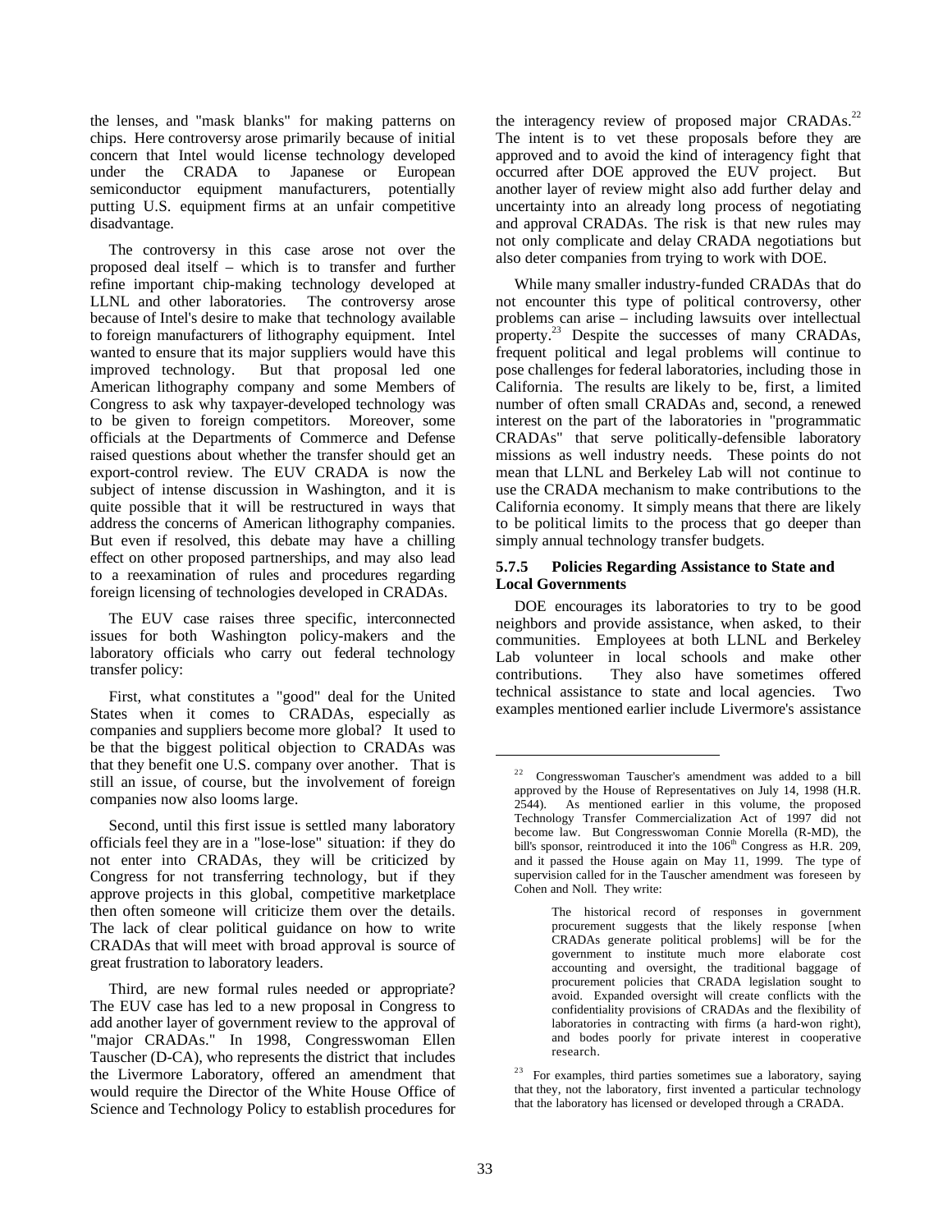the lenses, and "mask blanks" for making patterns on chips. Here controversy arose primarily because of initial concern that Intel would license technology developed under the CRADA to Japanese or European semiconductor equipment manufacturers, potentially putting U.S. equipment firms at an unfair competitive disadvantage.

The controversy in this case arose not over the proposed deal itself – which is to transfer and further refine important chip-making technology developed at LLNL and other laboratories. The controversy arose because of Intel's desire to make that technology available to foreign manufacturers of lithography equipment. Intel wanted to ensure that its major suppliers would have this improved technology. But that proposal led one American lithography company and some Members of Congress to ask why taxpayer-developed technology was to be given to foreign competitors. Moreover, some officials at the Departments of Commerce and Defense raised questions about whether the transfer should get an export-control review. The EUV CRADA is now the subject of intense discussion in Washington, and it is quite possible that it will be restructured in ways that address the concerns of American lithography companies. But even if resolved, this debate may have a chilling effect on other proposed partnerships, and may also lead to a reexamination of rules and procedures regarding foreign licensing of technologies developed in CRADAs.

The EUV case raises three specific, interconnected issues for both Washington policy-makers and the laboratory officials who carry out federal technology transfer policy:

First, what constitutes a "good" deal for the United States when it comes to CRADAs, especially as companies and suppliers become more global? It used to be that the biggest political objection to CRADAs was that they benefit one U.S. company over another. That is still an issue, of course, but the involvement of foreign companies now also looms large.

Second, until this first issue is settled many laboratory officials feel they are in a "lose-lose" situation: if they do not enter into CRADAs, they will be criticized by Congress for not transferring technology, but if they approve projects in this global, competitive marketplace then often someone will criticize them over the details. The lack of clear political guidance on how to write CRADAs that will meet with broad approval is source of great frustration to laboratory leaders.

Third, are new formal rules needed or appropriate? The EUV case has led to a new proposal in Congress to add another layer of government review to the approval of "major CRADAs." In 1998, Congresswoman Ellen Tauscher (D-CA), who represents the district that includes the Livermore Laboratory, offered an amendment that would require the Director of the White House Office of Science and Technology Policy to establish procedures for the interagency review of proposed major CRADAs.[22] The intent is to vet these proposals before they are approved and to avoid the kind of interagency fight that occurred after DOE approved the EUV project. But another layer of review might also add further delay and uncertainty into an already long process of negotiating and approval CRADAs. The risk is that new rules may not only complicate and delay CRADA negotiations but also deter companies from trying to work with DOE.

While many smaller industry-funded CRADAs that do not encounter this type of political controversy, other problems can arise – including lawsuits over intellectual property.[23] Despite the successes of many CRADAs, frequent political and legal problems will continue to pose challenges for federal laboratories, including those in California. The results are likely to be, first, a limited number of often small CRADAs and, second, a renewed interest on the part of the laboratories in "programmatic CRADAs" that serve politically-defensible laboratory missions as well industry needs. These points do not mean that LLNL and Berkeley Lab will not continue to use the CRADA mechanism to make contributions to the California economy. It simply means that there are likely to be political limits to the process that go deeper than simply annual technology transfer budgets.

### 5.7.5 Policies Regarding Assistance to State and Local Governments

DOE encourages its laboratories to try to be good neighbors and provide assistance, when asked, to their communities. Employees at both LLNL and Berkeley Lab volunteer in local schools and make other contributions. They also have sometimes offered technical assistance to state and local agencies. Two examples mentioned earlier include Livermore's assistance

---

[22] Congresswoman Tauscher's amendment was added to a bill approved by the House of Representatives on July 14, 1998 (H.R. 2544). As mentioned earlier in this volume, the proposed Technology Transfer Commercialization Act of 1997 did not become law. But Congresswoman Connie Morella (R-MD), the bill's sponsor, reintroduced it into the 106th Congress as H.R. 209, and it passed the House again on May 11, 1999. The type of supervision called for in the Tauscher amendment was foreseen by Cohen and Noll. They write:

> The historical record of responses in government procurement suggests that the likely response [when CRADAs generate political problems] will be for the government to institute much more elaborate cost accounting and oversight, the traditional baggage of procurement policies that CRADA legislation sought to avoid. Expanded oversight will create conflicts with the confidentiality provisions of CRADAs and the flexibility of laboratories in contracting with firms (a hard-won right), and bodes poorly for private interest in cooperative research.

[23] For examples, third parties sometimes sue a laboratory, saying that they, not the laboratory, first invented a particular technology that the laboratory has licensed or developed through a CRADA.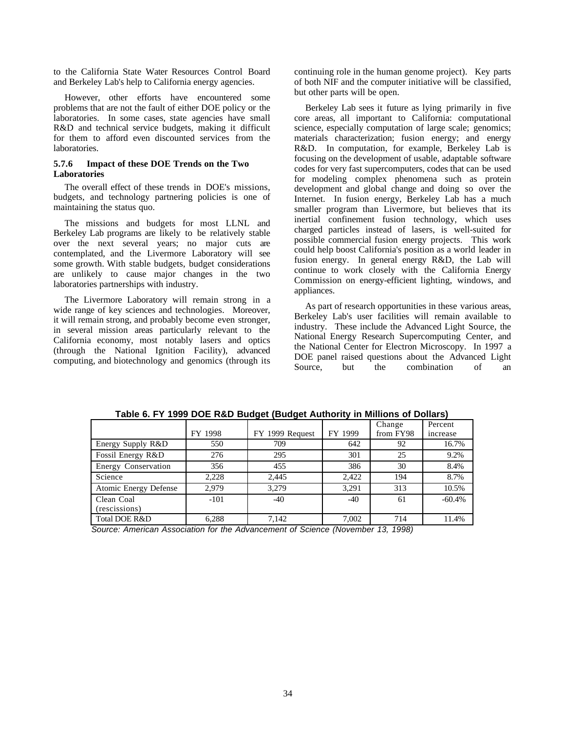to the California State Water Resources Control Board and Berkeley Lab's help to California energy agencies.

However, other efforts have encountered some problems that are not the fault of either DOE policy or the laboratories. In some cases, state agencies have small R&D and technical service budgets, making it difficult for them to afford even discounted services from the laboratories.

### 5.7.6 Impact of these DOE Trends on the Two Laboratories

The overall effect of these trends in DOE's missions, budgets, and technology partnering policies is one of maintaining the status quo.

The missions and budgets for most LLNL and Berkeley Lab programs are likely to be relatively stable over the next several years; no major cuts are contemplated, and the Livermore Laboratory will see some growth. With stable budgets, budget considerations are unlikely to cause major changes in the two laboratories partnerships with industry.

The Livermore Laboratory will remain strong in a wide range of key sciences and technologies. Moreover, it will remain strong, and probably become even stronger, in several mission areas particularly relevant to the California economy, most notably lasers and optics (through the National Ignition Facility), advanced computing, and biotechnology and genomics (through its continuing role in the human genome project). Key parts of both NIF and the computer initiative will be classified, but other parts will be open.

Berkeley Lab sees it future as lying primarily in five core areas, all important to California: computational science, especially computation of large scale; genomics; materials characterization; fusion energy; and energy R&D. In computation, for example, Berkeley Lab is focusing on the development of usable, adaptable software codes for very fast supercomputers, codes that can be used for modeling complex phenomena such as protein development and global change and doing so over the Internet. In fusion energy, Berkeley Lab has a much smaller program than Livermore, but believes that its inertial confinement fusion technology, which uses charged particles instead of lasers, is well-suited for possible commercial fusion energy projects. This work could help boost California's position as a world leader in fusion energy. In general energy R&D, the Lab will continue to work closely with the California Energy Commission on energy-efficient lighting, windows, and appliances.

As part of research opportunities in these various areas, Berkeley Lab's user facilities will remain available to industry. These include the Advanced Light Source, the National Energy Research Supercomputing Center, and the National Center for Electron Microscopy. In 1997 a DOE panel raised questions about the Advanced Light Source, but the combination of an

**Table 6. FY 1999 DOE R&D Budget (Budget Authority in Millions of Dollars)**

| | FY 1998 | FY 1999 Request | FY 1999 | Change from FY98 | Percent increase |
|---|---|---|---|---|---|
| Energy Supply R&D | 550 | 709 | 642 | 92 | 16.7% |
| Fossil Energy R&D | 276 | 295 | 301 | 25 | 9.2% |
| Energy Conservation | 356 | 455 | 386 | 30 | 8.4% |
| Science | 2,228 | 2,445 | 2,422 | 194 | 8.7% |
| Atomic Energy Defense | 2,979 | 3,279 | 3,291 | 313 | 10.5% |
| Clean Coal (rescissions) | -101 | -40 | -40 | 61 | -60.4% |
| Total DOE R&D | 6,288 | 7,142 | 7,002 | 714 | 11.4% |

*Source: American Association for the Advancement of Science (November 13, 1998)*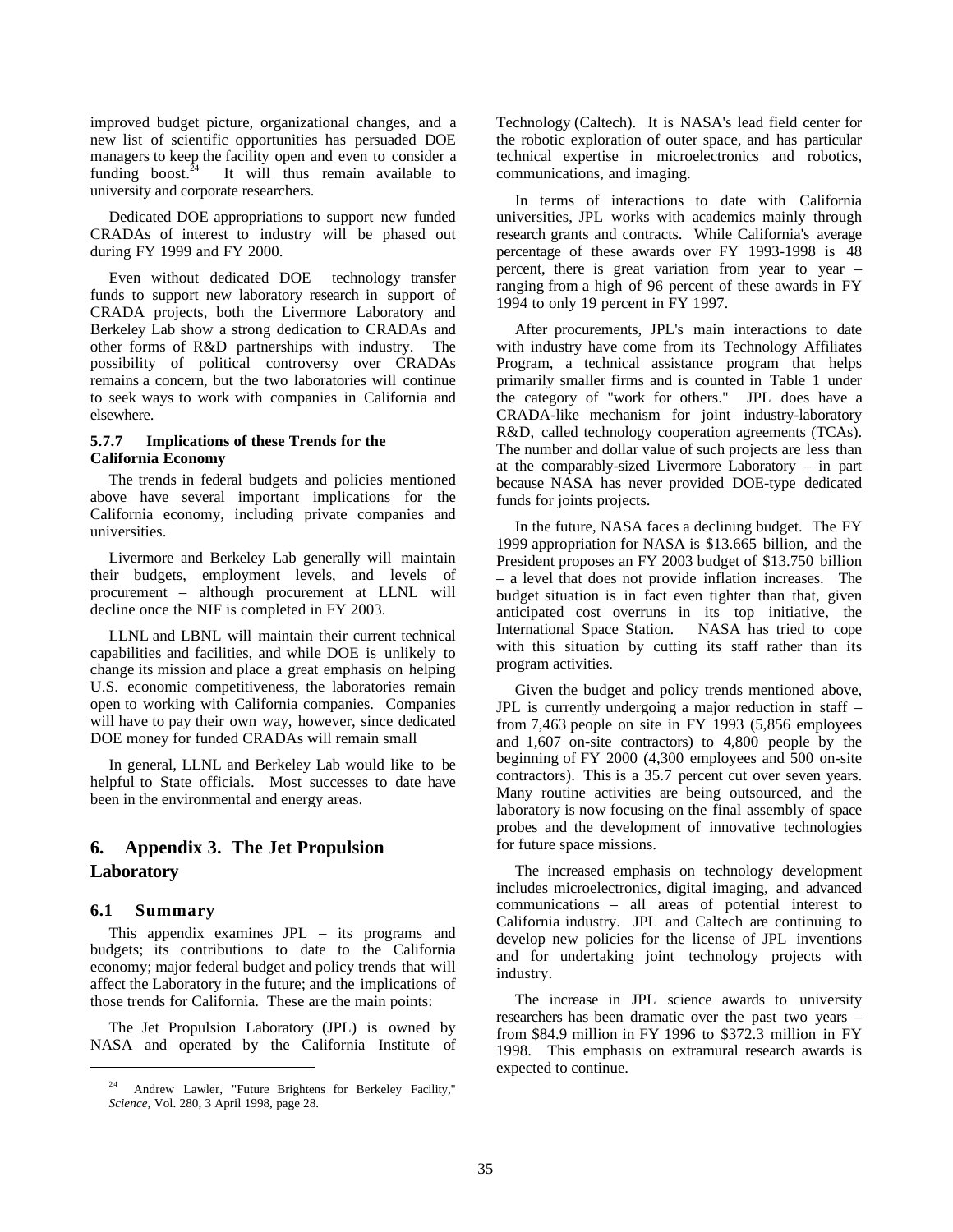improved budget picture, organizational changes, and a new list of scientific opportunities has persuaded DOE managers to keep the facility open and even to consider a funding boost.[24] It will thus remain available to university and corporate researchers.

Dedicated DOE appropriations to support new funded CRADAs of interest to industry will be phased out during FY 1999 and FY 2000.

Even without dedicated DOE technology transfer funds to support new laboratory research in support of CRADA projects, both the Livermore Laboratory and Berkeley Lab show a strong dedication to CRADAs and other forms of R&D partnerships with industry. The possibility of political controversy over CRADAs remains a concern, but the two laboratories will continue to seek ways to work with companies in California and elsewhere.

#### 5.7.7 Implications of these Trends for the California Economy

The trends in federal budgets and policies mentioned above have several important implications for the California economy, including private companies and universities.

Livermore and Berkeley Lab generally will maintain their budgets, employment levels, and levels of procurement – although procurement at LLNL will decline once the NIF is completed in FY 2003.

LLNL and LBNL will maintain their current technical capabilities and facilities, and while DOE is unlikely to change its mission and place a great emphasis on helping U.S. economic competitiveness, the laboratories remain open to working with California companies. Companies will have to pay their own way, however, since dedicated DOE money for funded CRADAs will remain small

In general, LLNL and Berkeley Lab would like to be helpful to State officials. Most successes to date have been in the environmental and energy areas.

# 6. Appendix 3. The Jet Propulsion Laboratory

## 6.1 Summary

This appendix examines JPL – its programs and budgets; its contributions to date to the California economy; major federal budget and policy trends that will affect the Laboratory in the future; and the implications of those trends for California. These are the main points:

The Jet Propulsion Laboratory (JPL) is owned by NASA and operated by the California Institute of Technology (Caltech). It is NASA's lead field center for the robotic exploration of outer space, and has particular technical expertise in microelectronics and robotics, communications, and imaging.

In terms of interactions to date with California universities, JPL works with academics mainly through research grants and contracts. While California's average percentage of these awards over FY 1993-1998 is 48 percent, there is great variation from year to year – ranging from a high of 96 percent of these awards in FY 1994 to only 19 percent in FY 1997.

After procurements, JPL's main interactions to date with industry have come from its Technology Affiliates Program, a technical assistance program that helps primarily smaller firms and is counted in Table 1 under the category of "work for others." JPL does have a CRADA-like mechanism for joint industry-laboratory R&D, called technology cooperation agreements (TCAs). The number and dollar value of such projects are less than at the comparably-sized Livermore Laboratory – in part because NASA has never provided DOE-type dedicated funds for joints projects.

In the future, NASA faces a declining budget. The FY 1999 appropriation for NASA is $13.665 billion, and the President proposes an FY 2003 budget of $13.750 billion – a level that does not provide inflation increases. The budget situation is in fact even tighter than that, given anticipated cost overruns in its top initiative, the International Space Station. NASA has tried to cope with this situation by cutting its staff rather than its program activities.

Given the budget and policy trends mentioned above, JPL is currently undergoing a major reduction in staff – from 7,463 people on site in FY 1993 (5,856 employees and 1,607 on-site contractors) to 4,800 people by the beginning of FY 2000 (4,300 employees and 500 on-site contractors). This is a 35.7 percent cut over seven years. Many routine activities are being outsourced, and the laboratory is now focusing on the final assembly of space probes and the development of innovative technologies for future space missions.

The increased emphasis on technology development includes microelectronics, digital imaging, and advanced communications – all areas of potential interest to California industry. JPL and Caltech are continuing to develop new policies for the license of JPL inventions and for undertaking joint technology projects with industry.

The increase in JPL science awards to university researchers has been dramatic over the past two years – from $84.9 million in FY 1996 to $372.3 million in FY 1998. This emphasis on extramural research awards is expected to continue.

[24] Andrew Lawler, "Future Brightens for Berkeley Facility," *Science*, Vol. 280, 3 April 1998, page 28.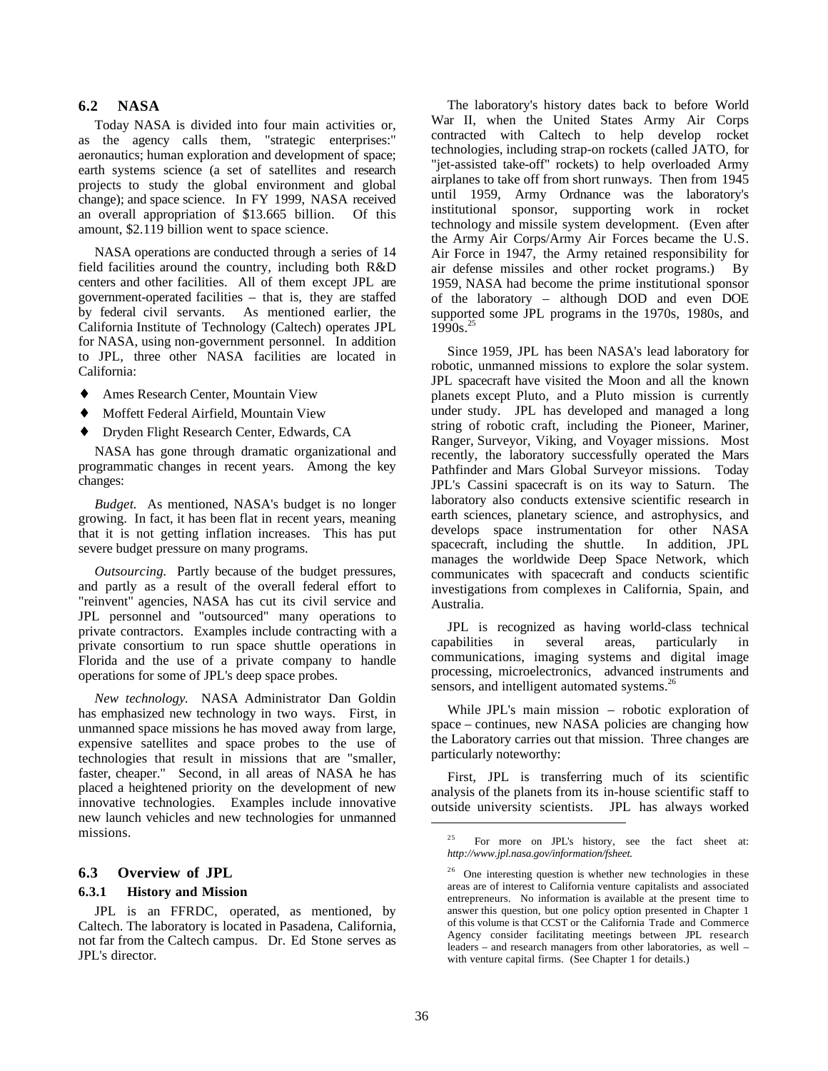## 6.2 NASA

Today NASA is divided into four main activities or, as the agency calls them, "strategic enterprises:" aeronautics; human exploration and development of space; earth systems science (a set of satellites and research projects to study the global environment and global change); and space science. In FY 1999, NASA received an overall appropriation of $13.665 billion. Of this amount, $2.119 billion went to space science.

NASA operations are conducted through a series of 14 field facilities around the country, including both R&D centers and other facilities. All of them except JPL are government-operated facilities – that is, they are staffed by federal civil servants. As mentioned earlier, the California Institute of Technology (Caltech) operates JPL for NASA, using non-government personnel. In addition to JPL, three other NASA facilities are located in California:

- Ames Research Center, Mountain View
- Moffett Federal Airfield, Mountain View
- Dryden Flight Research Center, Edwards, CA

NASA has gone through dramatic organizational and programmatic changes in recent years. Among the key changes:

*Budget.* As mentioned, NASA's budget is no longer growing. In fact, it has been flat in recent years, meaning that it is not getting inflation increases. This has put severe budget pressure on many programs.

*Outsourcing.* Partly because of the budget pressures, and partly as a result of the overall federal effort to "reinvent" agencies, NASA has cut its civil service and JPL personnel and "outsourced" many operations to private contractors. Examples include contracting with a private consortium to run space shuttle operations in Florida and the use of a private company to handle operations for some of JPL's deep space probes.

*New technology.* NASA Administrator Dan Goldin has emphasized new technology in two ways. First, in unmanned space missions he has moved away from large, expensive satellites and space probes to the use of technologies that result in missions that are "smaller, faster, cheaper." Second, in all areas of NASA he has placed a heightened priority on the development of new innovative technologies. Examples include innovative new launch vehicles and new technologies for unmanned missions.

## 6.3 Overview of JPL

### 6.3.1 History and Mission

JPL is an FFRDC, operated, as mentioned, by Caltech. The laboratory is located in Pasadena, California, not far from the Caltech campus. Dr. Ed Stone serves as JPL's director.

The laboratory's history dates back to before World War II, when the United States Army Air Corps contracted with Caltech to help develop rocket technologies, including strap-on rockets (called JATO, for "jet-assisted take-off" rockets) to help overloaded Army airplanes to take off from short runways. Then from 1945 until 1959, Army Ordnance was the laboratory's institutional sponsor, supporting work in rocket technology and missile system development. (Even after the Army Air Corps/Army Air Forces became the U.S. Air Force in 1947, the Army retained responsibility for air defense missiles and other rocket programs.) By 1959, NASA had become the prime institutional sponsor of the laboratory – although DOD and even DOE supported some JPL programs in the 1970s, 1980s, and 1990s.[25]

Since 1959, JPL has been NASA's lead laboratory for robotic, unmanned missions to explore the solar system. JPL spacecraft have visited the Moon and all the known planets except Pluto, and a Pluto mission is currently under study. JPL has developed and managed a long string of robotic craft, including the Pioneer, Mariner, Ranger, Surveyor, Viking, and Voyager missions. Most recently, the laboratory successfully operated the Mars Pathfinder and Mars Global Surveyor missions. Today JPL's Cassini spacecraft is on its way to Saturn. The laboratory also conducts extensive scientific research in earth sciences, planetary science, and astrophysics, and develops space instrumentation for other NASA spacecraft, including the shuttle. In addition, JPL manages the worldwide Deep Space Network, which communicates with spacecraft and conducts scientific investigations from complexes in California, Spain, and Australia.

JPL is recognized as having world-class technical capabilities in several areas, particularly in communications, imaging systems and digital image processing, microelectronics, advanced instruments and sensors, and intelligent automated systems.[26]

While JPL's main mission – robotic exploration of space – continues, new NASA policies are changing how the Laboratory carries out that mission. Three changes are particularly noteworthy:

First, JPL is transferring much of its scientific analysis of the planets from its in-house scientific staff to outside university scientists. JPL has always worked

---

[25] For more on JPL's history, see the fact sheet at: *http://www.jpl.nasa.gov/information/fsheet.*

[26] One interesting question is whether new technologies in these areas are of interest to California venture capitalists and associated entrepreneurs. No information is available at the present time to answer this question, but one policy option presented in Chapter 1 of this volume is that CCST or the California Trade and Commerce Agency consider facilitating meetings between JPL research leaders – and research managers from other laboratories, as well – with venture capital firms. (See Chapter 1 for details.)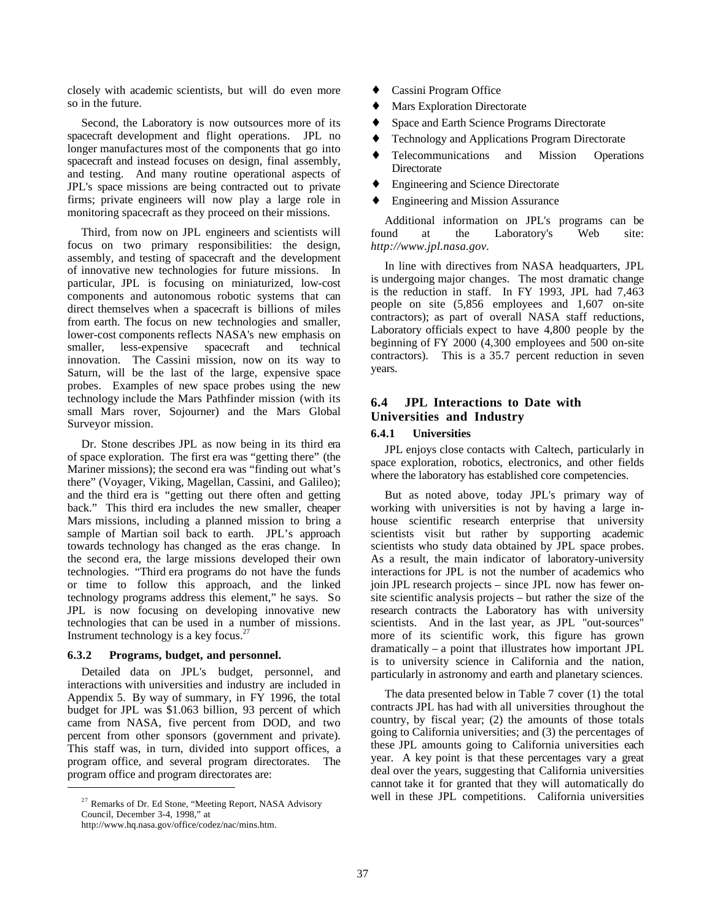closely with academic scientists, but will do even more so in the future.

Second, the Laboratory is now outsources more of its spacecraft development and flight operations. JPL no longer manufactures most of the components that go into spacecraft and instead focuses on design, final assembly, and testing. And many routine operational aspects of JPL's space missions are being contracted out to private firms; private engineers will now play a large role in monitoring spacecraft as they proceed on their missions.

Third, from now on JPL engineers and scientists will focus on two primary responsibilities: the design, assembly, and testing of spacecraft and the development of innovative new technologies for future missions. In particular, JPL is focusing on miniaturized, low-cost components and autonomous robotic systems that can direct themselves when a spacecraft is billions of miles from earth. The focus on new technologies and smaller, lower-cost components reflects NASA's new emphasis on smaller, less-expensive spacecraft and technical innovation. The Cassini mission, now on its way to Saturn, will be the last of the large, expensive space probes. Examples of new space probes using the new technology include the Mars Pathfinder mission (with its small Mars rover, Sojourner) and the Mars Global Surveyor mission.

Dr. Stone describes JPL as now being in its third era of space exploration. The first era was "getting there" (the Mariner missions); the second era was "finding out what's there" (Voyager, Viking, Magellan, Cassini, and Galileo); and the third era is "getting out there often and getting back." This third era includes the new smaller, cheaper Mars missions, including a planned mission to bring a sample of Martian soil back to earth. JPL's approach towards technology has changed as the eras change. In the second era, the large missions developed their own technologies. "Third era programs do not have the funds or time to follow this approach, and the linked technology programs address this element," he says. So JPL is now focusing on developing innovative new technologies that can be used in a number of missions. Instrument technology is a key focus.[27]

#### 6.3.2 Programs, budget, and personnel.

Detailed data on JPL's budget, personnel, and interactions with universities and industry are included in Appendix 5. By way of summary, in FY 1996, the total budget for JPL was \$1.063 billion, 93 percent of which came from NASA, five percent from DOD, and two percent from other sponsors (government and private). This staff was, in turn, divided into support offices, a program office, and several program directorates. The program office and program directorates are:

- Cassini Program Office
- Mars Exploration Directorate
- Space and Earth Science Programs Directorate
- Technology and Applications Program Directorate
- Telecommunications and Mission Operations Directorate
- Engineering and Science Directorate
- Engineering and Mission Assurance

Additional information on JPL's programs can be found at the Laboratory's Web site: *http://www.jpl.nasa.gov*.

In line with directives from NASA headquarters, JPL is undergoing major changes. The most dramatic change is the reduction in staff. In FY 1993, JPL had 7,463 people on site (5,856 employees and 1,607 on-site contractors); as part of overall NASA staff reductions, Laboratory officials expect to have 4,800 people by the beginning of FY 2000 (4,300 employees and 500 on-site contractors). This is a 35.7 percent reduction in seven years.

### 6.4 JPL Interactions to Date with Universities and Industry

#### 6.4.1 Universities

JPL enjoys close contacts with Caltech, particularly in space exploration, robotics, electronics, and other fields where the laboratory has established core competencies.

But as noted above, today JPL's primary way of working with universities is not by having a large in-house scientific research enterprise that university scientists visit but rather by supporting academic scientists who study data obtained by JPL space probes. As a result, the main indicator of laboratory-university interactions for JPL is not the number of academics who join JPL research projects – since JPL now has fewer on-site scientific analysis projects – but rather the size of the research contracts the Laboratory has with university scientists. And in the last year, as JPL "out-sources" more of its scientific work, this figure has grown dramatically – a point that illustrates how important JPL is to university science in California and the nation, particularly in astronomy and earth and planetary sciences.

The data presented below in Table 7 cover (1) the total contracts JPL has had with all universities throughout the country, by fiscal year; (2) the amounts of those totals going to California universities; and (3) the percentages of these JPL amounts going to California universities each year. A key point is that these percentages vary a great deal over the years, suggesting that California universities cannot take it for granted that they will automatically do well in these JPL competitions. California universities

[27] Remarks of Dr. Ed Stone, "Meeting Report, NASA Advisory Council, December 3-4, 1998," at http://www.hq.nasa.gov/office/codez/nac/mins.htm.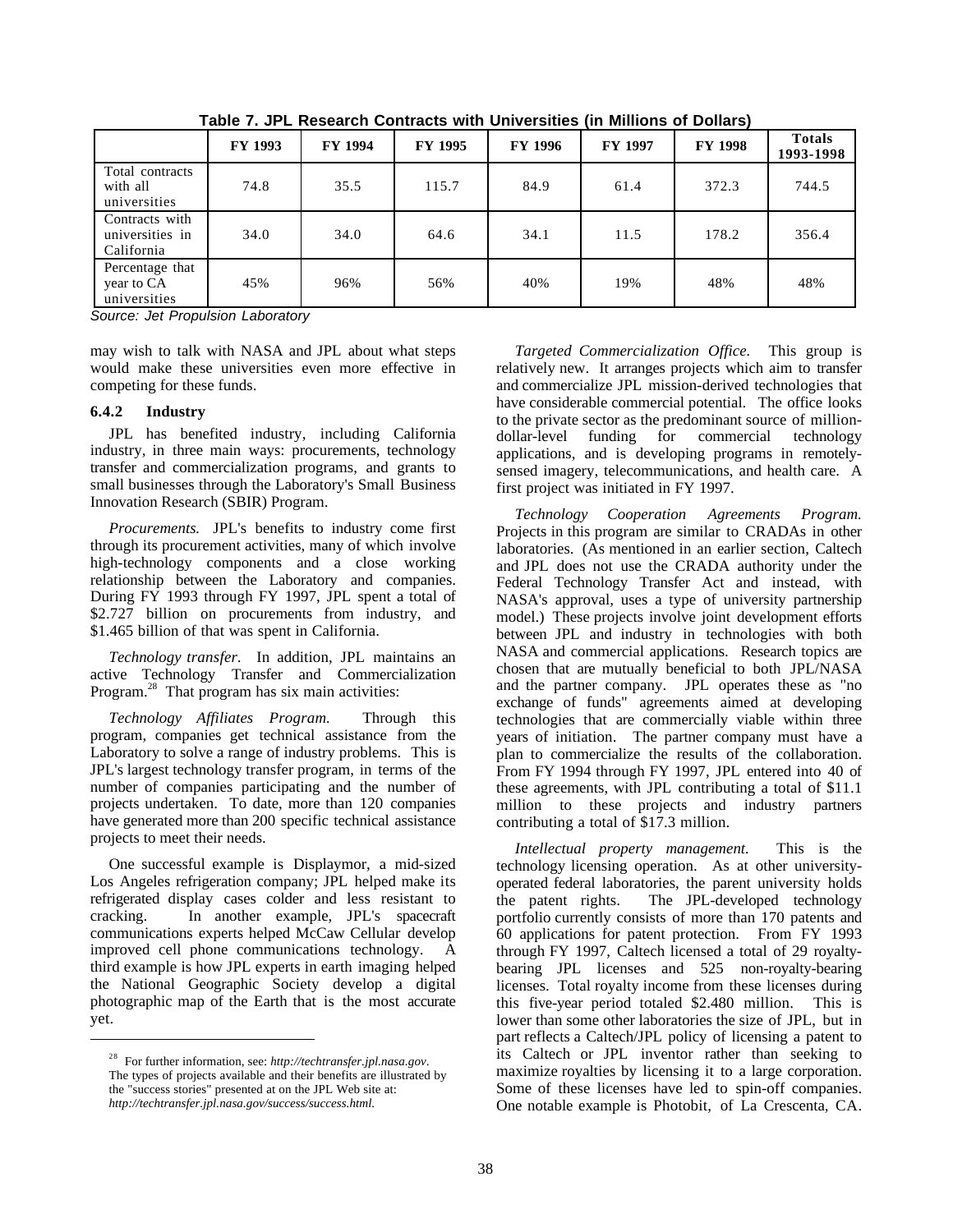**Table 7. JPL Research Contracts with Universities (in Millions of Dollars)**

| | FY 1993 | FY 1994 | FY 1995 | FY 1996 | FY 1997 | FY 1998 | Totals 1993-1998 |
|---|---|---|---|---|---|---|---|
| Total contracts with all universities | 74.8 | 35.5 | 115.7 | 84.9 | 61.4 | 372.3 | 744.5 |
| Contracts with universities in California | 34.0 | 34.0 | 64.6 | 34.1 | 11.5 | 178.2 | 356.4 |
| Percentage that year to CA universities | 45% | 96% | 56% | 40% | 19% | 48% | 48% |

*Source: Jet Propulsion Laboratory*

may wish to talk with NASA and JPL about what steps would make these universities even more effective in competing for these funds.

### 6.4.2 Industry

JPL has benefited industry, including California industry, in three main ways: procurements, technology transfer and commercialization programs, and grants to small businesses through the Laboratory's Small Business Innovation Research (SBIR) Program.

*Procurements.* JPL's benefits to industry come first through its procurement activities, many of which involve high-technology components and a close working relationship between the Laboratory and companies. During FY 1993 through FY 1997, JPL spent a total of $2.727 billion on procurements from industry, and $1.465 billion of that was spent in California.

*Technology transfer.* In addition, JPL maintains an active Technology Transfer and Commercialization Program.[28] That program has six main activities:

*Technology Affiliates Program.* Through this program, companies get technical assistance from the Laboratory to solve a range of industry problems. This is JPL's largest technology transfer program, in terms of the number of companies participating and the number of projects undertaken. To date, more than 120 companies have generated more than 200 specific technical assistance projects to meet their needs.

One successful example is Displaymor, a mid-sized Los Angeles refrigeration company; JPL helped make its refrigerated display cases colder and less resistant to cracking. In another example, JPL's spacecraft communications experts helped McCaw Cellular develop improved cell phone communications technology. A third example is how JPL experts in earth imaging helped the National Geographic Society develop a digital photographic map of the Earth that is the most accurate yet.

[28] For further information, see: *http://techtransfer.jpl.nasa.gov*. The types of projects available and their benefits are illustrated by the "success stories" presented at on the JPL Web site at: *http://techtransfer.jpl.nasa.gov/success/success.html.*

*Targeted Commercialization Office.* This group is relatively new. It arranges projects which aim to transfer and commercialize JPL mission-derived technologies that have considerable commercial potential. The office looks to the private sector as the predominant source of million-dollar-level funding for commercial technology applications, and is developing programs in remotely-sensed imagery, telecommunications, and health care. A first project was initiated in FY 1997.

*Technology Cooperation Agreements Program.* Projects in this program are similar to CRADAs in other laboratories. (As mentioned in an earlier section, Caltech and JPL does not use the CRADA authority under the Federal Technology Transfer Act and instead, with NASA's approval, uses a type of university partnership model.) These projects involve joint development efforts between JPL and industry in technologies with both NASA and commercial applications. Research topics are chosen that are mutually beneficial to both JPL/NASA and the partner company. JPL operates these as "no exchange of funds" agreements aimed at developing technologies that are commercially viable within three years of initiation. The partner company must have a plan to commercialize the results of the collaboration. From FY 1994 through FY 1997, JPL entered into 40 of these agreements, with JPL contributing a total of $11.1 million to these projects and industry partners contributing a total of $17.3 million.

*Intellectual property management.* This is the technology licensing operation. As at other university-operated federal laboratories, the parent university holds the patent rights. The JPL-developed technology portfolio currently consists of more than 170 patents and 60 applications for patent protection. From FY 1993 through FY 1997, Caltech licensed a total of 29 royalty-bearing JPL licenses and 525 non-royalty-bearing licenses. Total royalty income from these licenses during this five-year period totaled $2.480 million. This is lower than some other laboratories the size of JPL, but in part reflects a Caltech/JPL policy of licensing a patent to its Caltech or JPL inventor rather than seeking to maximize royalties by licensing it to a large corporation. Some of these licenses have led to spin-off companies. One notable example is Photobit, of La Crescenta, CA.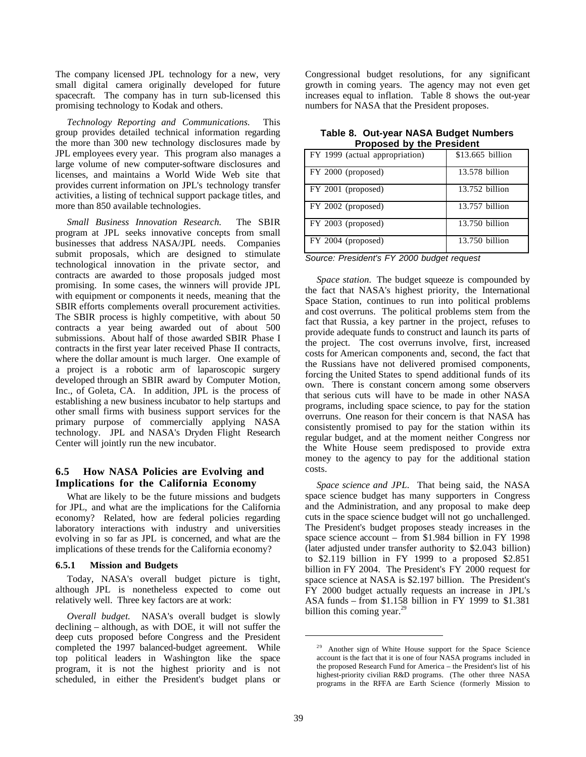The company licensed JPL technology for a new, very small digital camera originally developed for future spacecraft. The company has in turn sub-licensed this promising technology to Kodak and others.

*Technology Reporting and Communications.* This group provides detailed technical information regarding the more than 300 new technology disclosures made by JPL employees every year. This program also manages a large volume of new computer-software disclosures and licenses, and maintains a World Wide Web site that provides current information on JPL's technology transfer activities, a listing of technical support package titles, and more than 850 available technologies.

*Small Business Innovation Research.* The SBIR program at JPL seeks innovative concepts from small businesses that address NASA/JPL needs. Companies submit proposals, which are designed to stimulate technological innovation in the private sector, and contracts are awarded to those proposals judged most promising. In some cases, the winners will provide JPL with equipment or components it needs, meaning that the SBIR efforts complements overall procurement activities. The SBIR process is highly competitive, with about 50 contracts a year being awarded out of about 500 submissions. About half of those awarded SBIR Phase I contracts in the first year later received Phase II contracts, where the dollar amount is much larger. One example of a project is a robotic arm of laparoscopic surgery developed through an SBIR award by Computer Motion, Inc., of Goleta, CA. In addition, JPL is the process of establishing a new business incubator to help startups and other small firms with business support services for the primary purpose of commercially applying NASA technology. JPL and NASA's Dryden Flight Research Center will jointly run the new incubator.

## 6.5 How NASA Policies are Evolving and Implications for the California Economy

What are likely to be the future missions and budgets for JPL, and what are the implications for the California economy? Related, how are federal policies regarding laboratory interactions with industry and universities evolving in so far as JPL is concerned, and what are the implications of these trends for the California economy?

### 6.5.1 Mission and Budgets

Today, NASA's overall budget picture is tight, although JPL is nonetheless expected to come out relatively well. Three key factors are at work:

*Overall budget.* NASA's overall budget is slowly declining – although, as with DOE, it will not suffer the deep cuts proposed before Congress and the President completed the 1997 balanced-budget agreement. While top political leaders in Washington like the space program, it is not the highest priority and is not scheduled, in either the President's budget plans or Congressional budget resolutions, for any significant growth in coming years. The agency may not even get increases equal to inflation. Table 8 shows the out-year numbers for NASA that the President proposes.

**Table 8. Out-year NASA Budget Numbers Proposed by the President**

| | |
|---|---|
| FY 1999 (actual appropriation) | $13.665 billion |
| FY 2000 (proposed) | 13.578 billion |
| FY 2001 (proposed) | 13.752 billion |
| FY 2002 (proposed) | 13.757 billion |
| FY 2003 (proposed) | 13.750 billion |
| FY 2004 (proposed) | 13.750 billion |

*Source: President's FY 2000 budget request*

*Space station.* The budget squeeze is compounded by the fact that NASA's highest priority, the International Space Station, continues to run into political problems and cost overruns. The political problems stem from the fact that Russia, a key partner in the project, refuses to provide adequate funds to construct and launch its parts of the project. The cost overruns involve, first, increased costs for American components and, second, the fact that the Russians have not delivered promised components, forcing the United States to spend additional funds of its own. There is constant concern among some observers that serious cuts will have to be made in other NASA programs, including space science, to pay for the station overruns. One reason for their concern is that NASA has consistently promised to pay for the station within its regular budget, and at the moment neither Congress nor the White House seem predisposed to provide extra money to the agency to pay for the additional station costs.

*Space science and JPL.* That being said, the NASA space science budget has many supporters in Congress and the Administration, and any proposal to make deep cuts in the space science budget will not go unchallenged. The President's budget proposes steady increases in the space science account – from $1.984 billion in FY 1998 (later adjusted under transfer authority to $2.043 billion) to $2.119 billion in FY 1999 to a proposed $2.851 billion in FY 2004. The President's FY 2000 request for space science at NASA is $2.197 billion. The President's FY 2000 budget actually requests an increase in JPL's ASA funds – from $1.158 billion in FY 1999 to $1.381 billion this coming year.[29]

[29] Another sign of White House support for the Space Science account is the fact that it is one of four NASA programs included in the proposed Research Fund for America – the President's list of his highest-priority civilian R&D programs. (The other three NASA programs in the RFFA are Earth Science (formerly Mission to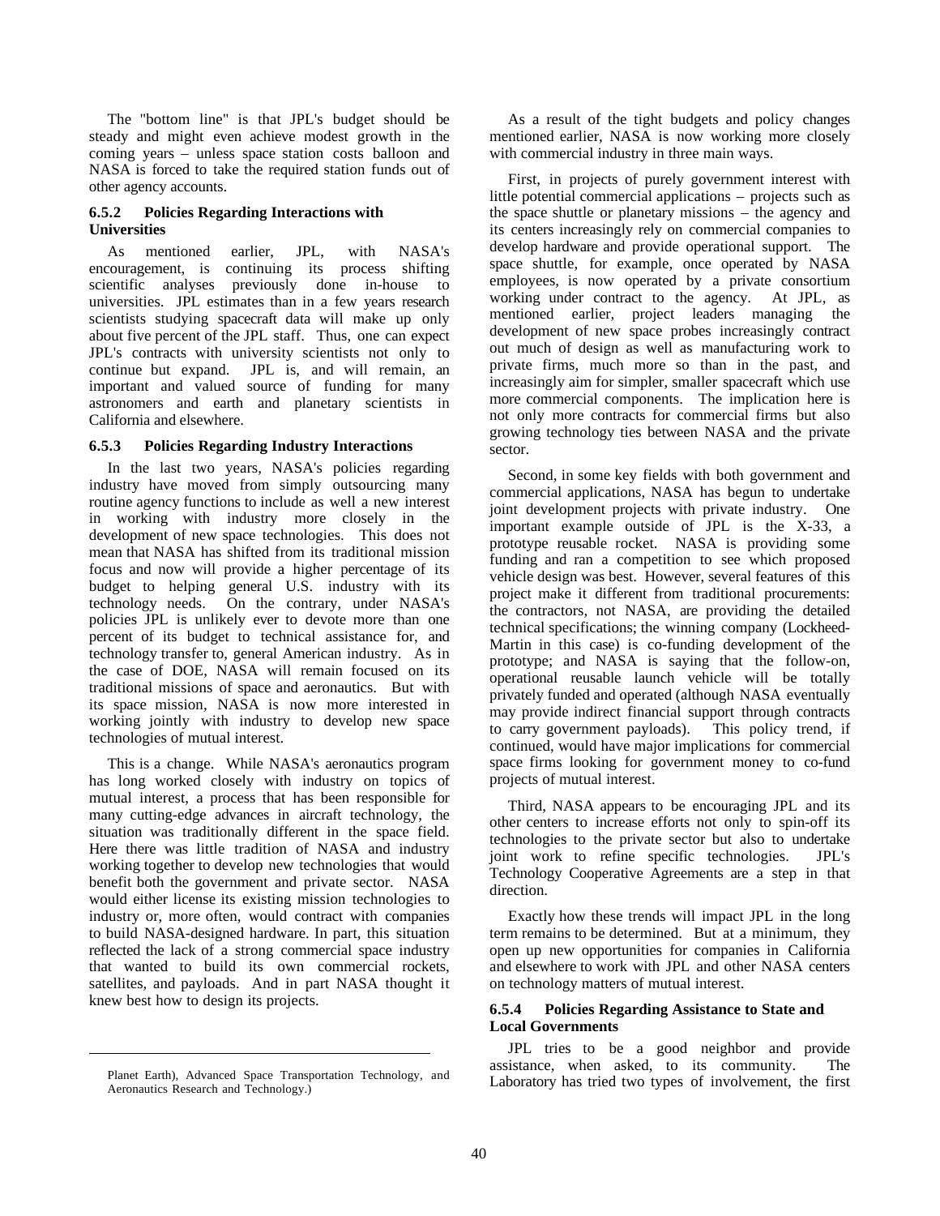The "bottom line" is that JPL's budget should be steady and might even achieve modest growth in the coming years – unless space station costs balloon and NASA is forced to take the required station funds out of other agency accounts.

### 6.5.2 Policies Regarding Interactions with Universities

As mentioned earlier, JPL, with NASA's encouragement, is continuing its process shifting scientific analyses previously done in-house to universities. JPL estimates than in a few years research scientists studying spacecraft data will make up only about five percent of the JPL staff. Thus, one can expect JPL's contracts with university scientists not only to continue but expand. JPL is, and will remain, an important and valued source of funding for many astronomers and earth and planetary scientists in California and elsewhere.

### 6.5.3 Policies Regarding Industry Interactions

In the last two years, NASA's policies regarding industry have moved from simply outsourcing many routine agency functions to include as well a new interest in working with industry more closely in the development of new space technologies. This does not mean that NASA has shifted from its traditional mission focus and now will provide a higher percentage of its budget to helping general U.S. industry with its technology needs. On the contrary, under NASA's policies JPL is unlikely ever to devote more than one percent of its budget to technical assistance for, and technology transfer to, general American industry. As in the case of DOE, NASA will remain focused on its traditional missions of space and aeronautics. But with its space mission, NASA is now more interested in working jointly with industry to develop new space technologies of mutual interest.

This is a change. While NASA's aeronautics program has long worked closely with industry on topics of mutual interest, a process that has been responsible for many cutting-edge advances in aircraft technology, the situation was traditionally different in the space field. Here there was little tradition of NASA and industry working together to develop new technologies that would benefit both the government and private sector. NASA would either license its existing mission technologies to industry or, more often, would contract with companies to build NASA-designed hardware. In part, this situation reflected the lack of a strong commercial space industry that wanted to build its own commercial rockets, satellites, and payloads. And in part NASA thought it knew best how to design its projects.

Planet Earth), Advanced Space Transportation Technology, and Aeronautics Research and Technology.)

As a result of the tight budgets and policy changes mentioned earlier, NASA is now working more closely with commercial industry in three main ways.

First, in projects of purely government interest with little potential commercial applications – projects such as the space shuttle or planetary missions – the agency and its centers increasingly rely on commercial companies to develop hardware and provide operational support. The space shuttle, for example, once operated by NASA employees, is now operated by a private consortium working under contract to the agency. At JPL, as mentioned earlier, project leaders managing the development of new space probes increasingly contract out much of design as well as manufacturing work to private firms, much more so than in the past, and increasingly aim for simpler, smaller spacecraft which use more commercial components. The implication here is not only more contracts for commercial firms but also growing technology ties between NASA and the private sector.

Second, in some key fields with both government and commercial applications, NASA has begun to undertake joint development projects with private industry. One important example outside of JPL is the X-33, a prototype reusable rocket. NASA is providing some funding and ran a competition to see which proposed vehicle design was best. However, several features of this project make it different from traditional procurements: the contractors, not NASA, are providing the detailed technical specifications; the winning company (Lockheed-Martin in this case) is co-funding development of the prototype; and NASA is saying that the follow-on, operational reusable launch vehicle will be totally privately funded and operated (although NASA eventually may provide indirect financial support through contracts to carry government payloads). This policy trend, if continued, would have major implications for commercial space firms looking for government money to co-fund projects of mutual interest.

Third, NASA appears to be encouraging JPL and its other centers to increase efforts not only to spin-off its technologies to the private sector but also to undertake joint work to refine specific technologies. JPL's Technology Cooperative Agreements are a step in that direction.

Exactly how these trends will impact JPL in the long term remains to be determined. But at a minimum, they open up new opportunities for companies in California and elsewhere to work with JPL and other NASA centers on technology matters of mutual interest.

### 6.5.4 Policies Regarding Assistance to State and Local Governments

JPL tries to be a good neighbor and provide assistance, when asked, to its community. The Laboratory has tried two types of involvement, the first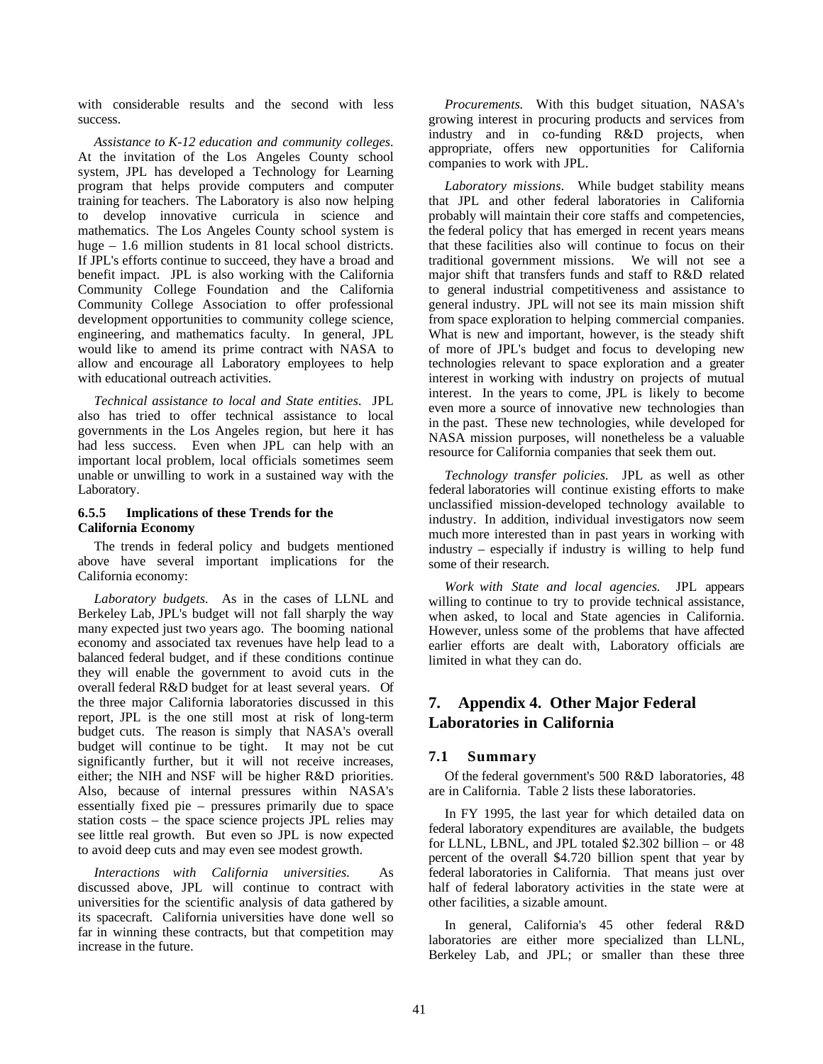with considerable results and the second with less success.

*Assistance to K-12 education and community colleges.* At the invitation of the Los Angeles County school system, JPL has developed a Technology for Learning program that helps provide computers and computer training for teachers. The Laboratory is also now helping to develop innovative curricula in science and mathematics. The Los Angeles County school system is huge – 1.6 million students in 81 local school districts. If JPL's efforts continue to succeed, they have a broad and benefit impact. JPL is also working with the California Community College Foundation and the California Community College Association to offer professional development opportunities to community college science, engineering, and mathematics faculty. In general, JPL would like to amend its prime contract with NASA to allow and encourage all Laboratory employees to help with educational outreach activities.

*Technical assistance to local and State entities.* JPL also has tried to offer technical assistance to local governments in the Los Angeles region, but here it has had less success. Even when JPL can help with an important local problem, local officials sometimes seem unable or unwilling to work in a sustained way with the Laboratory.

#### 6.5.5 Implications of these Trends for the California Economy

The trends in federal policy and budgets mentioned above have several important implications for the California economy:

*Laboratory budgets.* As in the cases of LLNL and Berkeley Lab, JPL's budget will not fall sharply the way many expected just two years ago. The booming national economy and associated tax revenues have help lead to a balanced federal budget, and if these conditions continue they will enable the government to avoid cuts in the overall federal R&D budget for at least several years. Of the three major California laboratories discussed in this report, JPL is the one still most at risk of long-term budget cuts. The reason is simply that NASA's overall budget will continue to be tight. It may not be cut significantly further, but it will not receive increases, either; the NIH and NSF will be higher R&D priorities. Also, because of internal pressures within NASA's essentially fixed pie – pressures primarily due to space station costs – the space science projects JPL relies may see little real growth. But even so JPL is now expected to avoid deep cuts and may even see modest growth.

*Interactions with California universities.* As discussed above, JPL will continue to contract with universities for the scientific analysis of data gathered by its spacecraft. California universities have done well so far in winning these contracts, but that competition may increase in the future.

*Procurements.* With this budget situation, NASA's growing interest in procuring products and services from industry and in co-funding R&D projects, when appropriate, offers new opportunities for California companies to work with JPL.

*Laboratory missions.* While budget stability means that JPL and other federal laboratories in California probably will maintain their core staffs and competencies, the federal policy that has emerged in recent years means that these facilities also will continue to focus on their traditional government missions. We will not see a major shift that transfers funds and staff to R&D related to general industrial competitiveness and assistance to general industry. JPL will not see its main mission shift from space exploration to helping commercial companies. What is new and important, however, is the steady shift of more of JPL's budget and focus to developing new technologies relevant to space exploration and a greater interest in working with industry on projects of mutual interest. In the years to come, JPL is likely to become even more a source of innovative new technologies than in the past. These new technologies, while developed for NASA mission purposes, will nonetheless be a valuable resource for California companies that seek them out.

*Technology transfer policies.* JPL as well as other federal laboratories will continue existing efforts to make unclassified mission-developed technology available to industry. In addition, individual investigators now seem much more interested than in past years in working with industry – especially if industry is willing to help fund some of their research.

*Work with State and local agencies.* JPL appears willing to continue to try to provide technical assistance, when asked, to local and State agencies in California. However, unless some of the problems that have affected earlier efforts are dealt with, Laboratory officials are limited in what they can do.

## 7. Appendix 4. Other Major Federal Laboratories in California

### 7.1 Summary

Of the federal government's 500 R&D laboratories, 48 are in California. Table 2 lists these laboratories.

In FY 1995, the last year for which detailed data on federal laboratory expenditures are available, the budgets for LLNL, LBNL, and JPL totaled $2.302 billion – or 48 percent of the overall $4.720 billion spent that year by federal laboratories in California. That means just over half of federal laboratory activities in the state were at other facilities, a sizable amount.

In general, California's 45 other federal R&D laboratories are either more specialized than LLNL, Berkeley Lab, and JPL; or smaller than these three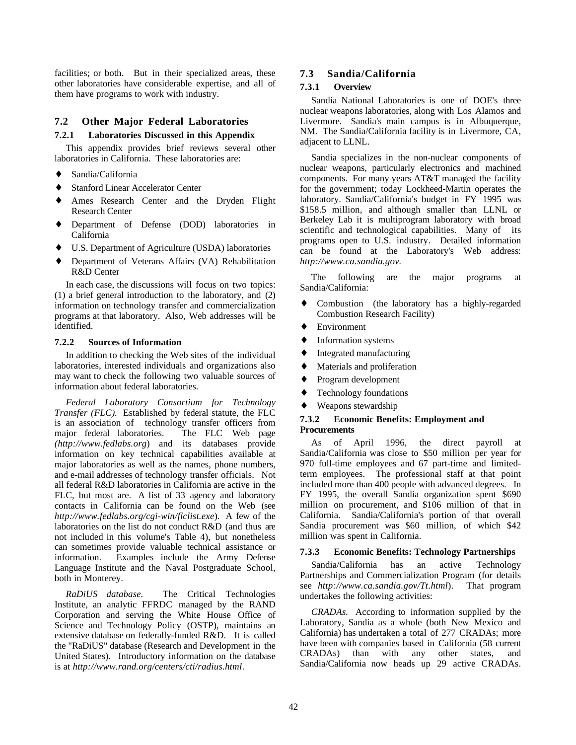facilities; or both. But in their specialized areas, these other laboratories have considerable expertise, and all of them have programs to work with industry.

## 7.2 Other Major Federal Laboratories

### 7.2.1 Laboratories Discussed in this Appendix

This appendix provides brief reviews several other laboratories in California. These laboratories are:

- Sandia/California
- Stanford Linear Accelerator Center
- Ames Research Center and the Dryden Flight Research Center
- Department of Defense (DOD) laboratories in California
- U.S. Department of Agriculture (USDA) laboratories
- Department of Veterans Affairs (VA) Rehabilitation R&D Center

In each case, the discussions will focus on two topics: (1) a brief general introduction to the laboratory, and (2) information on technology transfer and commercialization programs at that laboratory. Also, Web addresses will be identified.

### 7.2.2 Sources of Information

In addition to checking the Web sites of the individual laboratories, interested individuals and organizations also may want to check the following two valuable sources of information about federal laboratories.

*Federal Laboratory Consortium for Technology Transfer (FLC).* Established by federal statute, the FLC is an association of technology transfer officers from major federal laboratories. The FLC Web page *(http://www.fedlabs.org*) and its databases provide information on key technical capabilities available at major laboratories as well as the names, phone numbers, and e-mail addresses of technology transfer officials. Not all federal R&D laboratories in California are active in the FLC, but most are. A list of 33 agency and laboratory contacts in California can be found on the Web (see *http://www.fedlabs.org/cgi-win/flclist.exe*). A few of the laboratories on the list do not conduct R&D (and thus are not included in this volume's Table 4), but nonetheless can sometimes provide valuable technical assistance or information. Examples include the Army Defense Language Institute and the Naval Postgraduate School, both in Monterey.

*RaDiUS database.* The Critical Technologies Institute, an analytic FFRDC managed by the RAND Corporation and serving the White House Office of Science and Technology Policy (OSTP), maintains an extensive database on federally-funded R&D. It is called the "RaDiUS" database (Research and Development in the United States). Introductory information on the database is at *http://www.rand.org/centers/cti/radius.html*.

## 7.3 Sandia/California

### 7.3.1 Overview

Sandia National Laboratories is one of DOE's three nuclear weapons laboratories, along with Los Alamos and Livermore. Sandia's main campus is in Albuquerque, NM. The Sandia/California facility is in Livermore, CA, adjacent to LLNL.

Sandia specializes in the non-nuclear components of nuclear weapons, particularly electronics and machined components. For many years AT&T managed the facility for the government; today Lockheed-Martin operates the laboratory. Sandia/California's budget in FY 1995 was $158.5 million, and although smaller than LLNL or Berkeley Lab it is multiprogram laboratory with broad scientific and technological capabilities. Many of its programs open to U.S. industry. Detailed information can be found at the Laboratory's Web address: *http://www.ca.sandia.gov.*

The following are the major programs at Sandia/California:

- Combustion (the laboratory has a highly-regarded Combustion Research Facility)
- Environment
- Information systems
- Integrated manufacturing
- Materials and proliferation
- Program development
- Technology foundations
- Weapons stewardship

### 7.3.2 Economic Benefits: Employment and Procurements

As of April 1996, the direct payroll at Sandia/California was close to $50 million per year for 970 full-time employees and 67 part-time and limited-term employees. The professional staff at that point included more than 400 people with advanced degrees. In FY 1995, the overall Sandia organization spent $690 million on procurement, and $106 million of that in California. Sandia/California's portion of that overall Sandia procurement was $60 million, of which $42 million was spent in California.

### 7.3.3 Economic Benefits: Technology Partnerships

Sandia/California has an active Technology Partnerships and Commercialization Program (for details see *http://www.ca.sandia.gov/Tt.html*). That program undertakes the following activities:

*CRADAs.* According to information supplied by the Laboratory, Sandia as a whole (both New Mexico and California) has undertaken a total of 277 CRADAs; more have been with companies based in California (58 current CRADAs) than with any other states, and Sandia/California now heads up 29 active CRADAs.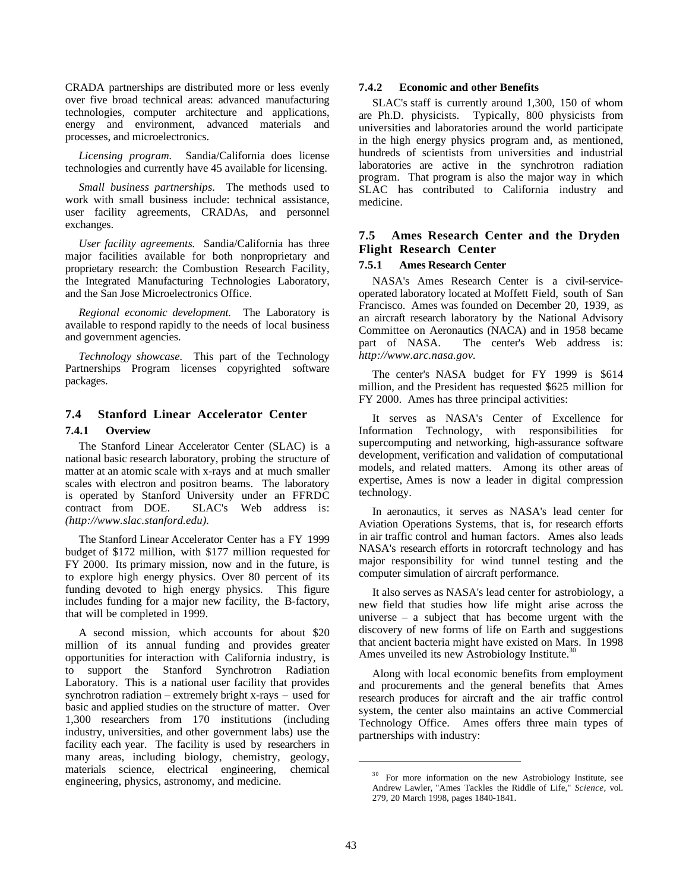CRADA partnerships are distributed more or less evenly over five broad technical areas: advanced manufacturing technologies, computer architecture and applications, energy and environment, advanced materials and processes, and microelectronics.

*Licensing program.* Sandia/California does license technologies and currently have 45 available for licensing.

*Small business partnerships.* The methods used to work with small business include: technical assistance, user facility agreements, CRADAs, and personnel exchanges.

*User facility agreements.* Sandia/California has three major facilities available for both nonproprietary and proprietary research: the Combustion Research Facility, the Integrated Manufacturing Technologies Laboratory, and the San Jose Microelectronics Office.

*Regional economic development.* The Laboratory is available to respond rapidly to the needs of local business and government agencies.

*Technology showcase.* This part of the Technology Partnerships Program licenses copyrighted software packages.

## 7.4 Stanford Linear Accelerator Center

### 7.4.1 Overview

The Stanford Linear Accelerator Center (SLAC) is a national basic research laboratory, probing the structure of matter at an atomic scale with x-rays and at much smaller scales with electron and positron beams. The laboratory is operated by Stanford University under an FFRDC contract from DOE. SLAC's Web address is: *(http://www.slac.stanford.edu)*.

The Stanford Linear Accelerator Center has a FY 1999 budget of $172 million, with $177 million requested for FY 2000. Its primary mission, now and in the future, is to explore high energy physics. Over 80 percent of its funding devoted to high energy physics. This figure includes funding for a major new facility, the B-factory, that will be completed in 1999.

A second mission, which accounts for about $20 million of its annual funding and provides greater opportunities for interaction with California industry, is to support the Stanford Synchrotron Radiation Laboratory. This is a national user facility that provides synchrotron radiation – extremely bright x-rays – used for basic and applied studies on the structure of matter. Over 1,300 researchers from 170 institutions (including industry, universities, and other government labs) use the facility each year. The facility is used by researchers in many areas, including biology, chemistry, geology, materials science, electrical engineering, chemical engineering, physics, astronomy, and medicine.

### 7.4.2 Economic and other Benefits

SLAC's staff is currently around 1,300, 150 of whom are Ph.D. physicists. Typically, 800 physicists from universities and laboratories around the world participate in the high energy physics program and, as mentioned, hundreds of scientists from universities and industrial laboratories are active in the synchrotron radiation program. That program is also the major way in which SLAC has contributed to California industry and medicine.

## 7.5 Ames Research Center and the Dryden Flight Research Center

### 7.5.1 Ames Research Center

NASA's Ames Research Center is a civil-service-operated laboratory located at Moffett Field, south of San Francisco. Ames was founded on December 20, 1939, as an aircraft research laboratory by the National Advisory Committee on Aeronautics (NACA) and in 1958 became part of NASA. The center's Web address is: *http://www.arc.nasa.gov.*

The center's NASA budget for FY 1999 is $614 million, and the President has requested $625 million for FY 2000. Ames has three principal activities:

It serves as NASA's Center of Excellence for Information Technology, with responsibilities for supercomputing and networking, high-assurance software development, verification and validation of computational models, and related matters. Among its other areas of expertise, Ames is now a leader in digital compression technology.

In aeronautics, it serves as NASA's lead center for Aviation Operations Systems, that is, for research efforts in air traffic control and human factors. Ames also leads NASA's research efforts in rotorcraft technology and has major responsibility for wind tunnel testing and the computer simulation of aircraft performance.

It also serves as NASA's lead center for astrobiology, a new field that studies how life might arise across the universe – a subject that has become urgent with the discovery of new forms of life on Earth and suggestions that ancient bacteria might have existed on Mars. In 1998 Ames unveiled its new Astrobiology Institute.[30]

Along with local economic benefits from employment and procurements and the general benefits that Ames research produces for aircraft and the air traffic control system, the center also maintains an active Commercial Technology Office. Ames offers three main types of partnerships with industry:

---

[30] For more information on the new Astrobiology Institute, see Andrew Lawler, "Ames Tackles the Riddle of Life," *Science*, vol. 279, 20 March 1998, pages 1840-1841.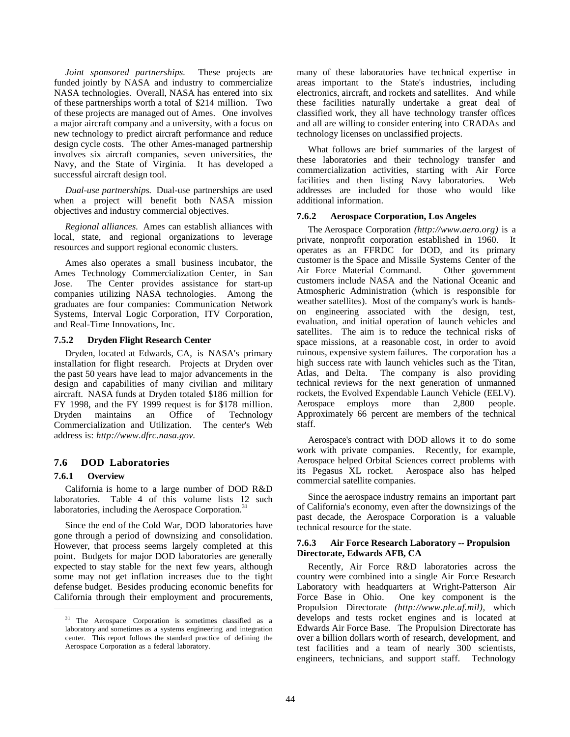*Joint sponsored partnerships.* These projects are funded jointly by NASA and industry to commercialize NASA technologies. Overall, NASA has entered into six of these partnerships worth a total of $214 million. Two of these projects are managed out of Ames. One involves a major aircraft company and a university, with a focus on new technology to predict aircraft performance and reduce design cycle costs. The other Ames-managed partnership involves six aircraft companies, seven universities, the Navy, and the State of Virginia. It has developed a successful aircraft design tool.

*Dual-use partnerships.* Dual-use partnerships are used when a project will benefit both NASA mission objectives and industry commercial objectives.

*Regional alliances.* Ames can establish alliances with local, state, and regional organizations to leverage resources and support regional economic clusters.

Ames also operates a small business incubator, the Ames Technology Commercialization Center, in San Jose. The Center provides assistance for start-up companies utilizing NASA technologies. Among the graduates are four companies: Communication Network Systems, Interval Logic Corporation, ITV Corporation, and Real-Time Innovations, Inc.

### 7.5.2 Dryden Flight Research Center

Dryden, located at Edwards, CA, is NASA's primary installation for flight research. Projects at Dryden over the past 50 years have lead to major advancements in the design and capabilities of many civilian and military aircraft. NASA funds at Dryden totaled $186 million for FY 1998, and the FY 1999 request is for $178 million. Dryden maintains an Office of Technology Commercialization and Utilization. The center's Web address is: *http://www.dfrc.nasa.gov.*

## 7.6 DOD Laboratories

### 7.6.1 Overview

California is home to a large number of DOD R&D laboratories. Table 4 of this volume lists 12 such laboratories, including the Aerospace Corporation.[31]

Since the end of the Cold War, DOD laboratories have gone through a period of downsizing and consolidation. However, that process seems largely completed at this point. Budgets for major DOD laboratories are generally expected to stay stable for the next few years, although some may not get inflation increases due to the tight defense budget. Besides producing economic benefits for California through their employment and procurements, many of these laboratories have technical expertise in areas important to the State's industries, including electronics, aircraft, and rockets and satellites. And while these facilities naturally undertake a great deal of classified work, they all have technology transfer offices and all are willing to consider entering into CRADAs and technology licenses on unclassified projects.

What follows are brief summaries of the largest of these laboratories and their technology transfer and commercialization activities, starting with Air Force facilities and then listing Navy laboratories. Web addresses are included for those who would like additional information.

### 7.6.2 Aerospace Corporation, Los Angeles

The Aerospace Corporation *(http://www.aero.org)* is a private, nonprofit corporation established in 1960. It operates as an FFRDC for DOD, and its primary customer is the Space and Missile Systems Center of the Air Force Material Command. Other government customers include NASA and the National Oceanic and Atmospheric Administration (which is responsible for weather satellites). Most of the company's work is hands-on engineering associated with the design, test, evaluation, and initial operation of launch vehicles and satellites. The aim is to reduce the technical risks of space missions, at a reasonable cost, in order to avoid ruinous, expensive system failures. The corporation has a high success rate with launch vehicles such as the Titan, Atlas, and Delta. The company is also providing technical reviews for the next generation of unmanned rockets, the Evolved Expendable Launch Vehicle (EELV). Aerospace employs more than 2,800 people. Approximately 66 percent are members of the technical staff.

Aerospace's contract with DOD allows it to do some work with private companies. Recently, for example, Aerospace helped Orbital Sciences correct problems with its Pegasus XL rocket. Aerospace also has helped commercial satellite companies.

Since the aerospace industry remains an important part of California's economy, even after the downsizings of the past decade, the Aerospace Corporation is a valuable technical resource for the state.

### 7.6.3 Air Force Research Laboratory -- Propulsion Directorate, Edwards AFB, CA

Recently, Air Force R&D laboratories across the country were combined into a single Air Force Research Laboratory with headquarters at Wright-Patterson Air Force Base in Ohio. One key component is the Propulsion Directorate *(http://www.ple.af.mil)*, which develops and tests rocket engines and is located at Edwards Air Force Base. The Propulsion Directorate has over a billion dollars worth of research, development, and test facilities and a team of nearly 300 scientists, engineers, technicians, and support staff. Technology

[31] The Aerospace Corporation is sometimes classified as a laboratory and sometimes as a systems engineering and integration center. This report follows the standard practice of defining the Aerospace Corporation as a federal laboratory.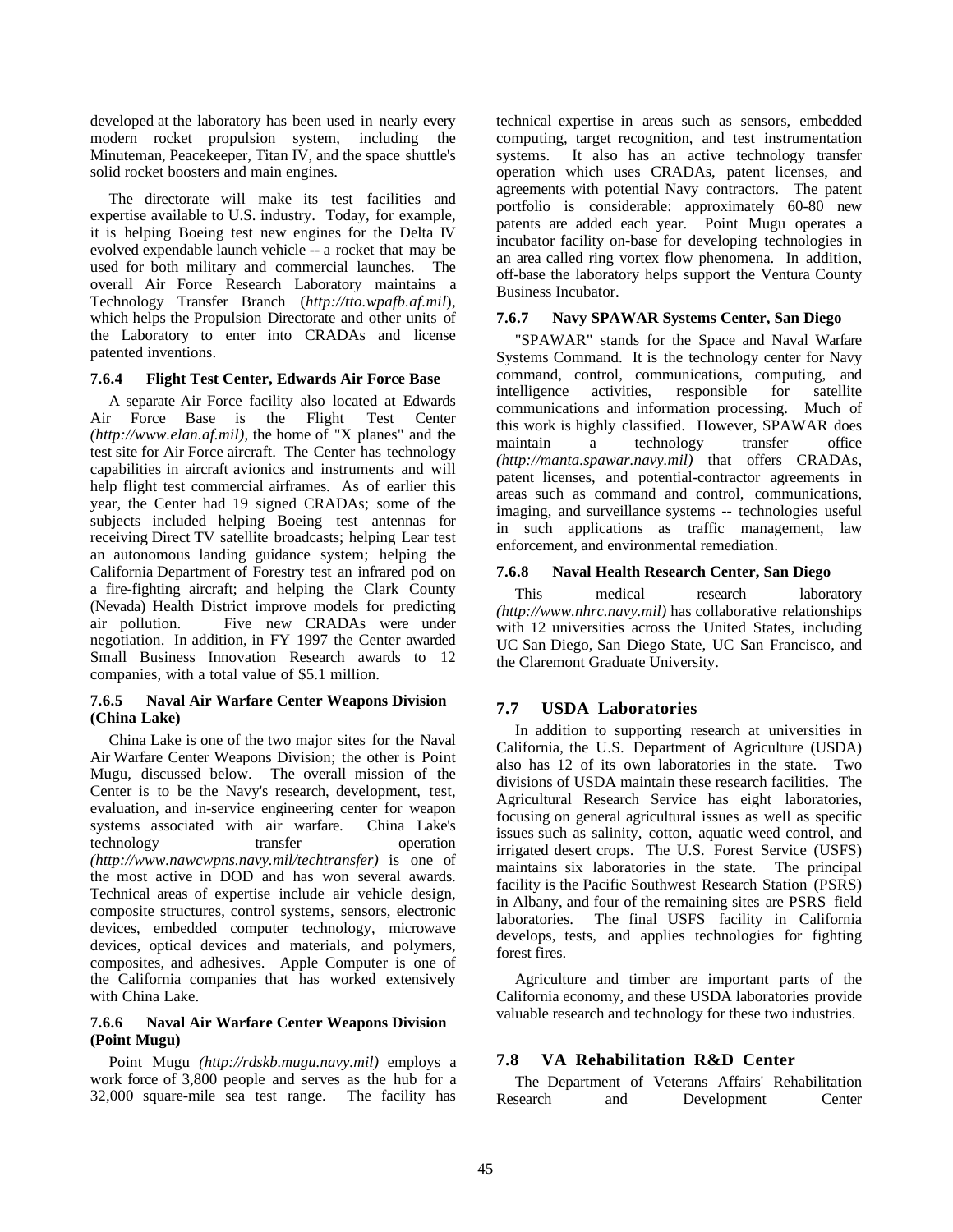developed at the laboratory has been used in nearly every modern rocket propulsion system, including the Minuteman, Peacekeeper, Titan IV, and the space shuttle's solid rocket boosters and main engines.

The directorate will make its test facilities and expertise available to U.S. industry. Today, for example, it is helping Boeing test new engines for the Delta IV evolved expendable launch vehicle -- a rocket that may be used for both military and commercial launches. The overall Air Force Research Laboratory maintains a Technology Transfer Branch (*http://tto.wpafb.af.mil*), which helps the Propulsion Directorate and other units of the Laboratory to enter into CRADAs and license patented inventions.

### 7.6.4 Flight Test Center, Edwards Air Force Base

A separate Air Force facility also located at Edwards Air Force Base is the Flight Test Center *(http://www.elan.af.mil)*, the home of "X planes" and the test site for Air Force aircraft. The Center has technology capabilities in aircraft avionics and instruments and will help flight test commercial airframes. As of earlier this year, the Center had 19 signed CRADAs; some of the subjects included helping Boeing test antennas for receiving Direct TV satellite broadcasts; helping Lear test an autonomous landing guidance system; helping the California Department of Forestry test an infrared pod on a fire-fighting aircraft; and helping the Clark County (Nevada) Health District improve models for predicting air pollution. Five new CRADAs were under negotiation. In addition, in FY 1997 the Center awarded Small Business Innovation Research awards to 12 companies, with a total value of $5.1 million.

### 7.6.5 Naval Air Warfare Center Weapons Division (China Lake)

China Lake is one of the two major sites for the Naval Air Warfare Center Weapons Division; the other is Point Mugu, discussed below. The overall mission of the Center is to be the Navy's research, development, test, evaluation, and in-service engineering center for weapon systems associated with air warfare. China Lake's technology transfer operation *(http://www.nawcwpns.navy.mil/techtransfer)* is one of the most active in DOD and has won several awards. Technical areas of expertise include air vehicle design, composite structures, control systems, sensors, electronic devices, embedded computer technology, microwave devices, optical devices and materials, and polymers, composites, and adhesives. Apple Computer is one of the California companies that has worked extensively with China Lake.

### 7.6.6 Naval Air Warfare Center Weapons Division (Point Mugu)

Point Mugu *(http://rdskb.mugu.navy.mil)* employs a work force of 3,800 people and serves as the hub for a 32,000 square-mile sea test range. The facility has technical expertise in areas such as sensors, embedded computing, target recognition, and test instrumentation systems. It also has an active technology transfer operation which uses CRADAs, patent licenses, and agreements with potential Navy contractors. The patent portfolio is considerable: approximately 60-80 new patents are added each year. Point Mugu operates a incubator facility on-base for developing technologies in an area called ring vortex flow phenomena. In addition, off-base the laboratory helps support the Ventura County Business Incubator.

### 7.6.7 Navy SPAWAR Systems Center, San Diego

"SPAWAR" stands for the Space and Naval Warfare Systems Command. It is the technology center for Navy command, control, communications, computing, and intelligence activities, responsible for satellite communications and information processing. Much of this work is highly classified. However, SPAWAR does maintain a technology transfer office *(http://manta.spawar.navy.mil)* that offers CRADAs, patent licenses, and potential-contractor agreements in areas such as command and control, communications, imaging, and surveillance systems -- technologies useful in such applications as traffic management, law enforcement, and environmental remediation.

### 7.6.8 Naval Health Research Center, San Diego

This medical research laboratory *(http://www.nhrc.navy.mil)* has collaborative relationships with 12 universities across the United States, including UC San Diego, San Diego State, UC San Francisco, and the Claremont Graduate University.

## 7.7 USDA Laboratories

In addition to supporting research at universities in California, the U.S. Department of Agriculture (USDA) also has 12 of its own laboratories in the state. Two divisions of USDA maintain these research facilities. The Agricultural Research Service has eight laboratories, focusing on general agricultural issues as well as specific issues such as salinity, cotton, aquatic weed control, and irrigated desert crops. The U.S. Forest Service (USFS) maintains six laboratories in the state. The principal facility is the Pacific Southwest Research Station (PSRS) in Albany, and four of the remaining sites are PSRS field laboratories. The final USFS facility in California develops, tests, and applies technologies for fighting forest fires.

Agriculture and timber are important parts of the California economy, and these USDA laboratories provide valuable research and technology for these two industries.

## 7.8 VA Rehabilitation R&D Center

The Department of Veterans Affairs' Rehabilitation Research and Development Center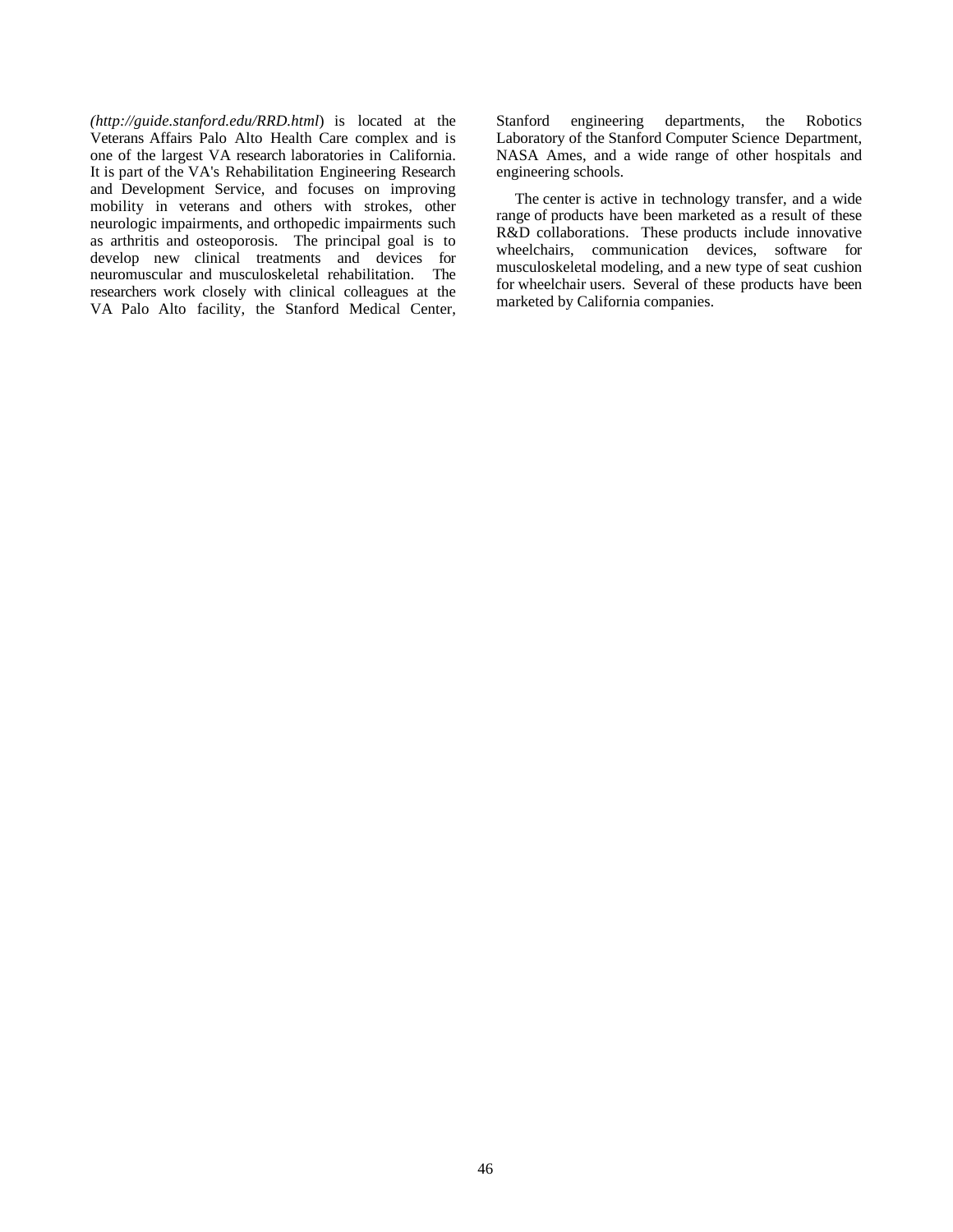*(http://guide.stanford.edu/RRD.html*) is located at the Veterans Affairs Palo Alto Health Care complex and is one of the largest VA research laboratories in California. It is part of the VA's Rehabilitation Engineering Research and Development Service, and focuses on improving mobility in veterans and others with strokes, other neurologic impairments, and orthopedic impairments such as arthritis and osteoporosis. The principal goal is to develop new clinical treatments and devices for neuromuscular and musculoskeletal rehabilitation. The researchers work closely with clinical colleagues at the VA Palo Alto facility, the Stanford Medical Center, Stanford engineering departments, the Robotics Laboratory of the Stanford Computer Science Department, NASA Ames, and a wide range of other hospitals and engineering schools.

The center is active in technology transfer, and a wide range of products have been marketed as a result of these R&D collaborations. These products include innovative wheelchairs, communication devices, software for musculoskeletal modeling, and a new type of seat cushion for wheelchair users. Several of these products have been marketed by California companies.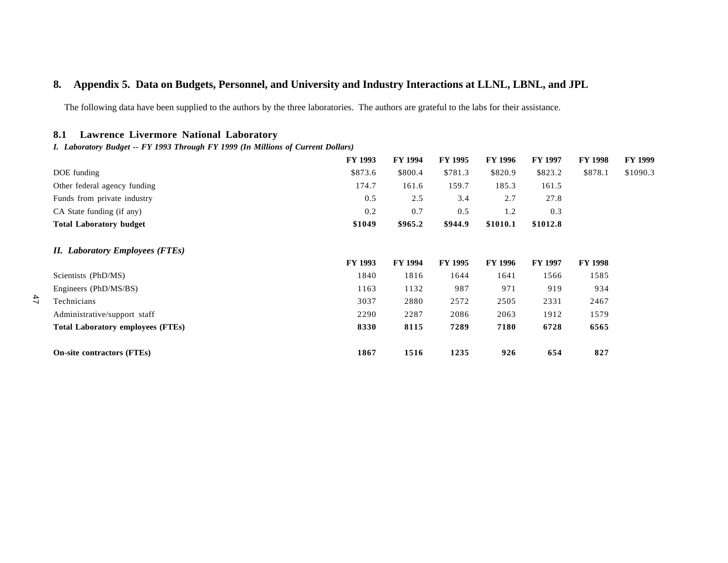## 8. Appendix 5. Data on Budgets, Personnel, and University and Industry Interactions at LLNL, LBNL, and JPL

The following data have been supplied to the authors by the three laboratories. The authors are grateful to the labs for their assistance.

### 8.1 Lawrence Livermore National Laboratory

***I. Laboratory Budget -- FY 1993 Through FY 1999 (In Millions of Current Dollars)***

| | FY 1993 | FY 1994 | FY 1995 | FY 1996 | FY 1997 | FY 1998 | FY 1999 |
|---|---|---|---|---|---|---|---|
| DOE funding | $873.6 | $800.4 | $781.3 | $820.9 | $823.2 | $878.1 | $1090.3 |
| Other federal agency funding | 174.7 | 161.6 | 159.7 | 185.3 | 161.5 | | |
| Funds from private industry | 0.5 | 2.5 | 3.4 | 2.7 | 27.8 | | |
| CA State funding (if any) | 0.2 | 0.7 | 0.5 | 1.2 | 0.3 | | |
| **Total Laboratory budget** | **$1049** | **$965.2** | **$944.9** | **$1010.1** | **$1012.8** | | |

***II. Laboratory Employees (FTEs)***

| | FY 1993 | FY 1994 | FY 1995 | FY 1996 | FY 1997 | FY 1998 |
|---|---|---|---|---|---|---|
| Scientists (PhD/MS) | 1840 | 1816 | 1644 | 1641 | 1566 | 1585 |
| Engineers (PhD/MS/BS) | 1163 | 1132 | 987 | 971 | 919 | 934 |
| Technicians | 3037 | 2880 | 2572 | 2505 | 2331 | 2467 |
| Administrative/support staff | 2290 | 2287 | 2086 | 2063 | 1912 | 1579 |
| **Total Laboratory employees (FTEs)** | **8330** | **8115** | **7289** | **7180** | **6728** | **6565** |
| | | | | | | |
| **On-site contractors (FTEs)** | **1867** | **1516** | **1235** | **926** | **654** | **827** |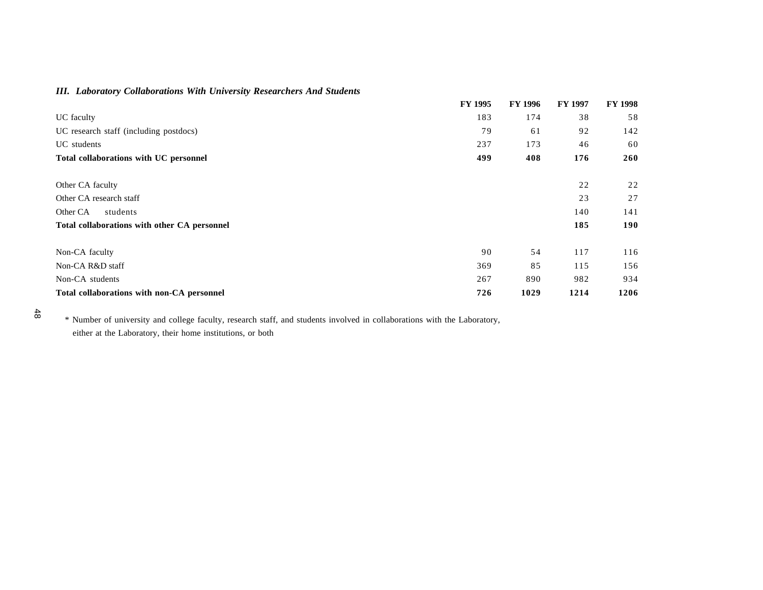### *III. Laboratory Collaborations With University Researchers And Students*

| | FY 1995 | FY 1996 | FY 1997 | FY 1998 |
|---|---|---|---|---|
| UC faculty | 183 | 174 | 38 | 58 |
| UC research staff (including postdocs) | 79 | 61 | 92 | 142 |
| UC students | 237 | 173 | 46 | 60 |
| **Total collaborations with UC personnel** | **499** | **408** | **176** | **260** |
| | | | | |
| Other CA faculty | | | 22 | 22 |
| Other CA research staff | | | 23 | 27 |
| Other CA students | | | 140 | 141 |
| **Total collaborations with other CA personnel** | | | **185** | **190** |
| | | | | |
| Non-CA faculty | 90 | 54 | 117 | 116 |
| Non-CA R&D staff | 369 | 85 | 115 | 156 |
| Non-CA students | 267 | 890 | 982 | 934 |
| **Total collaborations with non-CA personnel** | **726** | **1029** | **1214** | **1206** |

\* Number of university and college faculty, research staff, and students involved in collaborations with the Laboratory, either at the Laboratory, their home institutions, or both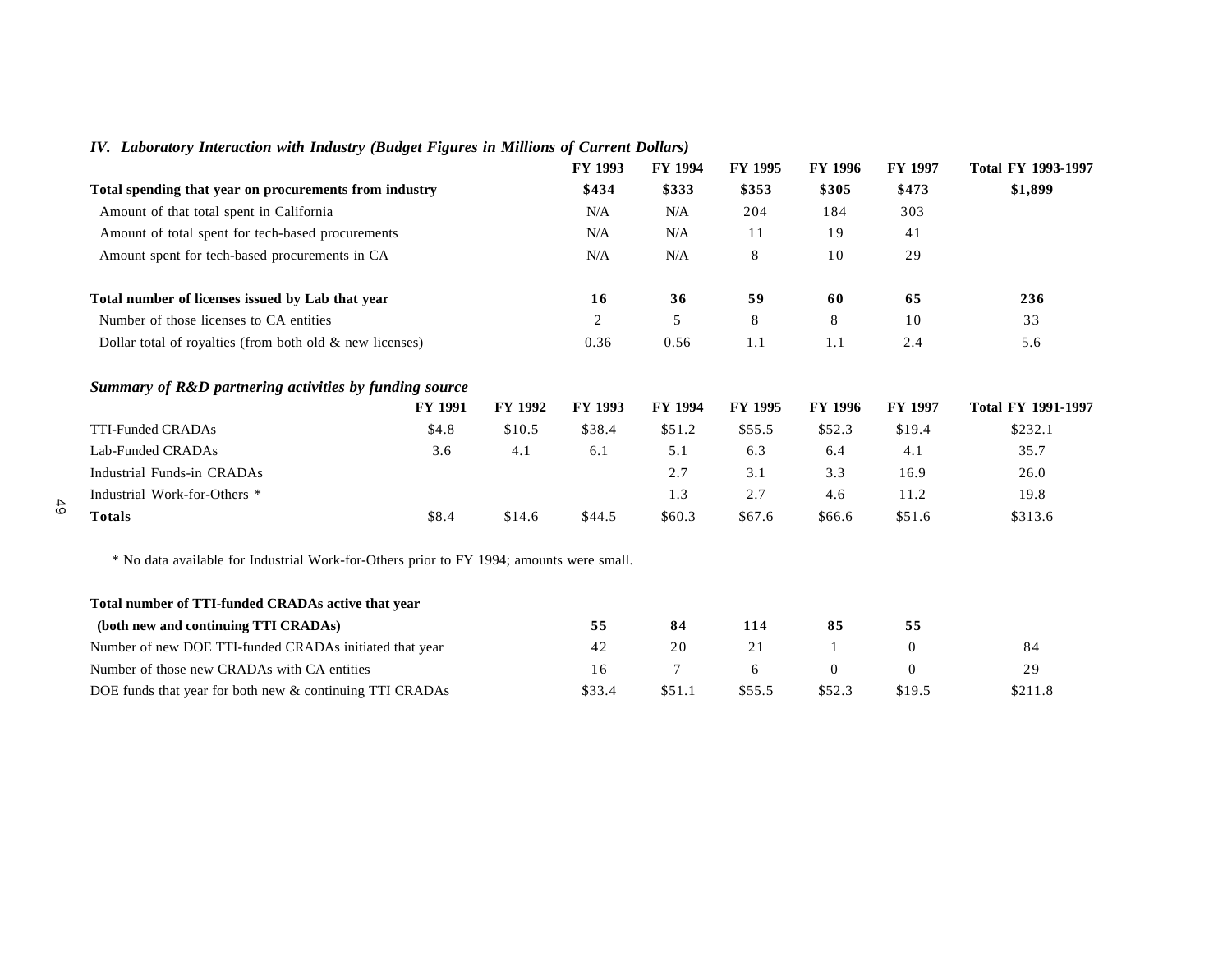### *IV. Laboratory Interaction with Industry (Budget Figures in Millions of Current Dollars)*

| | FY 1993 | FY 1994 | FY 1995 | FY 1996 | FY 1997 | Total FY 1993-1997 |
|---|---|---|---|---|---|---|
| **Total spending that year on procurements from industry** | **$434** | **$333** | **$353** | **$305** | **$473** | **$1,899** |
| Amount of that total spent in California | N/A | N/A | 204 | 184 | 303 | |
| Amount of total spent for tech-based procurements | N/A | N/A | 11 | 19 | 41 | |
| Amount spent for tech-based procurements in CA | N/A | N/A | 8 | 10 | 29 | |
| **Total number of licenses issued by Lab that year** | **16** | **36** | **59** | **60** | **65** | **236** |
| Number of those licenses to CA entities | 2 | 5 | 8 | 8 | 10 | 33 |
| Dollar total of royalties (from both old & new licenses) | 0.36 | 0.56 | 1.1 | 1.1 | 2.4 | 5.6 |

### *Summary of R&D partnering activities by funding source*

| | FY 1991 | FY 1992 | FY 1993 | FY 1994 | FY 1995 | FY 1996 | FY 1997 | Total FY 1991-1997 |
|---|---|---|---|---|---|---|---|---|
| TTI-Funded CRADAs | $4.8 | $10.5 | $38.4 | $51.2 | $55.5 | $52.3 | $19.4 | $232.1 |
| Lab-Funded CRADAs | 3.6 | 4.1 | 6.1 | 5.1 | 6.3 | 6.4 | 4.1 | 35.7 |
| Industrial Funds-in CRADAs | | | | 2.7 | 3.1 | 3.3 | 16.9 | 26.0 |
| Industrial Work-for-Others * | | | | 1.3 | 2.7 | 4.6 | 11.2 | 19.8 |
| **Totals** | $8.4 | $14.6 | $44.5 | $60.3 | $67.6 | $66.6 | $51.6 | $313.6 |

* No data available for Industrial Work-for-Others prior to FY 1994; amounts were small.

| | FY 1993 | FY 1994 | FY 1995 | FY 1996 | FY 1997 | Total |
|---|---|---|---|---|---|---|
| **Total number of TTI-funded CRADAs active that year (both new and continuing TTI CRADAs)** | **55** | **84** | **114** | **85** | **55** | |
| Number of new DOE TTI-funded CRADAs initiated that year | 42 | 20 | 21 | 1 | 0 | 84 |
| Number of those new CRADAs with CA entities | 16 | 7 | 6 | 0 | 0 | 29 |
| DOE funds that year for both new & continuing TTI CRADAs | $33.4 | $51.1 | $55.5 | $52.3 | $19.5 | $211.8 |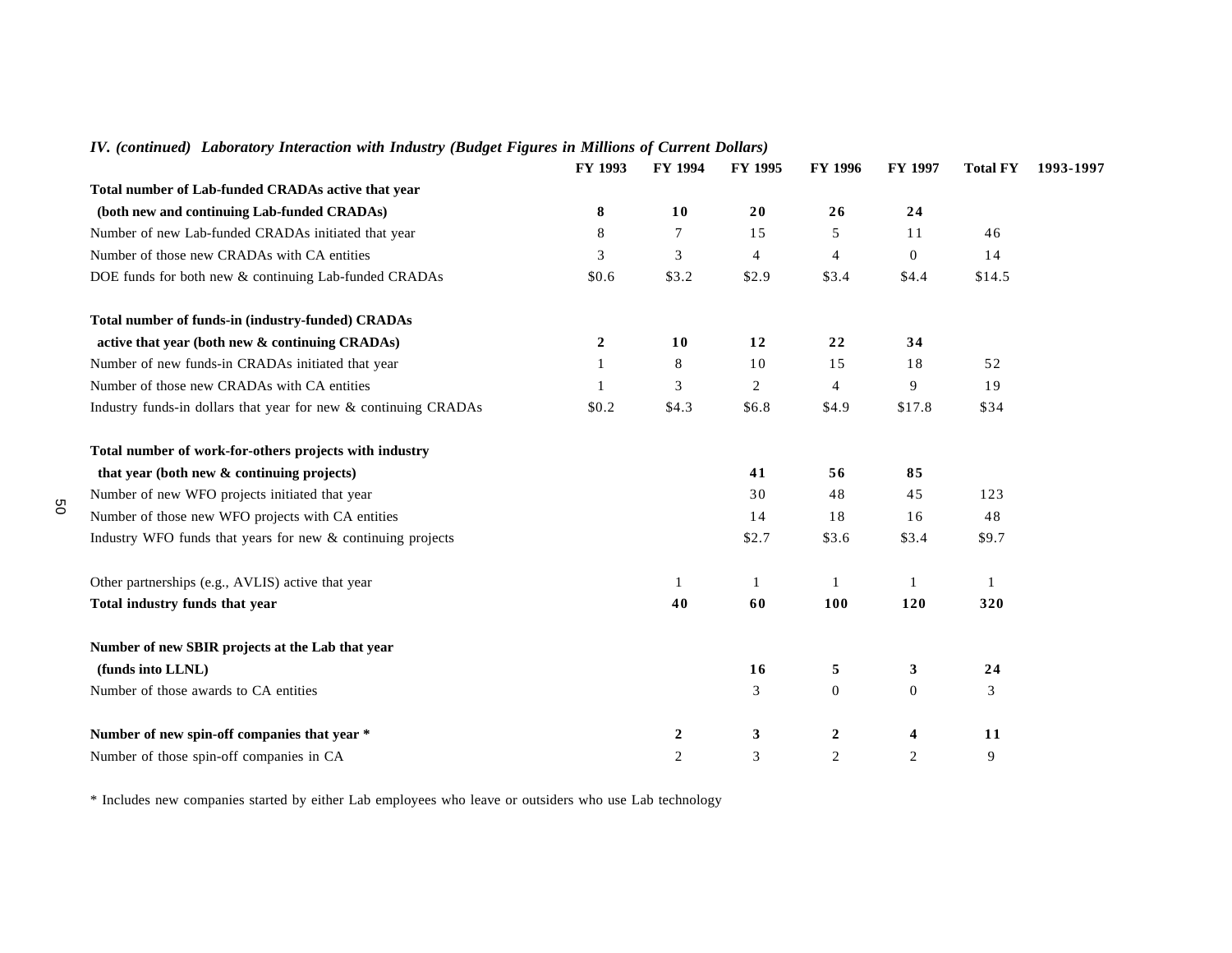*IV. (continued) Laboratory Interaction with Industry (Budget Figures in Millions of Current Dollars)*

| | FY 1993 | FY 1994 | FY 1995 | FY 1996 | FY 1997 | Total FY 1993-1997 |
|---|---|---|---|---|---|---|
| **Total number of Lab-funded CRADAs active that year (both new and continuing Lab-funded CRADAs)** | **8** | **10** | **20** | **26** | **24** | |
| Number of new Lab-funded CRADAs initiated that year | 8 | 7 | 15 | 5 | 11 | 46 |
| Number of those new CRADAs with CA entities | 3 | 3 | 4 | 4 | 0 | 14 |
| DOE funds for both new & continuing Lab-funded CRADAs | $0.6 | $3.2 | $2.9 | $3.4 | $4.4 | $14.5 |
| **Total number of funds-in (industry-funded) CRADAs active that year (both new & continuing CRADAs)** | **2** | **10** | **12** | **22** | **34** | |
| Number of new funds-in CRADAs initiated that year | 1 | 8 | 10 | 15 | 18 | 52 |
| Number of those new CRADAs with CA entities | 1 | 3 | 2 | 4 | 9 | 19 |
| Industry funds-in dollars that year for new & continuing CRADAs | $0.2 | $4.3 | $6.8 | $4.9 | $17.8 | $34 |
| **Total number of work-for-others projects with industry that year (both new & continuing projects)** | | | **41** | **56** | **85** | |
| Number of new WFO projects initiated that year | | | 30 | 48 | 45 | 123 |
| Number of those new WFO projects with CA entities | | | 14 | 18 | 16 | 48 |
| Industry WFO funds that years for new & continuing projects | | | $2.7 | $3.6 | $3.4 | $9.7 |
| Other partnerships (e.g., AVLIS) active that year | | 1 | 1 | 1 | 1 | 1 |
| **Total industry funds that year** | | **40** | **60** | **100** | **120** | **320** |
| **Number of new SBIR projects at the Lab that year (funds into LLNL)** | | | **16** | **5** | **3** | **24** |
| Number of those awards to CA entities | | | 3 | 0 | 0 | 3 |
| **Number of new spin-off companies that year \*** | | **2** | **3** | **2** | **4** | **11** |
| Number of those spin-off companies in CA | | 2 | 3 | 2 | 2 | 9 |

* Includes new companies started by either Lab employees who leave or outsiders who use Lab technology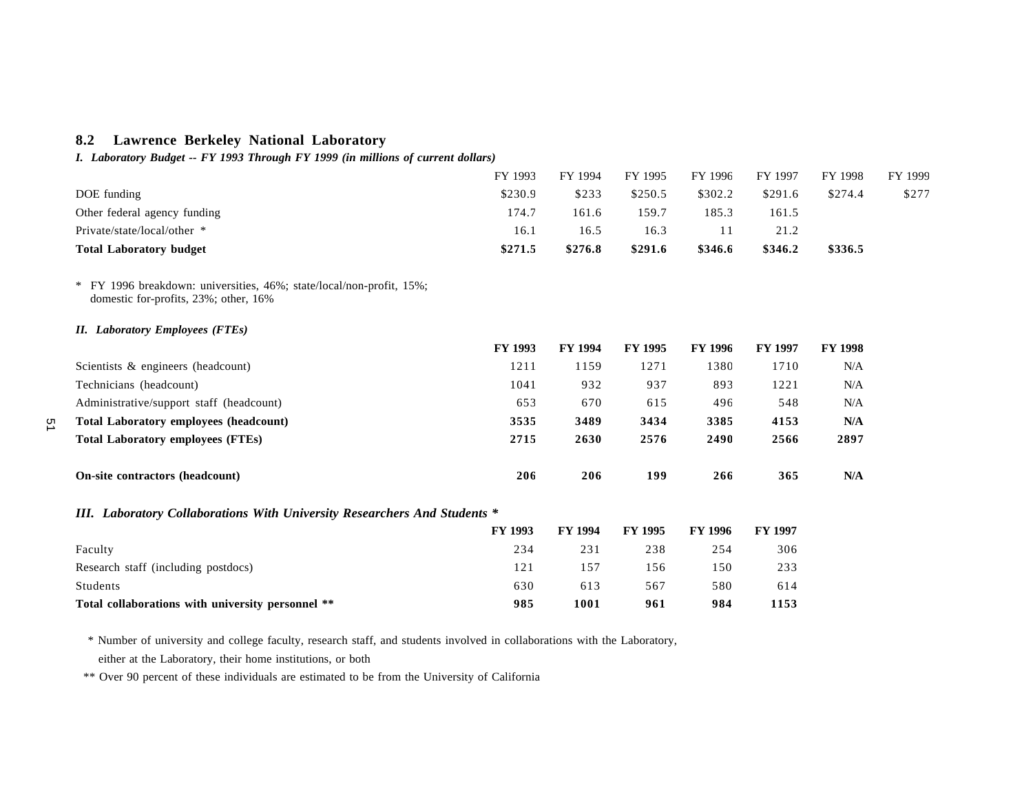## 8.2 Lawrence Berkeley National Laboratory

### *I. Laboratory Budget -- FY 1993 Through FY 1999 (in millions of current dollars)*

| | FY 1993 | FY 1994 | FY 1995 | FY 1996 | FY 1997 | FY 1998 | FY 1999 |
|---|---|---|---|---|---|---|---|
| DOE funding | $230.9 | $233 | $250.5 | $302.2 | $291.6 | $274.4 | $277 |
| Other federal agency funding | 174.7 | 161.6 | 159.7 | 185.3 | 161.5 | | |
| Private/state/local/other * | 16.1 | 16.5 | 16.3 | 11 | 21.2 | | |
| **Total Laboratory budget** | **$271.5** | **$276.8** | **$291.6** | **$346.6** | **$346.2** | **$336.5** | |

\* FY 1996 breakdown: universities, 46%; state/local/non-profit, 15%; domestic for-profits, 23%; other, 16%

### *II. Laboratory Employees (FTEs)*

| | FY 1993 | FY 1994 | FY 1995 | FY 1996 | FY 1997 | FY 1998 |
|---|---|---|---|---|---|---|
| Scientists & engineers (headcount) | 1211 | 1159 | 1271 | 1380 | 1710 | N/A |
| Technicians (headcount) | 1041 | 932 | 937 | 893 | 1221 | N/A |
| Administrative/support staff (headcount) | 653 | 670 | 615 | 496 | 548 | N/A |
| **Total Laboratory employees (headcount)** | **3535** | **3489** | **3434** | **3385** | **4153** | **N/A** |
| **Total Laboratory employees (FTEs)** | **2715** | **2630** | **2576** | **2490** | **2566** | **2897** |
| **On-site contractors (headcount)** | **206** | **206** | **199** | **266** | **365** | **N/A** |

### *III. Laboratory Collaborations With University Researchers And Students **

| | FY 1993 | FY 1994 | FY 1995 | FY 1996 | FY 1997 |
|---|---|---|---|---|---|
| Faculty | 234 | 231 | 238 | 254 | 306 |
| Research staff (including postdocs) | 121 | 157 | 156 | 150 | 233 |
| Students | 630 | 613 | 567 | 580 | 614 |
| **Total collaborations with university personnel **** | **985** | **1001** | **961** | **984** | **1153** |

\* Number of university and college faculty, research staff, and students involved in collaborations with the Laboratory, either at the Laboratory, their home institutions, or both

\*\* Over 90 percent of these individuals are estimated to be from the University of California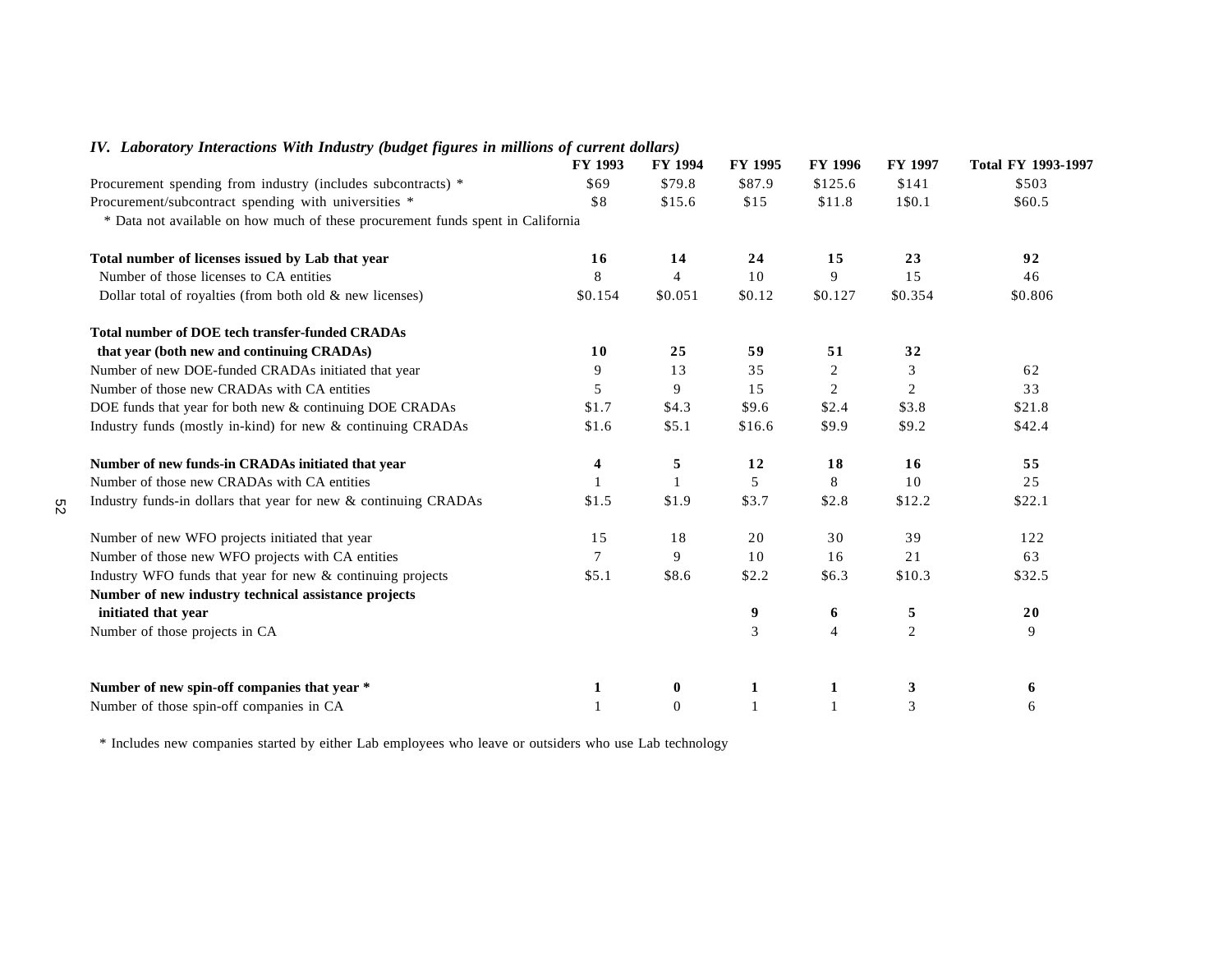### *IV. Laboratory Interactions With Industry (budget figures in millions of current dollars)*

| | FY 1993 | FY 1994 | FY 1995 | FY 1996 | FY 1997 | Total FY 1993-1997 |
|---|---|---|---|---|---|---|
| Procurement spending from industry (includes subcontracts) * | $69 | $79.8 | $87.9 | $125.6 | $141 | $503 |
| Procurement/subcontract spending with universities * | $8 | $15.6 | $15 | $11.8 | 1$0.1 | $60.5 |
| * Data not available on how much of these procurement funds spent in California | | | | | | |
| **Total number of licenses issued by Lab that year** | **16** | **14** | **24** | **15** | **23** | **92** |
| Number of those licenses to CA entities | 8 | 4 | 10 | 9 | 15 | 46 |
| Dollar total of royalties (from both old & new licenses) | $0.154 | $0.051 | $0.12 | $0.127 | $0.354 | $0.806 |
| **Total number of DOE tech transfer-funded CRADAs that year (both new and continuing CRADAs)** | **10** | **25** | **59** | **51** | **32** | |
| Number of new DOE-funded CRADAs initiated that year | 9 | 13 | 35 | 2 | 3 | 62 |
| Number of those new CRADAs with CA entities | 5 | 9 | 15 | 2 | 2 | 33 |
| DOE funds that year for both new & continuing DOE CRADAs | $1.7 | $4.3 | $9.6 | $2.4 | $3.8 | $21.8 |
| Industry funds (mostly in-kind) for new & continuing CRADAs | $1.6 | $5.1 | $16.6 | $9.9 | $9.2 | $42.4 |
| **Number of new funds-in CRADAs initiated that year** | **4** | **5** | **12** | **18** | **16** | **55** |
| Number of those new CRADAs with CA entities | 1 | 1 | 5 | 8 | 10 | 25 |
| Industry funds-in dollars that year for new & continuing CRADAs | $1.5 | $1.9 | $3.7 | $2.8 | $12.2 | $22.1 |
| Number of new WFO projects initiated that year | 15 | 18 | 20 | 30 | 39 | 122 |
| Number of those new WFO projects with CA entities | 7 | 9 | 10 | 16 | 21 | 63 |
| Industry WFO funds that year for new & continuing projects | $5.1 | $8.6 | $2.2 | $6.3 | $10.3 | $32.5 |
| **Number of new industry technical assistance projects initiated that year** | | | **9** | **6** | **5** | **20** |
| Number of those projects in CA | | | 3 | 4 | 2 | 9 |
| **Number of new spin-off companies that year *** | **1** | **0** | **1** | **1** | **3** | **6** |
| Number of those spin-off companies in CA | 1 | 0 | 1 | 1 | 3 | 6 |

* Includes new companies started by either Lab employees who leave or outsiders who use Lab technology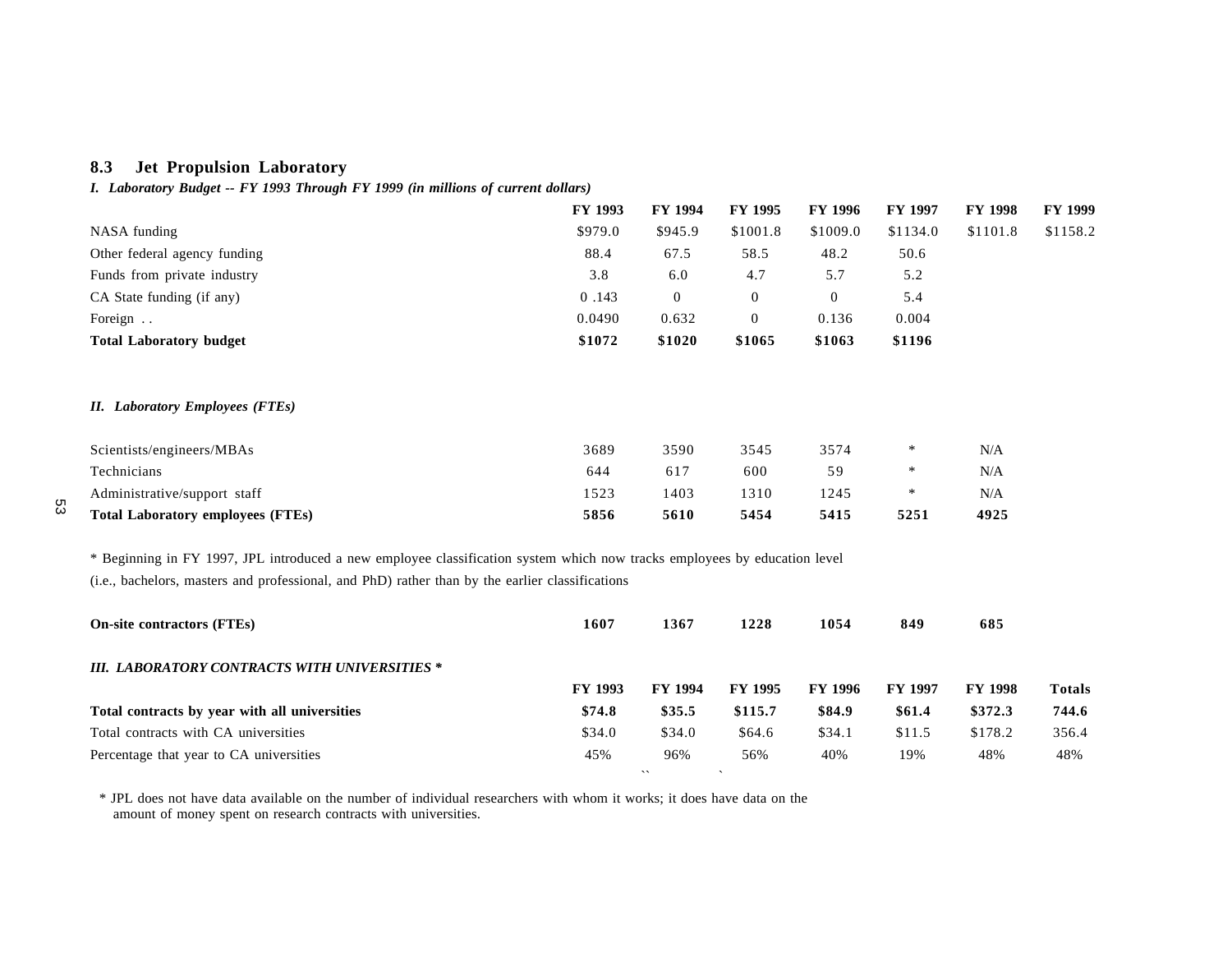## 8.3 Jet Propulsion Laboratory

***I. Laboratory Budget -- FY 1993 Through FY 1999 (in millions of current dollars)***

| | FY 1993 | FY 1994 | FY 1995 | FY 1996 | FY 1997 | FY 1998 | FY 1999 |
|---|---|---|---|---|---|---|---|
| NASA funding | $979.0 | $945.9 | $1001.8 | $1009.0 | $1134.0 | $1101.8 | $1158.2 |
| Other federal agency funding | 88.4 | 67.5 | 58.5 | 48.2 | 50.6 | | |
| Funds from private industry | 3.8 | 6.0 | 4.7 | 5.7 | 5.2 | | |
| CA State funding (if any) | 0 .143 | 0 | 0 | 0 | 5.4 | | |
| Foreign . . | 0.0490 | 0.632 | 0 | 0.136 | 0.004 | | |
| **Total Laboratory budget** | **$1072** | **$1020** | **$1065** | **$1063** | **$1196** | | |

***II. Laboratory Employees (FTEs)***

| | FY 1993 | FY 1994 | FY 1995 | FY 1996 | FY 1997 | FY 1998 |
|---|---|---|---|---|---|---|
| Scientists/engineers/MBAs | 3689 | 3590 | 3545 | 3574 | * | N/A |
| Technicians | 644 | 617 | 600 | 59 | * | N/A |
| Administrative/support staff | 1523 | 1403 | 1310 | 1245 | * | N/A |
| **Total Laboratory employees (FTEs)** | **5856** | **5610** | **5454** | **5415** | **5251** | **4925** |

* Beginning in FY 1997, JPL introduced a new employee classification system which now tracks employees by education level (i.e., bachelors, masters and professional, and PhD) rather than by the earlier classifications

| | FY 1993 | FY 1994 | FY 1995 | FY 1996 | FY 1997 | FY 1998 |
|---|---|---|---|---|---|---|
| **On-site contractors (FTEs)** | **1607** | **1367** | **1228** | **1054** | **849** | **685** |

***III. LABORATORY CONTRACTS WITH UNIVERSITIES \****

| | FY 1993 | FY 1994 | FY 1995 | FY 1996 | FY 1997 | FY 1998 | Totals |
|---|---|---|---|---|---|---|---|
| **Total contracts by year with all universities** | **$74.8** | **$35.5** | **$115.7** | **$84.9** | **$61.4** | **$372.3** | **744.6** |
| Total contracts with CA universities | $34.0 | $34.0 | $64.6 | $34.1 | $11.5 | $178.2 | 356.4 |
| Percentage that year to CA universities | 45% | 96% | 56% | 40% | 19% | 48% | 48% |

* JPL does not have data available on the number of individual researchers with whom it works; it does have data on the amount of money spent on research contracts with universities.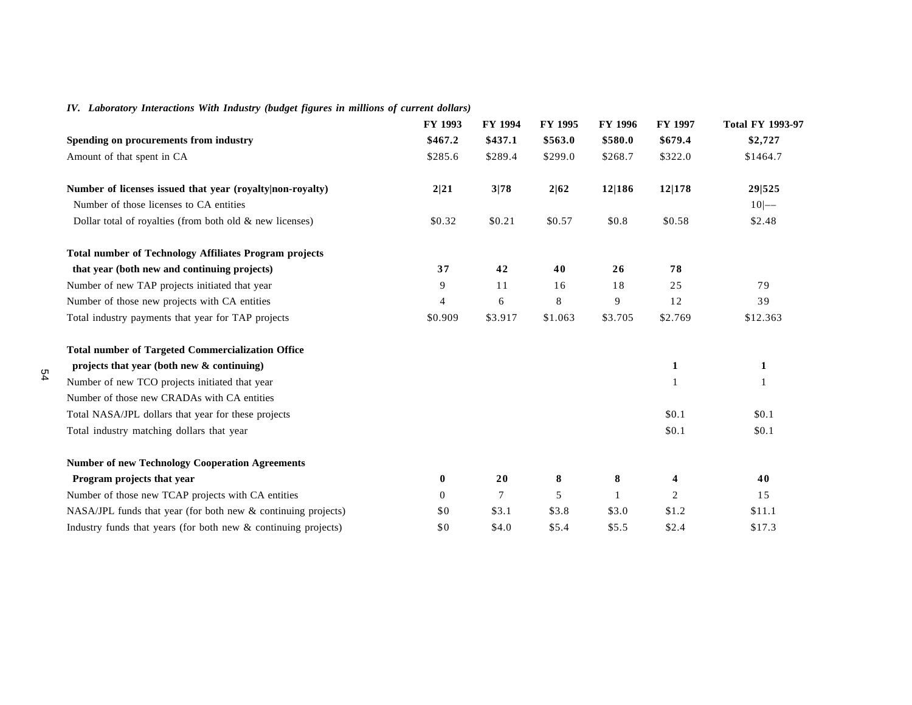*IV. Laboratory Interactions With Industry (budget figures in millions of current dollars)*

| | FY 1993 | FY 1994 | FY 1995 | FY 1996 | FY 1997 | Total FY 1993-97 |
|---|---|---|---|---|---|---|
| **Spending on procurements from industry** | **$467.2** | **$437.1** | **$563.0** | **$580.0** | **$679.4** | **$2,727** |
| Amount of that spent in CA | $285.6 | $289.4 | $299.0 | $268.7 | $322.0 | $1464.7 |
| | | | | | | |
| **Number of licenses issued that year (royalty\|non-royalty)** | **2\|21** | **3\|78** | **2\|62** | **12\|186** | **12\|178** | **29\|525** |
| Number of those licenses to CA entities | | | | | | 10\|–– |
| Dollar total of royalties (from both old & new licenses) | $0.32 | $0.21 | $0.57 | $0.8 | $0.58 | $2.48 |
| | | | | | | |
| **Total number of Technology Affiliates Program projects that year (both new and continuing projects)** | **37** | **42** | **40** | **26** | **78** | |
| Number of new TAP projects initiated that year | 9 | 11 | 16 | 18 | 25 | 79 |
| Number of those new projects with CA entities | 4 | 6 | 8 | 9 | 12 | 39 |
| Total industry payments that year for TAP projects | $0.909 | $3.917 | $1.063 | $3.705 | $2.769 | $12.363 |
| | | | | | | |
| **Total number of Targeted Commercialization Office projects that year (both new & continuing)** | | | | | **1** | **1** |
| Number of new TCO projects initiated that year | | | | | 1 | 1 |
| Number of those new CRADAs with CA entities | | | | | | |
| Total NASA/JPL dollars that year for these projects | | | | | $0.1 | $0.1 |
| Total industry matching dollars that year | | | | | $0.1 | $0.1 |
| | | | | | | |
| **Number of new Technology Cooperation Agreements Program projects that year** | **0** | **20** | **8** | **8** | **4** | **40** |
| Number of those new TCAP projects with CA entities | 0 | 7 | 5 | 1 | 2 | 15 |
| NASA/JPL funds that year (for both new & continuing projects) | $0 | $3.1 | $3.8 | $3.0 | $1.2 | $11.1 |
| Industry funds that years (for both new & continuing projects) | $0 | $4.0 | $5.4 | $5.5 | $2.4 | $17.3 |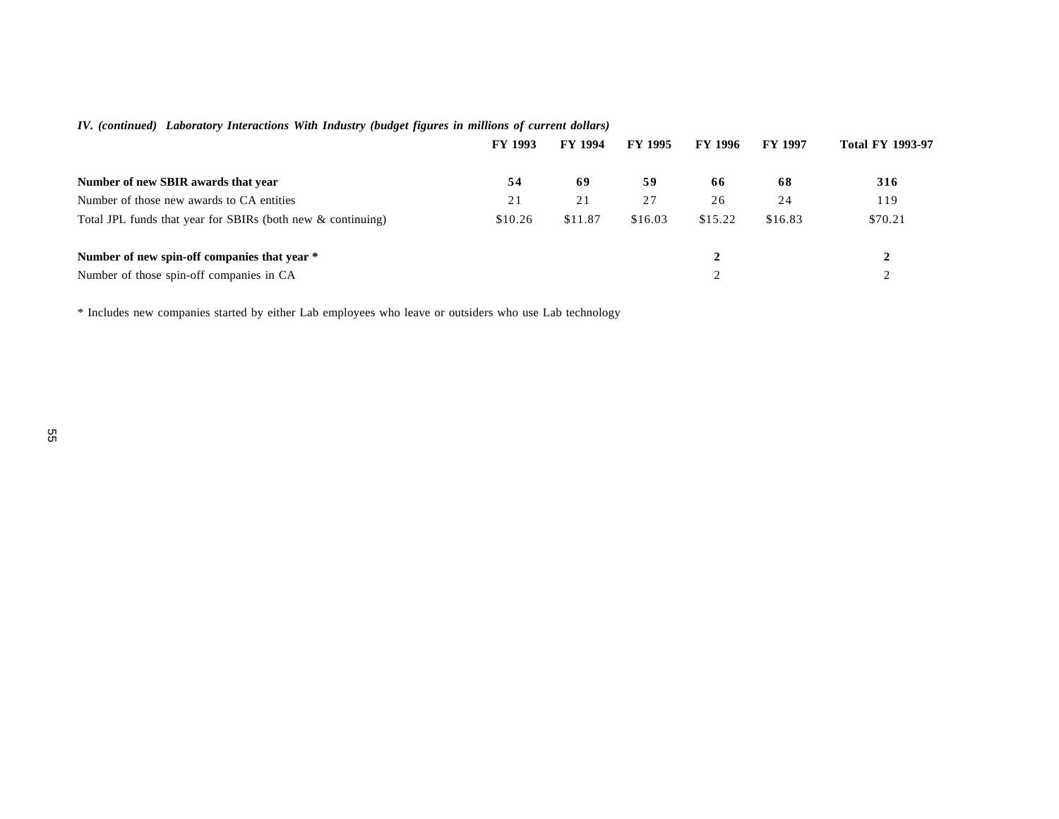*IV. (continued) Laboratory Interactions With Industry (budget figures in millions of current dollars)*

| | FY 1993 | FY 1994 | FY 1995 | FY 1996 | FY 1997 | Total FY 1993-97 |
|---|---|---|---|---|---|---|
| **Number of new SBIR awards that year** | **54** | **69** | **59** | **66** | **68** | **316** |
| Number of those new awards to CA entities | 21 | 21 | 27 | 26 | 24 | 119 |
| Total JPL funds that year for SBIRs (both new & continuing) | $10.26 | $11.87 | $16.03 | $15.22 | $16.83 | $70.21 |
| | | | | | | |
| **Number of new spin-off companies that year** * | | | | **2** | | **2** |
| Number of those spin-off companies in CA | | | | 2 | | 2 |

* Includes new companies started by either Lab employees who leave or outsiders who use Lab technology